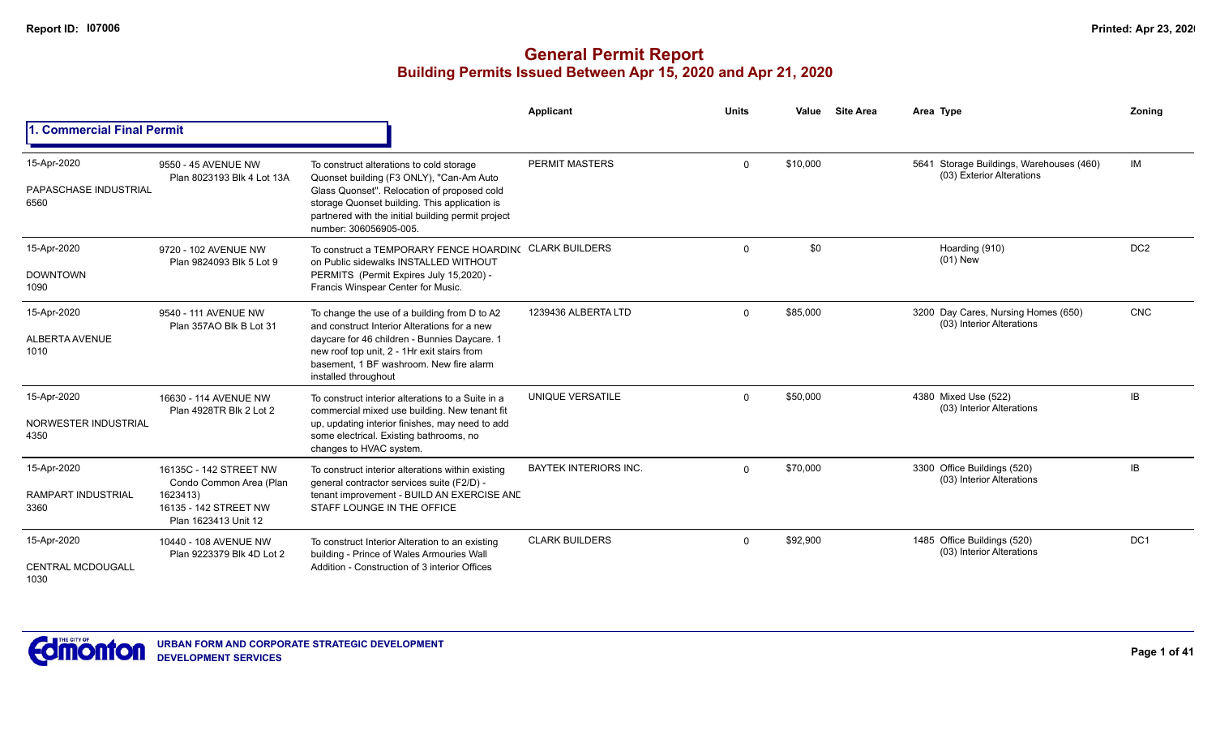# General Permit Report
## Building Permits Issued Between Apr 15, 2020 and Apr 21, 2020

### 1. Commercial Final Permit

| Date / Neighbourhood | Address | Description | Applicant | Units | Value | Site Area | Area | Type | Zoning |
|---|---|---|---|---|---|---|---|---|---|
| 15-Apr-2020<br>PAPASCHASE INDUSTRIAL<br>6560 | 9550 - 45 AVENUE NW<br>Plan 8023193 Blk 4 Lot 13A | To construct alterations to cold storage Quonset building (F3 ONLY), "Can-Am Auto Glass Quonset". Relocation of proposed cold storage Quonset building. This application is partnered with the initial building permit project number: 306056905-005. | PERMIT MASTERS | 0 | $10,000 | | 5641 | Storage Buildings, Warehouses (460)<br>(03) Exterior Alterations | IM |
| 15-Apr-2020<br>DOWNTOWN<br>1090 | 9720 - 102 AVENUE NW<br>Plan 9824093 Blk 5 Lot 9 | To construct a TEMPORARY FENCE HOARDING on Public sidewalks INSTALLED WITHOUT PERMITS (Permit Expires July 15,2020) - Francis Winspear Center for Music. | CLARK BUILDERS | 0 | $0 | | | Hoarding (910)<br>(01) New | DC2 |
| 15-Apr-2020<br>ALBERTA AVENUE<br>1010 | 9540 - 111 AVENUE NW<br>Plan 357AO Blk B Lot 31 | To change the use of a building from D to A2 and construct Interior Alterations for a new daycare for 46 children - Bunnies Daycare. 1 new roof top unit, 2 - 1Hr exit stairs from basement, 1 BF washroom. New fire alarm installed throughout | 1239436 ALBERTA LTD | 0 | $85,000 | | 3200 | Day Cares, Nursing Homes (650)<br>(03) Interior Alterations | CNC |
| 15-Apr-2020<br>NORWESTER INDUSTRIAL<br>4350 | 16630 - 114 AVENUE NW<br>Plan 4928TR Blk 2 Lot 2 | To construct interior alterations to a Suite in a commercial mixed use building. New tenant fit up, updating interior finishes, may need to add some electrical. Existing bathrooms, no changes to HVAC system. | UNIQUE VERSATILE | 0 | $50,000 | | 4380 | Mixed Use (522)<br>(03) Interior Alterations | IB |
| 15-Apr-2020<br>RAMPART INDUSTRIAL<br>3360 | 16135C - 142 STREET NW<br>Condo Common Area (Plan 1623413)<br>16135 - 142 STREET NW<br>Plan 1623413 Unit 12 | To construct interior alterations within existing general contractor services suite (F2/D) - tenant improvement - BUILD AN EXERCISE AND STAFF LOUNGE IN THE OFFICE | BAYTEK INTERIORS INC. | 0 | $70,000 | | 3300 | Office Buildings (520)<br>(03) Interior Alterations | IB |
| 15-Apr-2020<br>CENTRAL MCDOUGALL<br>1030 | 10440 - 108 AVENUE NW<br>Plan 9223379 Blk 4D Lot 2 | To construct Interior Alteration to an existing building - Prince of Wales Armouries Wall Addition - Construction of 3 interior Offices | CLARK BUILDERS | 0 | $92,900 | | 1485 | Office Buildings (520)<br>(03) Interior Alterations | DC1 |

URBAN FORM AND CORPORATE STRATEGIC DEVELOPMENT
DEVELOPMENT SERVICES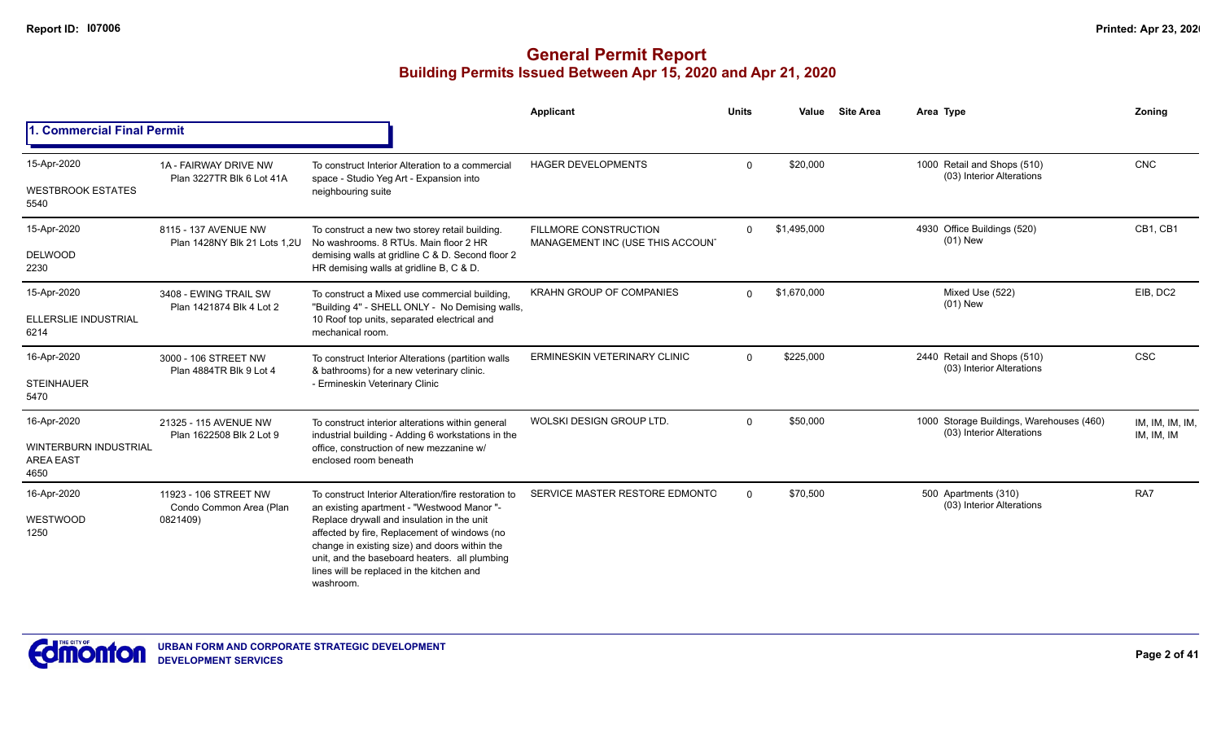# General Permit Report

## Building Permits Issued Between Apr 15, 2020 and Apr 21, 2020

### 1. Commercial Final Permit

| Date / Neighbourhood | Address / Legal | Description | Applicant | Units | Value | Site Area | Area Type | Zoning |
|---|---|---|---|---|---|---|---|---|
| 15-Apr-2020 WESTBROOK ESTATES 5540 | 1A - FAIRWAY DRIVE NW Plan 3227TR Blk 6 Lot 41A | To construct Interior Alteration to a commercial space - Studio Yeg Art - Expansion into neighbouring suite | HAGER DEVELOPMENTS | 0 | $20,000 | | 1000 Retail and Shops (510) (03) Interior Alterations | CNC |
| 15-Apr-2020 DELWOOD 2230 | 8115 - 137 AVENUE NW Plan 1428NY Blk 21 Lots 1,2U | To construct a new two storey retail building. No washrooms. 8 RTUs. Main floor 2 HR demising walls at gridline C & D. Second floor 2 HR demising walls at gridline B, C & D. | FILLMORE CONSTRUCTION MANAGEMENT INC (USE THIS ACCOUN | 0 | $1,495,000 | | 4930 Office Buildings (520) (01) New | CB1, CB1 |
| 15-Apr-2020 ELLERSLIE INDUSTRIAL 6214 | 3408 - EWING TRAIL SW Plan 1421874 Blk 4 Lot 2 | To construct a Mixed use commercial building, "Building 4" - SHELL ONLY - No Demising walls, 10 Roof top units, separated electrical and mechanical room. | KRAHN GROUP OF COMPANIES | 0 | $1,670,000 | | Mixed Use (522) (01) New | EIB, DC2 |
| 16-Apr-2020 STEINHAUER 5470 | 3000 - 106 STREET NW Plan 4884TR Blk 9 Lot 4 | To construct Interior Alterations (partition walls & bathrooms) for a new veterinary clinic. - Ermineskin Veterinary Clinic | ERMINESKIN VETERINARY CLINIC | 0 | $225,000 | | 2440 Retail and Shops (510) (03) Interior Alterations | CSC |
| 16-Apr-2020 WINTERBURN INDUSTRIAL AREA EAST 4650 | 21325 - 115 AVENUE NW Plan 1622508 Blk 2 Lot 9 | To construct interior alterations within general industrial building - Adding 6 workstations in the office, construction of new mezzanine w/ enclosed room beneath | WOLSKI DESIGN GROUP LTD. | 0 | $50,000 | | 1000 Storage Buildings, Warehouses (460) (03) Interior Alterations | IM, IM, IM, IM, IM, IM |
| 16-Apr-2020 WESTWOOD 1250 | 11923 - 106 STREET NW Condo Common Area (Plan 0821409) | To construct Interior Alteration/fire restoration to an existing apartment - "Westwood Manor "- Replace drywall and insulation in the unit affected by fire, Replacement of windows (no change in existing size) and doors within the unit, and the baseboard heaters. all plumbing lines will be replaced in the kitchen and washroom. | SERVICE MASTER RESTORE EDMONTO | 0 | $70,500 | | 500 Apartments (310) (03) Interior Alterations | RA7 |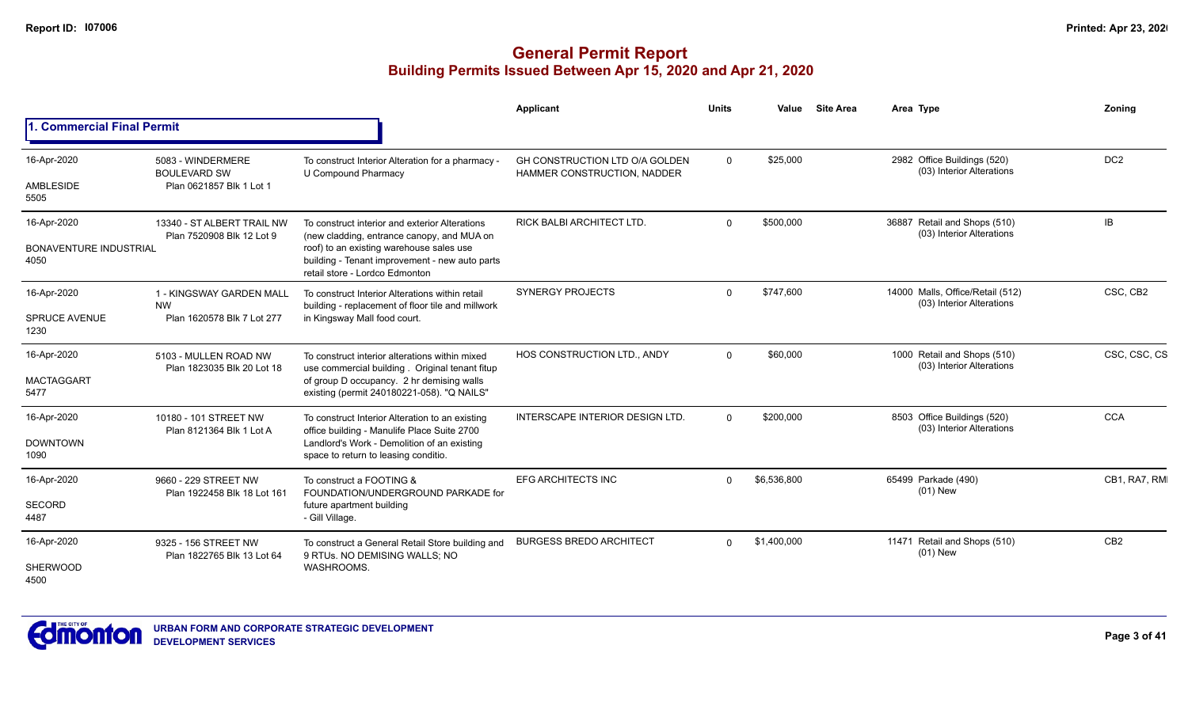# General Permit Report

## Building Permits Issued Between Apr 15, 2020 and Apr 21, 2020

### 1. Commercial Final Permit

| Date / Neighbourhood | Address / Legal | Description | Applicant | Units | Value | Site Area | Area | Type | Zoning |
|---|---|---|---|---|---|---|---|---|---|
| 16-Apr-2020 AMBLESIDE 5505 | 5083 - WINDERMERE BOULEVARD SW Plan 0621857 Blk 1 Lot 1 | To construct Interior Alteration for a pharmacy - U Compound Pharmacy | GH CONSTRUCTION LTD O/A GOLDEN HAMMER CONSTRUCTION, NADDER | 0 | $25,000 | | 2982 | Office Buildings (520) (03) Interior Alterations | DC2 |
| 16-Apr-2020 BONAVENTURE INDUSTRIAL 4050 | 13340 - ST ALBERT TRAIL NW Plan 7520908 Blk 12 Lot 9 | To construct interior and exterior Alterations (new cladding, entrance canopy, and MUA on roof) to an existing warehouse sales use building - Tenant improvement - new auto parts retail store - Lordco Edmonton | RICK BALBI ARCHITECT LTD. | 0 | $500,000 | | 36887 | Retail and Shops (510) (03) Interior Alterations | IB |
| 16-Apr-2020 SPRUCE AVENUE 1230 | 1 - KINGSWAY GARDEN MALL NW Plan 1620578 Blk 7 Lot 277 | To construct Interior Alterations within retail building - replacement of floor tile and millwork in Kingsway Mall food court. | SYNERGY PROJECTS | 0 | $747,600 | | 14000 | Malls, Office/Retail (512) (03) Interior Alterations | CSC, CB2 |
| 16-Apr-2020 MACTAGGART 5477 | 5103 - MULLEN ROAD NW Plan 1823035 Blk 20 Lot 18 | To construct interior alterations within mixed use commercial building . Original tenant fitup of group D occupancy. 2 hr demising walls existing (permit 240180221-058). "Q NAILS" | HOS CONSTRUCTION LTD., ANDY | 0 | $60,000 | | 1000 | Retail and Shops (510) (03) Interior Alterations | CSC, CSC, CS |
| 16-Apr-2020 DOWNTOWN 1090 | 10180 - 101 STREET NW Plan 8121364 Blk 1 Lot A | To construct Interior Alteration to an existing office building - Manulife Place Suite 2700 Landlord's Work - Demolition of an existing space to return to leasing conditio. | INTERSCAPE INTERIOR DESIGN LTD. | 0 | $200,000 | | 8503 | Office Buildings (520) (03) Interior Alterations | CCA |
| 16-Apr-2020 SECORD 4487 | 9660 - 229 STREET NW Plan 1922458 Blk 18 Lot 161 | To construct a FOOTING & FOUNDATION/UNDERGROUND PARKADE for future apartment building - Gill Village. | EFG ARCHITECTS INC | 0 | $6,536,800 | | 65499 | Parkade (490) (01) New | CB1, RA7, RMI |
| 16-Apr-2020 SHERWOOD 4500 | 9325 - 156 STREET NW Plan 1822765 Blk 13 Lot 64 | To construct a General Retail Store building and 9 RTUs. NO DEMISING WALLS; NO WASHROOMS. | BURGESS BREDO ARCHITECT | 0 | $1,400,000 | | 11471 | Retail and Shops (510) (01) New | CB2 |

URBAN FORM AND CORPORATE STRATEGIC DEVELOPMENT
DEVELOPMENT SERVICES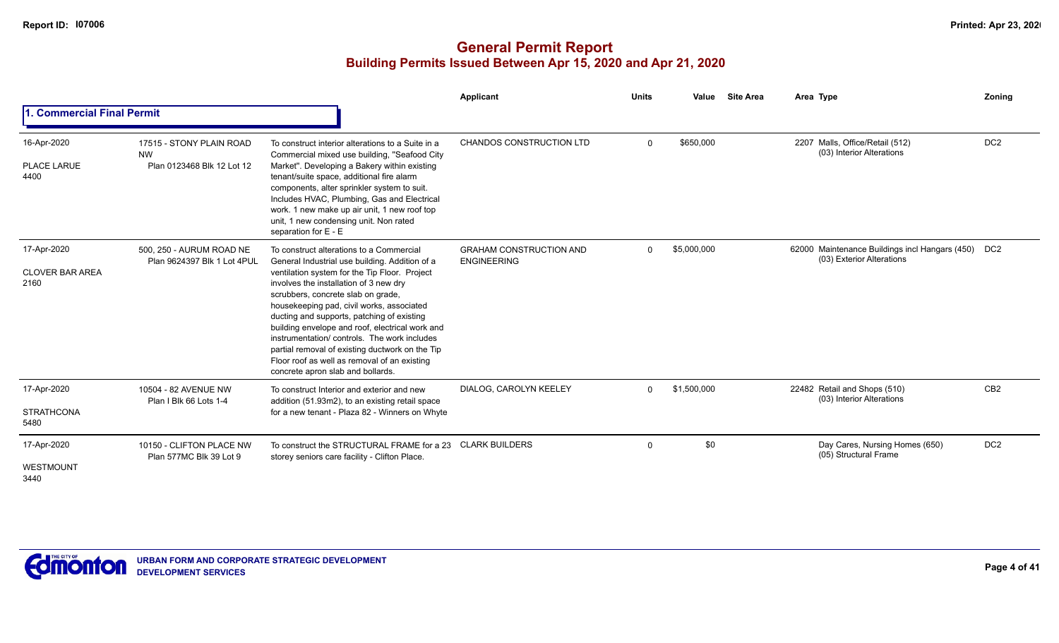# General Permit Report

## Building Permits Issued Between Apr 15, 2020 and Apr 21, 2020

### 1. Commercial Final Permit

| Date / Neighbourhood | Address / Legal | Description | Applicant | Units | Value | Site Area | Area Type | Zoning |
|---|---|---|---|---|---|---|---|---|
| 16-Apr-2020<br>PLACE LARUE<br>4400 | 17515 - STONY PLAIN ROAD NW<br>Plan 0123468 Blk 12 Lot 12 | To construct interior alterations to a Suite in a Commercial mixed use building, "Seafood City Market". Developing a Bakery within existing tenant/suite space, additional fire alarm components, alter sprinkler system to suit. Includes HVAC, Plumbing, Gas and Electrical work. 1 new make up air unit, 1 new roof top unit, 1 new condensing unit. Non rated separation for E - E | CHANDOS CONSTRUCTION LTD | 0 | $650,000 | | 2207 Malls, Office/Retail (512)<br>(03) Interior Alterations | DC2 |
| 17-Apr-2020<br>CLOVER BAR AREA<br>2160 | 500, 250 - AURUM ROAD NE<br>Plan 9624397 Blk 1 Lot 4PUL | To construct alterations to a Commercial General Industrial use building. Addition of a ventilation system for the Tip Floor. Project involves the installation of 3 new dry scrubbers, concrete slab on grade, housekeeping pad, civil works, associated ducting and supports, patching of existing building envelope and roof, electrical work and instrumentation/ controls. The work includes partial removal of existing ductwork on the Tip Floor roof as well as removal of an existing concrete apron slab and bollards. | GRAHAM CONSTRUCTION AND ENGINEERING | 0 | $5,000,000 | | 62000 Maintenance Buildings incl Hangars (450)<br>(03) Exterior Alterations | DC2 |
| 17-Apr-2020<br>STRATHCONA<br>5480 | 10504 - 82 AVENUE NW<br>Plan I Blk 66 Lots 1-4 | To construct Interior and exterior and new addition (51.93m2), to an existing retail space for a new tenant - Plaza 82 - Winners on Whyte | DIALOG, CAROLYN KEELEY | 0 | $1,500,000 | | 22482 Retail and Shops (510)<br>(03) Interior Alterations | CB2 |
| 17-Apr-2020<br>WESTMOUNT<br>3440 | 10150 - CLIFTON PLACE NW<br>Plan 577MC Blk 39 Lot 9 | To construct the STRUCTURAL FRAME for a 23 storey seniors care facility - Clifton Place. | CLARK BUILDERS | 0 | $0 | | Day Cares, Nursing Homes (650)<br>(05) Structural Frame | DC2 |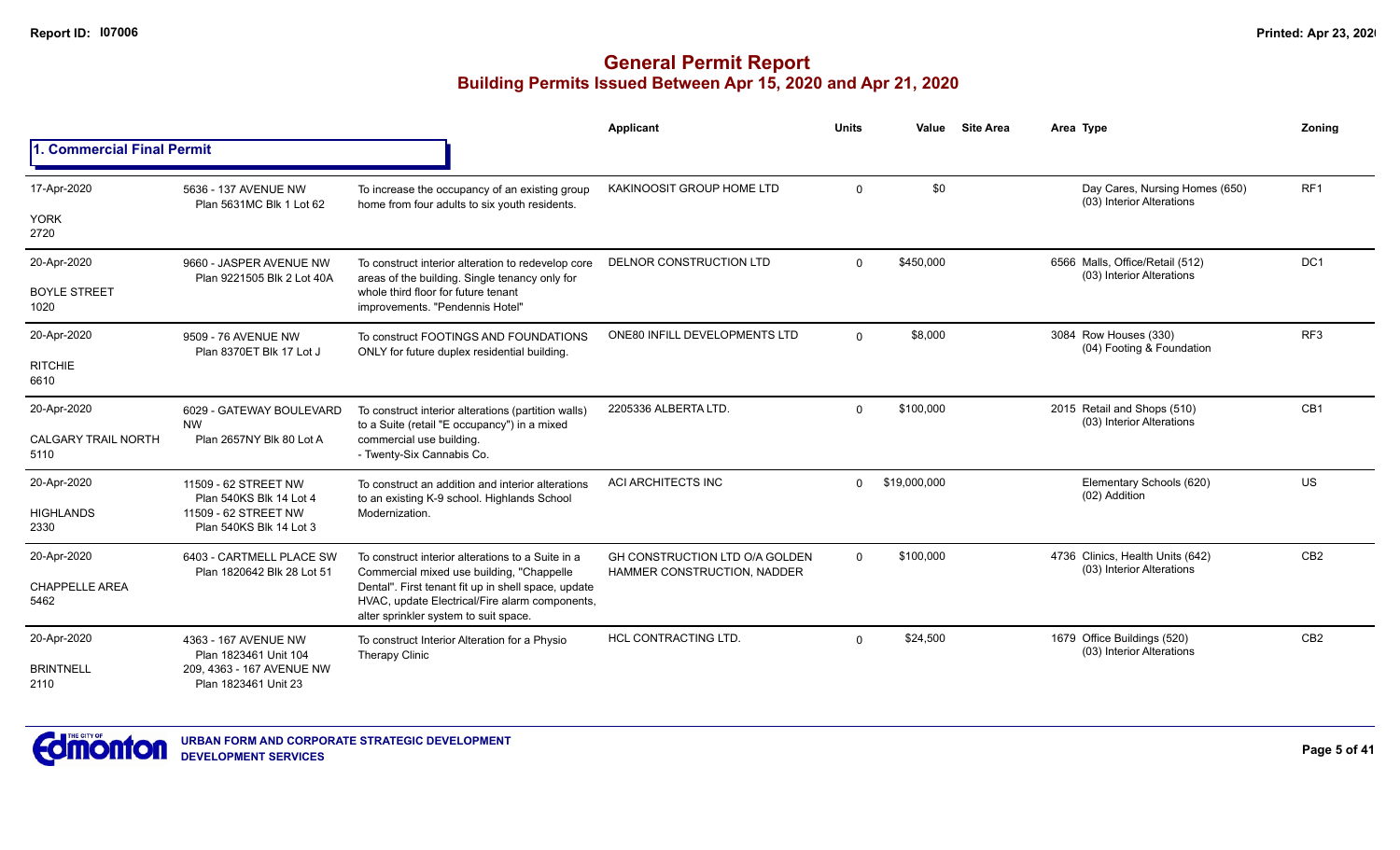# General Permit Report
## Building Permits Issued Between Apr 15, 2020 and Apr 21, 2020

### 1. Commercial Final Permit

| Date / Neighbourhood | Address / Legal | Description | Applicant | Units | Value | Site Area | Area | Type | Zoning |
|---|---|---|---|---|---|---|---|---|---|
| 17-Apr-2020<br>YORK<br>2720 | 5636 - 137 AVENUE NW<br>Plan 5631MC Blk 1 Lot 62 | To increase the occupancy of an existing group home from four adults to six youth residents. | KAKINOOSIT GROUP HOME LTD | 0 | $0 | | | Day Cares, Nursing Homes (650)<br>(03) Interior Alterations | RF1 |
| 20-Apr-2020<br>BOYLE STREET<br>1020 | 9660 - JASPER AVENUE NW<br>Plan 9221505 Blk 2 Lot 40A | To construct interior alteration to redevelop core areas of the building. Single tenancy only for whole third floor for future tenant improvements. "Pendennis Hotel" | DELNOR CONSTRUCTION LTD | 0 | $450,000 | | 6566 | Malls, Office/Retail (512)<br>(03) Interior Alterations | DC1 |
| 20-Apr-2020<br>RITCHIE<br>6610 | 9509 - 76 AVENUE NW<br>Plan 8370ET Blk 17 Lot J | To construct FOOTINGS AND FOUNDATIONS ONLY for future duplex residential building. | ONE80 INFILL DEVELOPMENTS LTD | 0 | $8,000 | | 3084 | Row Houses (330)<br>(04) Footing & Foundation | RF3 |
| 20-Apr-2020<br>CALGARY TRAIL NORTH<br>5110 | 6029 - GATEWAY BOULEVARD NW<br>Plan 2657NY Blk 80 Lot A | To construct interior alterations (partition walls) to a Suite (retail "E occupancy") in a mixed commercial use building.<br>- Twenty-Six Cannabis Co. | 2205336 ALBERTA LTD. | 0 | $100,000 | | 2015 | Retail and Shops (510)<br>(03) Interior Alterations | CB1 |
| 20-Apr-2020<br>HIGHLANDS<br>2330 | 11509 - 62 STREET NW<br>Plan 540KS Blk 14 Lot 4<br>11509 - 62 STREET NW<br>Plan 540KS Blk 14 Lot 3 | To construct an addition and interior alterations to an existing K-9 school. Highlands School Modernization. | ACI ARCHITECTS INC | 0 | $19,000,000 | | | Elementary Schools (620)<br>(02) Addition | US |
| 20-Apr-2020<br>CHAPPELLE AREA<br>5462 | 6403 - CARTMELL PLACE SW<br>Plan 1820642 Blk 28 Lot 51 | To construct interior alterations to a Suite in a Commercial mixed use building, "Chappelle Dental". First tenant fit up in shell space, update HVAC, update Electrical/Fire alarm components, alter sprinkler system to suit space. | GH CONSTRUCTION LTD O/A GOLDEN HAMMER CONSTRUCTION, NADDER | 0 | $100,000 | | 4736 | Clinics, Health Units (642)<br>(03) Interior Alterations | CB2 |
| 20-Apr-2020<br>BRINTNELL<br>2110 | 4363 - 167 AVENUE NW<br>Plan 1823461 Unit 104<br>209, 4363 - 167 AVENUE NW<br>Plan 1823461 Unit 23 | To construct Interior Alteration for a Physio Therapy Clinic | HCL CONTRACTING LTD. | 0 | $24,500 | | 1679 | Office Buildings (520)<br>(03) Interior Alterations | CB2 |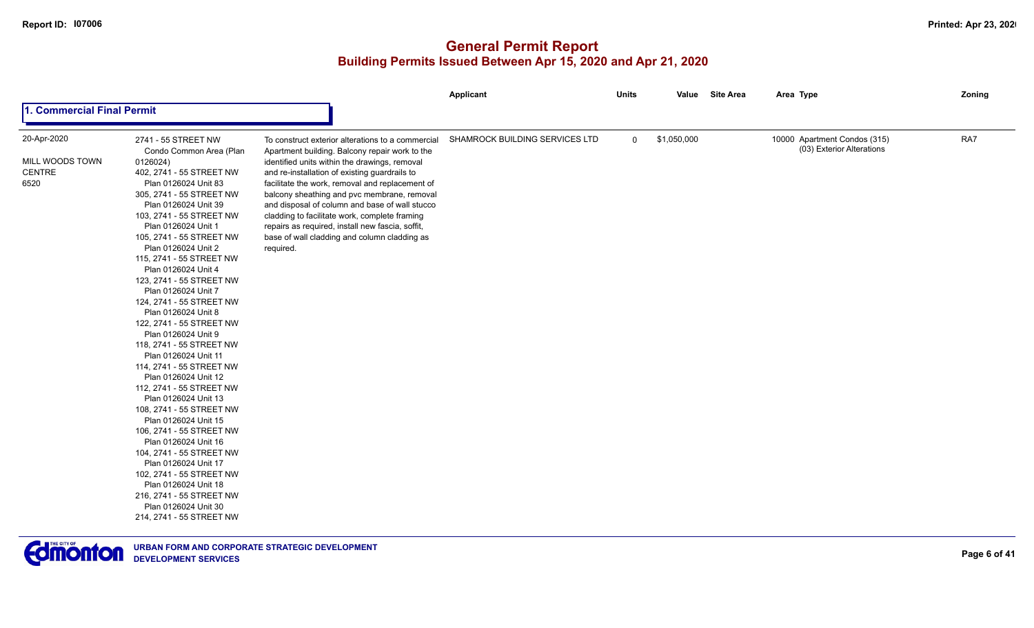# General Permit Report

## Building Permits Issued Between Apr 15, 2020 and Apr 21, 2020

### 1. Commercial Final Permit

| | | | Applicant | Units | Value | Site Area | Area Type | Zoning |
|---|---|---|---|---|---|---|---|---|
| 20-Apr-2020<br>MILL WOODS TOWN CENTRE<br>6520 | 2741 - 55 STREET NW Condo Common Area (Plan 0126024)<br>402, 2741 - 55 STREET NW Plan 0126024 Unit 83<br>305, 2741 - 55 STREET NW Plan 0126024 Unit 39<br>103, 2741 - 55 STREET NW Plan 0126024 Unit 1<br>105, 2741 - 55 STREET NW Plan 0126024 Unit 2<br>115, 2741 - 55 STREET NW Plan 0126024 Unit 4<br>123, 2741 - 55 STREET NW Plan 0126024 Unit 7<br>124, 2741 - 55 STREET NW Plan 0126024 Unit 8<br>122, 2741 - 55 STREET NW Plan 0126024 Unit 9<br>118, 2741 - 55 STREET NW Plan 0126024 Unit 11<br>114, 2741 - 55 STREET NW Plan 0126024 Unit 12<br>112, 2741 - 55 STREET NW Plan 0126024 Unit 13<br>108, 2741 - 55 STREET NW Plan 0126024 Unit 15<br>106, 2741 - 55 STREET NW Plan 0126024 Unit 16<br>104, 2741 - 55 STREET NW Plan 0126024 Unit 17<br>102, 2741 - 55 STREET NW Plan 0126024 Unit 18<br>216, 2741 - 55 STREET NW Plan 0126024 Unit 30<br>214, 2741 - 55 STREET NW | To construct exterior alterations to a commercial Apartment building. Balcony repair work to the identified units within the drawings, removal and re-installation of existing guardrails to facilitate the work, removal and replacement of balcony sheathing and pvc membrane, removal and disposal of column and base of wall stucco cladding to facilitate work, complete framing repairs as required, install new fascia, soffit, base of wall cladding and column cladding as required. | SHAMROCK BUILDING SERVICES LTD | 0 | $1,050,000 | | 10000 Apartment Condos (315)<br>(03) Exterior Alterations | RA7 |

URBAN FORM AND CORPORATE STRATEGIC DEVELOPMENT
DEVELOPMENT SERVICES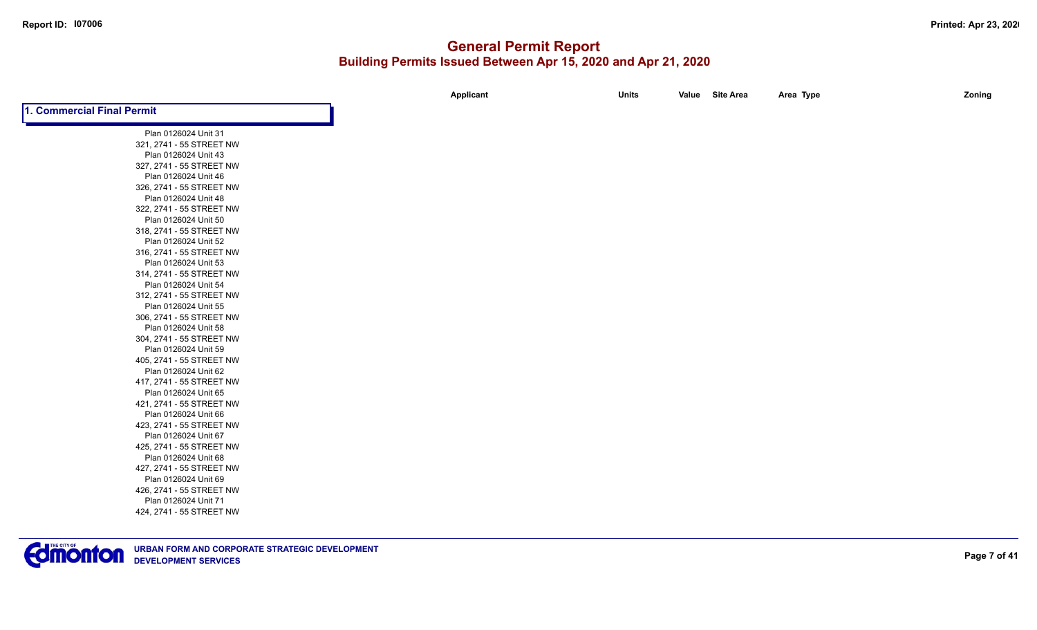# General Permit Report

## Building Permits Issued Between Apr 15, 2020 and Apr 21, 2020

| | Applicant | Units | Value | Site Area | Area Type | Zoning |
|---|---|---|---|---|---|---|

### 1. Commercial Final Permit

Plan 0126024 Unit 31
321, 2741 - 55 STREET NW
Plan 0126024 Unit 43
327, 2741 - 55 STREET NW
Plan 0126024 Unit 46
326, 2741 - 55 STREET NW
Plan 0126024 Unit 48
322, 2741 - 55 STREET NW
Plan 0126024 Unit 50
318, 2741 - 55 STREET NW
Plan 0126024 Unit 52
316, 2741 - 55 STREET NW
Plan 0126024 Unit 53
314, 2741 - 55 STREET NW
Plan 0126024 Unit 54
312, 2741 - 55 STREET NW
Plan 0126024 Unit 55
306, 2741 - 55 STREET NW
Plan 0126024 Unit 58
304, 2741 - 55 STREET NW
Plan 0126024 Unit 59
405, 2741 - 55 STREET NW
Plan 0126024 Unit 62
417, 2741 - 55 STREET NW
Plan 0126024 Unit 65
421, 2741 - 55 STREET NW
Plan 0126024 Unit 66
423, 2741 - 55 STREET NW
Plan 0126024 Unit 67
425, 2741 - 55 STREET NW
Plan 0126024 Unit 68
427, 2741 - 55 STREET NW
Plan 0126024 Unit 69
426, 2741 - 55 STREET NW
Plan 0126024 Unit 71
424, 2741 - 55 STREET NW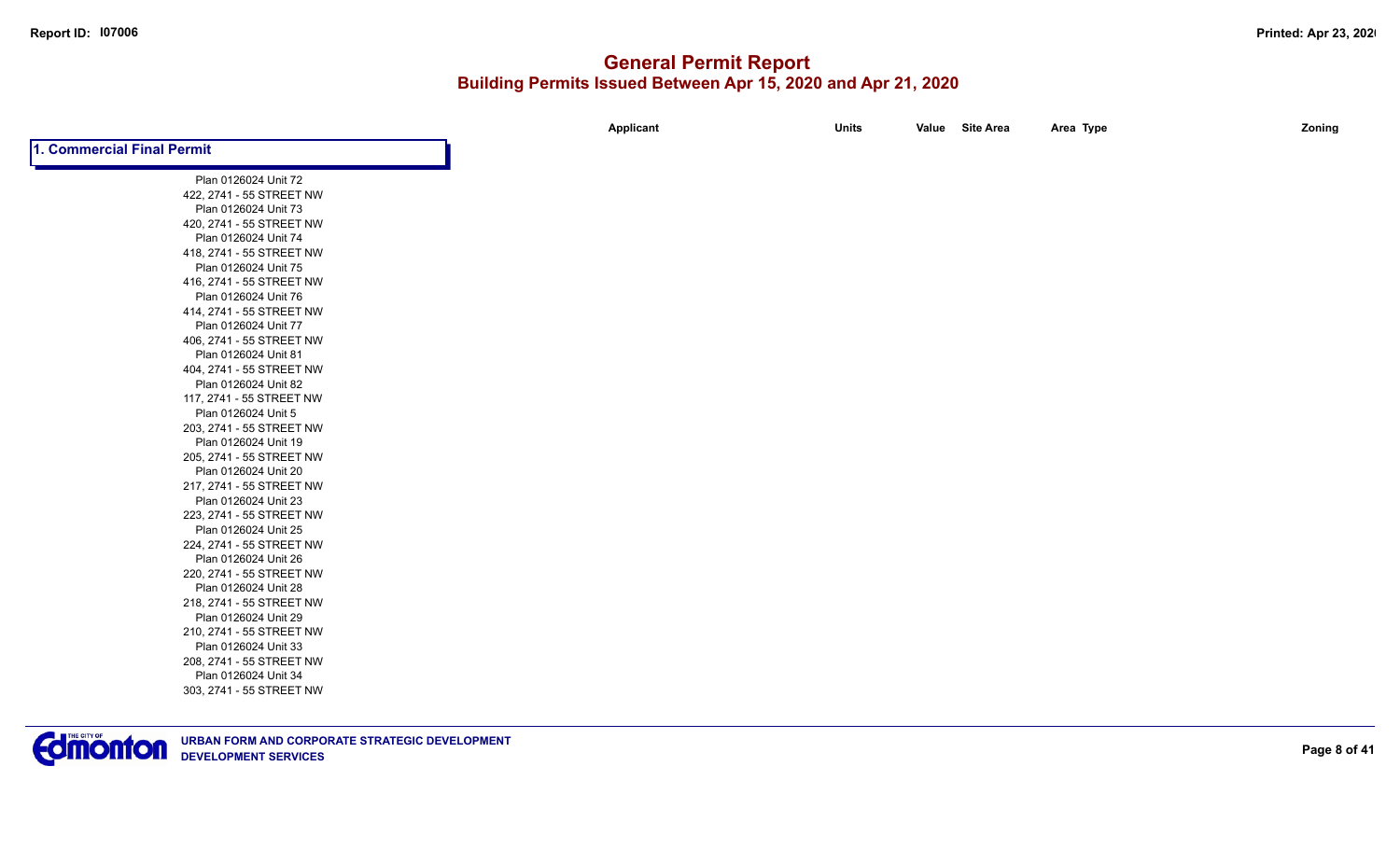# General Permit Report

## Building Permits Issued Between Apr 15, 2020 and Apr 21, 2020

| | Applicant | Units | Value | Site Area | Area Type | Zoning |
|---|---|---|---|---|---|---|

### 1. Commercial Final Permit

Plan 0126024 Unit 72
422, 2741 - 55 STREET NW
Plan 0126024 Unit 73
420, 2741 - 55 STREET NW
Plan 0126024 Unit 74
418, 2741 - 55 STREET NW
Plan 0126024 Unit 75
416, 2741 - 55 STREET NW
Plan 0126024 Unit 76
414, 2741 - 55 STREET NW
Plan 0126024 Unit 77
406, 2741 - 55 STREET NW
Plan 0126024 Unit 81
404, 2741 - 55 STREET NW
Plan 0126024 Unit 82
117, 2741 - 55 STREET NW
Plan 0126024 Unit 5
203, 2741 - 55 STREET NW
Plan 0126024 Unit 19
205, 2741 - 55 STREET NW
Plan 0126024 Unit 20
217, 2741 - 55 STREET NW
Plan 0126024 Unit 23
223, 2741 - 55 STREET NW
Plan 0126024 Unit 25
224, 2741 - 55 STREET NW
Plan 0126024 Unit 26
220, 2741 - 55 STREET NW
Plan 0126024 Unit 28
218, 2741 - 55 STREET NW
Plan 0126024 Unit 29
210, 2741 - 55 STREET NW
Plan 0126024 Unit 33
208, 2741 - 55 STREET NW
Plan 0126024 Unit 34
303, 2741 - 55 STREET NW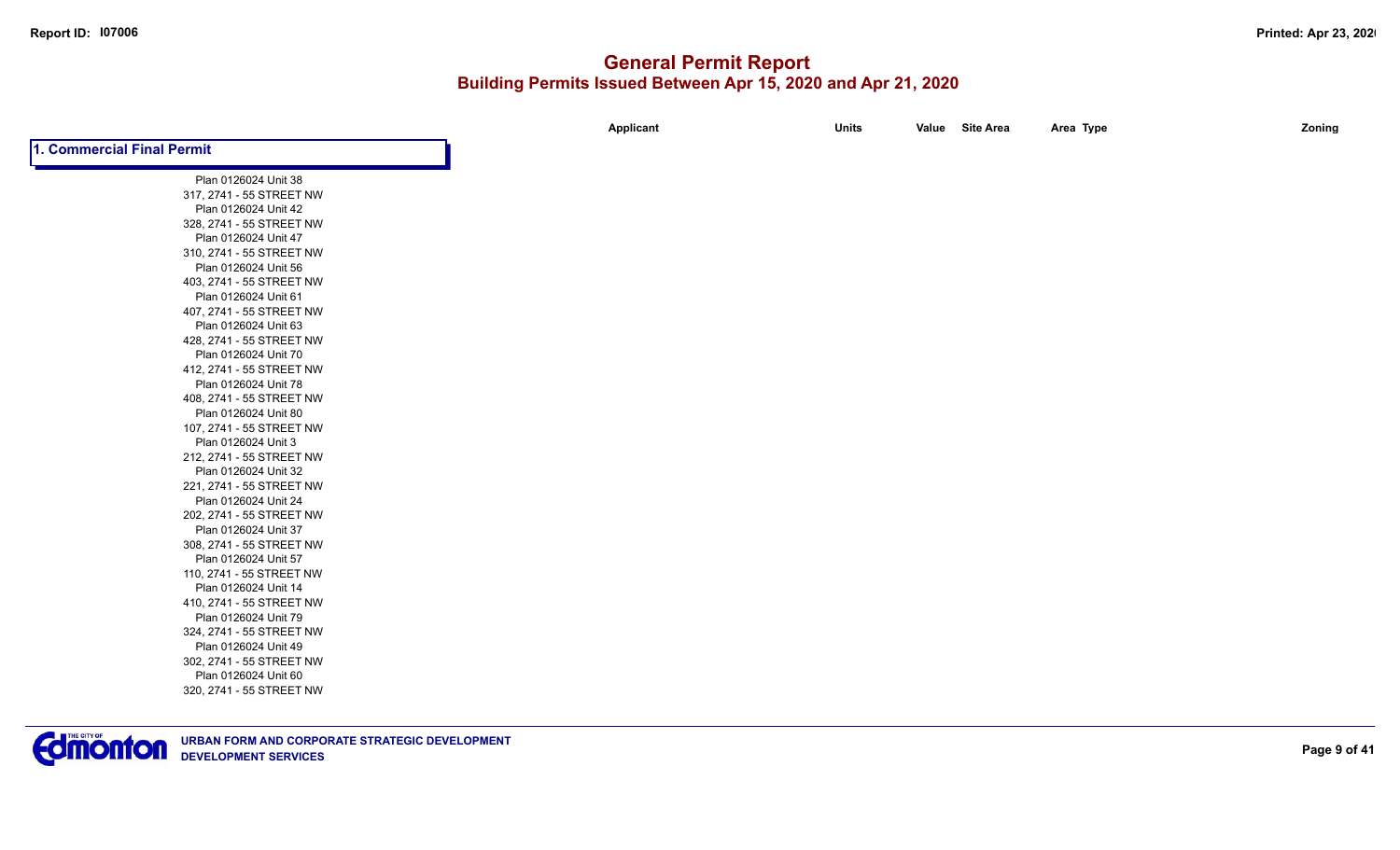# General Permit Report

## Building Permits Issued Between Apr 15, 2020 and Apr 21, 2020

| | Applicant | Units | Value | Site Area | Area Type | Zoning |
|---|---|---|---|---|---|---|

### 1. Commercial Final Permit

Plan 0126024 Unit 38
317, 2741 - 55 STREET NW
Plan 0126024 Unit 42
328, 2741 - 55 STREET NW
Plan 0126024 Unit 47
310, 2741 - 55 STREET NW
Plan 0126024 Unit 56
403, 2741 - 55 STREET NW
Plan 0126024 Unit 61
407, 2741 - 55 STREET NW
Plan 0126024 Unit 63
428, 2741 - 55 STREET NW
Plan 0126024 Unit 70
412, 2741 - 55 STREET NW
Plan 0126024 Unit 78
408, 2741 - 55 STREET NW
Plan 0126024 Unit 80
107, 2741 - 55 STREET NW
Plan 0126024 Unit 3
212, 2741 - 55 STREET NW
Plan 0126024 Unit 32
221, 2741 - 55 STREET NW
Plan 0126024 Unit 24
202, 2741 - 55 STREET NW
Plan 0126024 Unit 37
308, 2741 - 55 STREET NW
Plan 0126024 Unit 57
110, 2741 - 55 STREET NW
Plan 0126024 Unit 14
410, 2741 - 55 STREET NW
Plan 0126024 Unit 79
324, 2741 - 55 STREET NW
Plan 0126024 Unit 49
302, 2741 - 55 STREET NW
Plan 0126024 Unit 60
320, 2741 - 55 STREET NW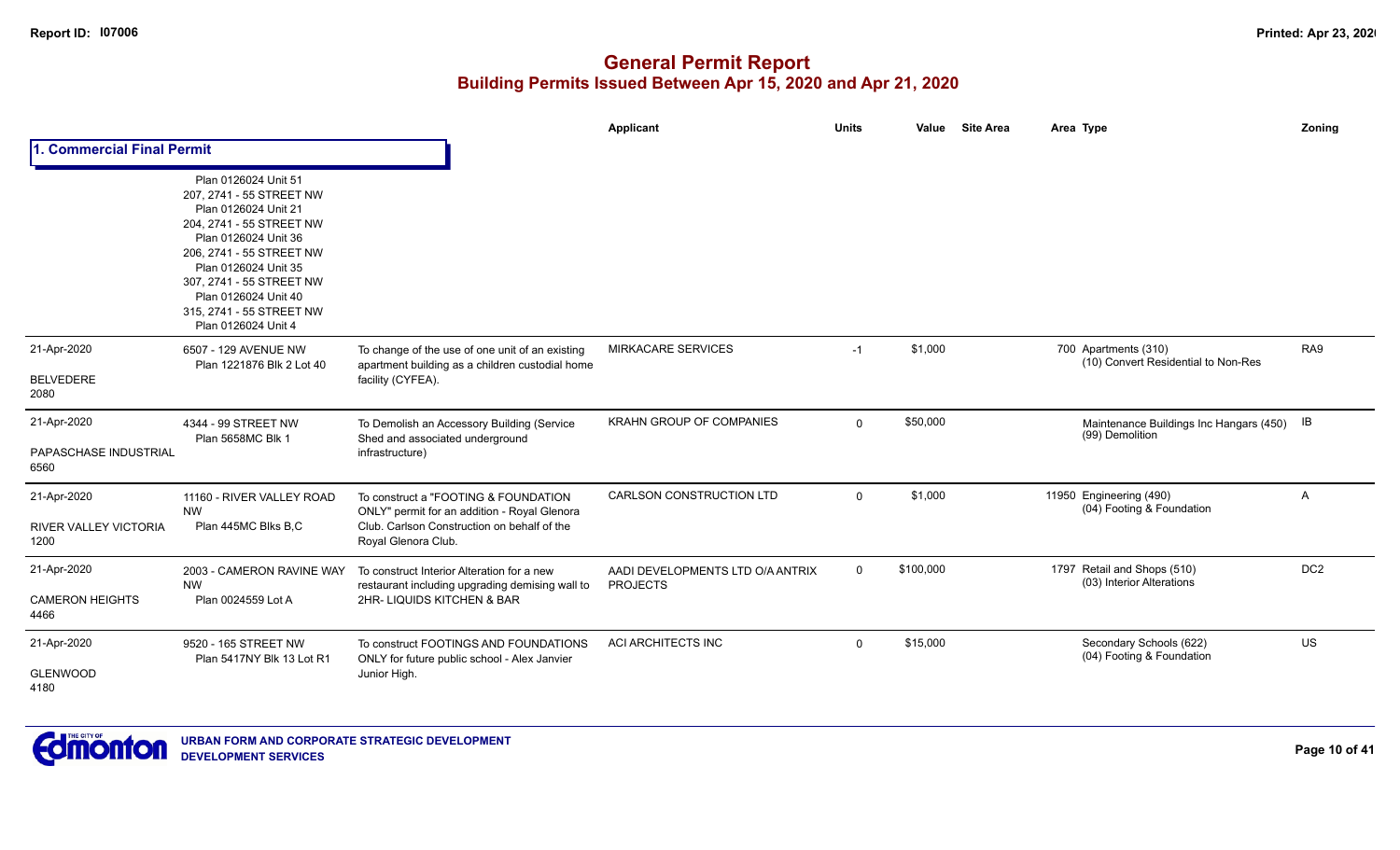# General Permit Report

## Building Permits Issued Between Apr 15, 2020 and Apr 21, 2020

| | | | Applicant | Units | Value | Site Area | Area | Type | Zoning |
|---|---|---|---|---|---|---|---|---|---|
| **1. Commercial Final Permit** | | | | | | | | | |
| | Plan 0126024 Unit 51<br>207, 2741 - 55 STREET NW<br>Plan 0126024 Unit 21<br>204, 2741 - 55 STREET NW<br>Plan 0126024 Unit 36<br>206, 2741 - 55 STREET NW<br>Plan 0126024 Unit 35<br>307, 2741 - 55 STREET NW<br>Plan 0126024 Unit 40<br>315, 2741 - 55 STREET NW<br>Plan 0126024 Unit 4 | | | | | | | | |
| 21-Apr-2020<br>BELVEDERE<br>2080 | 6507 - 129 AVENUE NW<br>Plan 1221876 Blk 2 Lot 40 | To change of the use of one unit of an existing apartment building as a children custodial home facility (CYFEA). | MIRKACARE SERVICES | -1 | $1,000 | | 700 | Apartments (310)<br>(10) Convert Residential to Non-Res | RA9 |
| 21-Apr-2020<br>PAPASCHASE INDUSTRIAL<br>6560 | 4344 - 99 STREET NW<br>Plan 5658MC Blk 1 | To Demolish an Accessory Building (Service Shed and associated underground infrastructure) | KRAHN GROUP OF COMPANIES | 0 | $50,000 | | | Maintenance Buildings Inc Hangars (450)<br>(99) Demolition | IB |
| 21-Apr-2020<br>RIVER VALLEY VICTORIA<br>1200 | 11160 - RIVER VALLEY ROAD NW<br>Plan 445MC Blks B,C | To construct a "FOOTING & FOUNDATION ONLY" permit for an addition - Royal Glenora Club. Carlson Construction on behalf of the Royal Glenora Club. | CARLSON CONSTRUCTION LTD | 0 | $1,000 | | 11950 | Engineering (490)<br>(04) Footing & Foundation | A |
| 21-Apr-2020<br>CAMERON HEIGHTS<br>4466 | 2003 - CAMERON RAVINE WAY NW<br>Plan 0024559 Lot A | To construct Interior Alteration for a new restaurant including upgrading demising wall to 2HR- LIQUIDS KITCHEN & BAR | AADI DEVELOPMENTS LTD O/A ANTRIX PROJECTS | 0 | $100,000 | | 1797 | Retail and Shops (510)<br>(03) Interior Alterations | DC2 |
| 21-Apr-2020<br>GLENWOOD<br>4180 | 9520 - 165 STREET NW<br>Plan 5417NY Blk 13 Lot R1 | To construct FOOTINGS AND FOUNDATIONS ONLY for future public school - Alex Janvier Junior High. | ACI ARCHITECTS INC | 0 | $15,000 | | | Secondary Schools (622)<br>(04) Footing & Foundation | US |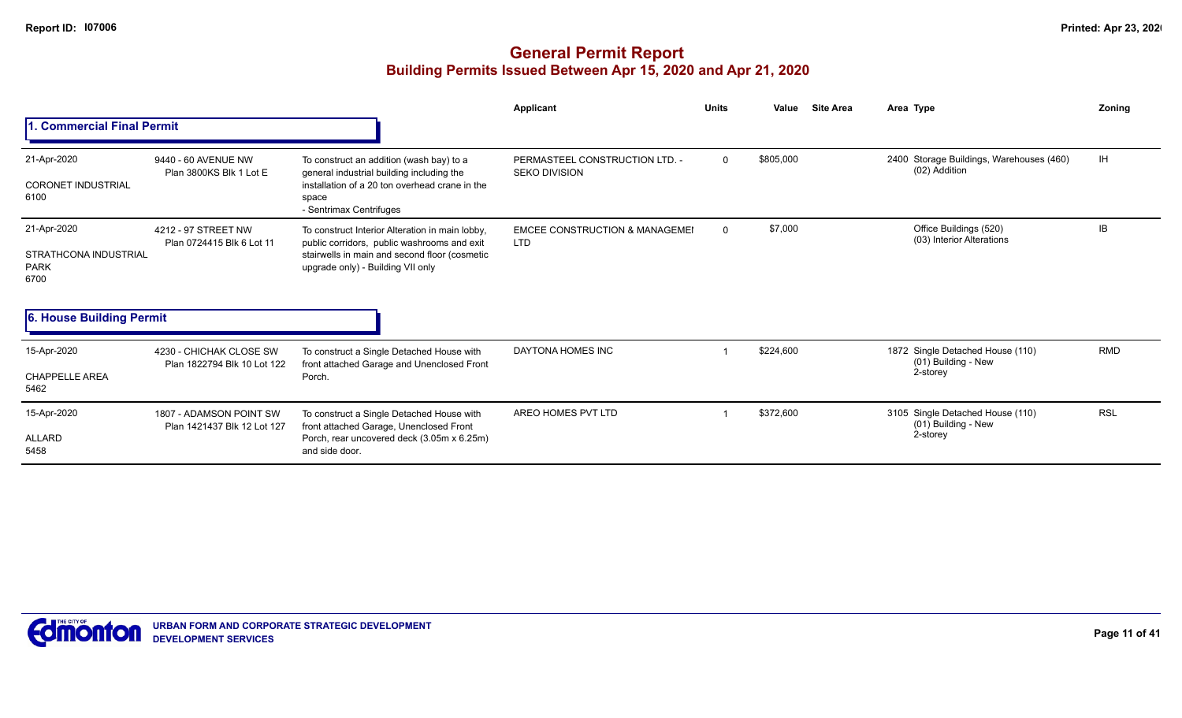# General Permit Report

## Building Permits Issued Between Apr 15, 2020 and Apr 21, 2020

### 1. Commercial Final Permit

| Date / Neighbourhood | Address / Legal | Description | Applicant | Units | Value | Site Area | Area | Type | Zoning |
|---|---|---|---|---|---|---|---|---|---|
| 21-Apr-2020<br>CORONET INDUSTRIAL<br>6100 | 9440 - 60 AVENUE NW<br>Plan 3800KS Blk 1 Lot E | To construct an addition (wash bay) to a general industrial building including the installation of a 20 ton overhead crane in the space<br>- Sentrimax Centrifuges | PERMASTEEL CONSTRUCTION LTD. - SEKO DIVISION | 0 | $805,000 | | 2400 | Storage Buildings, Warehouses (460)<br>(02) Addition | IH |
| 21-Apr-2020<br>STRATHCONA INDUSTRIAL PARK<br>6700 | 4212 - 97 STREET NW<br>Plan 0724415 Blk 6 Lot 11 | To construct Interior Alteration in main lobby, public corridors, public washrooms and exit stairwells in main and second floor (cosmetic upgrade only) - Building VII only | EMCEE CONSTRUCTION & MANAGEMEI LTD | 0 | $7,000 | | | Office Buildings (520)<br>(03) Interior Alterations | IB |

### 6. House Building Permit

| Date / Neighbourhood | Address / Legal | Description | Applicant | Units | Value | Site Area | Area | Type | Zoning |
|---|---|---|---|---|---|---|---|---|---|
| 15-Apr-2020<br>CHAPPELLE AREA<br>5462 | 4230 - CHICHAK CLOSE SW<br>Plan 1822794 Blk 10 Lot 122 | To construct a Single Detached House with front attached Garage and Unenclosed Front Porch. | DAYTONA HOMES INC | 1 | $224,600 | | 1872 | Single Detached House (110)<br>(01) Building - New<br>2-storey | RMD |
| 15-Apr-2020<br>ALLARD<br>5458 | 1807 - ADAMSON POINT SW<br>Plan 1421437 Blk 12 Lot 127 | To construct a Single Detached House with front attached Garage, Unenclosed Front Porch, rear uncovered deck (3.05m x 6.25m) and side door. | AREO HOMES PVT LTD | 1 | $372,600 | | 3105 | Single Detached House (110)<br>(01) Building - New<br>2-storey | RSL |

URBAN FORM AND CORPORATE STRATEGIC DEVELOPMENT
DEVELOPMENT SERVICES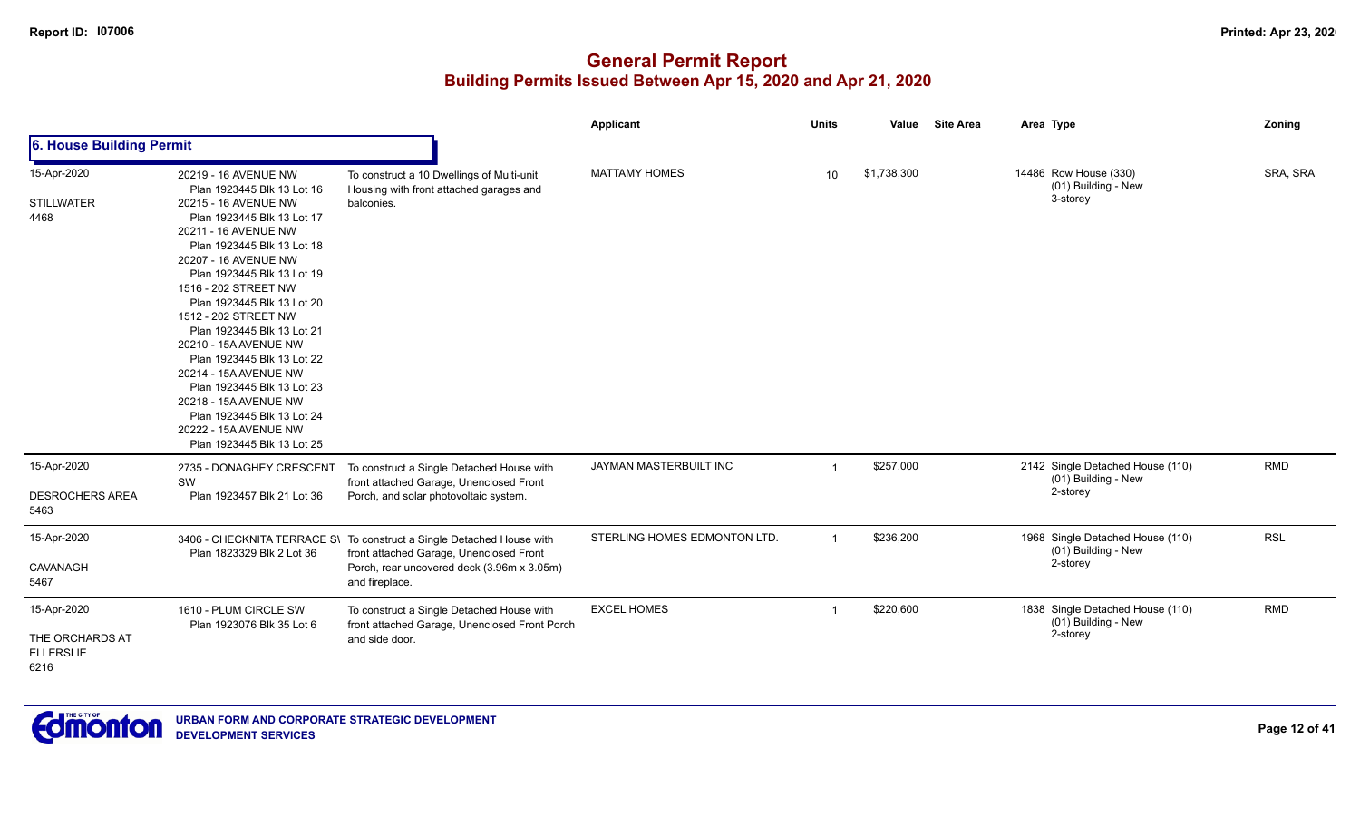# General Permit Report

## Building Permits Issued Between Apr 15, 2020 and Apr 21, 2020

| | | | Applicant | Units | Value | Site Area | Area | Type | Zoning |
|---|---|---|---|---|---|---|---|---|---|
| **6. House Building Permit** | | | | | | | | | |
| 15-Apr-2020<br>STILLWATER<br>4468 | 20219 - 16 AVENUE NW<br>Plan 1923445 Blk 13 Lot 16<br>20215 - 16 AVENUE NW<br>Plan 1923445 Blk 13 Lot 17<br>20211 - 16 AVENUE NW<br>Plan 1923445 Blk 13 Lot 18<br>20207 - 16 AVENUE NW<br>Plan 1923445 Blk 13 Lot 19<br>1516 - 202 STREET NW<br>Plan 1923445 Blk 13 Lot 20<br>1512 - 202 STREET NW<br>Plan 1923445 Blk 13 Lot 21<br>20210 - 15A AVENUE NW<br>Plan 1923445 Blk 13 Lot 22<br>20214 - 15A AVENUE NW<br>Plan 1923445 Blk 13 Lot 23<br>20218 - 15A AVENUE NW<br>Plan 1923445 Blk 13 Lot 24<br>20222 - 15A AVENUE NW<br>Plan 1923445 Blk 13 Lot 25 | To construct a 10 Dwellings of Multi-unit Housing with front attached garages and balconies. | MATTAMY HOMES | 10 | $1,738,300 | | 14486 | Row House (330)<br>(01) Building - New<br>3-storey | SRA, SRA |
| 15-Apr-2020<br>DESROCHERS AREA<br>5463 | 2735 - DONAGHEY CRESCENT SW<br>Plan 1923457 Blk 21 Lot 36 | To construct a Single Detached House with front attached Garage, Unenclosed Front Porch, and solar photovoltaic system. | JAYMAN MASTERBUILT INC | 1 | $257,000 | | 2142 | Single Detached House (110)<br>(01) Building - New<br>2-storey | RMD |
| 15-Apr-2020<br>CAVANAGH<br>5467 | 3406 - CHECKNITA TERRACE SW<br>Plan 1823329 Blk 2 Lot 36 | To construct a Single Detached House with front attached Garage, Unenclosed Front Porch, rear uncovered deck (3.96m x 3.05m) and fireplace. | STERLING HOMES EDMONTON LTD. | 1 | $236,200 | | 1968 | Single Detached House (110)<br>(01) Building - New<br>2-storey | RSL |
| 15-Apr-2020<br>THE ORCHARDS AT ELLERSLIE<br>6216 | 1610 - PLUM CIRCLE SW<br>Plan 1923076 Blk 35 Lot 6 | To construct a Single Detached House with front attached Garage, Unenclosed Front Porch and side door. | EXCEL HOMES | 1 | $220,600 | | 1838 | Single Detached House (110)<br>(01) Building - New<br>2-storey | RMD |

URBAN FORM AND CORPORATE STRATEGIC DEVELOPMENT
DEVELOPMENT SERVICES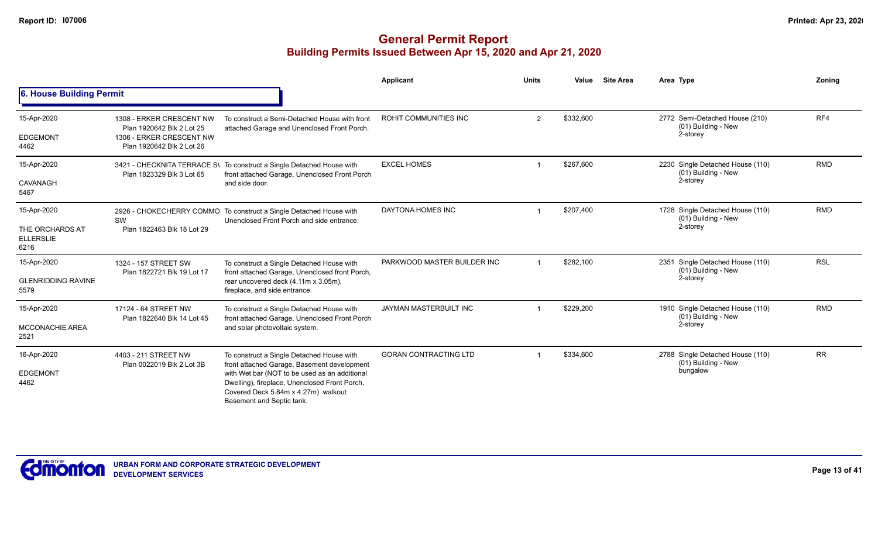# General Permit Report

## Building Permits Issued Between Apr 15, 2020 and Apr 21, 2020

### 6. House Building Permit

| Date / Neighbourhood | Address / Legal | Description | Applicant | Units | Value | Site Area | Area | Type | Zoning |
|---|---|---|---|---|---|---|---|---|---|
| 15-Apr-2020<br>EDGEMONT<br>4462 | 1308 - ERKER CRESCENT NW<br>Plan 1920642 Blk 2 Lot 25<br>1306 - ERKER CRESCENT NW<br>Plan 1920642 Blk 2 Lot 26 | To construct a Semi-Detached House with front attached Garage and Unenclosed Front Porch. | ROHIT COMMUNITIES INC | 2 | $332,600 | | 2772 | Semi-Detached House (210)<br>(01) Building - New<br>2-storey | RF4 |
| 15-Apr-2020<br>CAVANAGH<br>5467 | 3421 - CHECKNITA TERRACE S\<br>Plan 1823329 Blk 3 Lot 65 | To construct a Single Detached House with front attached Garage, Unenclosed Front Porch and side door. | EXCEL HOMES | 1 | $267,600 | | 2230 | Single Detached House (110)<br>(01) Building - New<br>2-storey | RMD |
| 15-Apr-2020<br>THE ORCHARDS AT ELLERSLIE<br>6216 | 2926 - CHOKECHERRY COMMO SW<br>Plan 1822463 Blk 18 Lot 29 | To construct a Single Detached House with Unenclosed Front Porch and side entrance. | DAYTONA HOMES INC | 1 | $207,400 | | 1728 | Single Detached House (110)<br>(01) Building - New<br>2-storey | RMD |
| 15-Apr-2020<br>GLENRIDDING RAVINE<br>5579 | 1324 - 157 STREET SW<br>Plan 1822721 Blk 19 Lot 17 | To construct a Single Detached House with front attached Garage, Unenclosed front Porch, rear uncovered deck (4.11m x 3.05m), fireplace, and side entrance. | PARKWOOD MASTER BUILDER INC | 1 | $282,100 | | 2351 | Single Detached House (110)<br>(01) Building - New<br>2-storey | RSL |
| 15-Apr-2020<br>MCCONACHIE AREA<br>2521 | 17124 - 64 STREET NW<br>Plan 1822640 Blk 14 Lot 45 | To construct a Single Detached House with front attached Garage, Unenclosed Front Porch and solar photovoltaic system. | JAYMAN MASTERBUILT INC | 1 | $229,200 | | 1910 | Single Detached House (110)<br>(01) Building - New<br>2-storey | RMD |
| 16-Apr-2020<br>EDGEMONT<br>4462 | 4403 - 211 STREET NW<br>Plan 0022019 Blk 2 Lot 3B | To construct a Single Detached House with front attached Garage, Basement development with Wet bar (NOT to be used as an additional Dwelling), fireplace, Unenclosed Front Porch, Covered Deck 5.84m x 4.27m) walkout Basement and Septic tank. | GORAN CONTRACTING LTD | 1 | $334,600 | | 2788 | Single Detached House (110)<br>(01) Building - New<br>bungalow | RR |

URBAN FORM AND CORPORATE STRATEGIC DEVELOPMENT
DEVELOPMENT SERVICES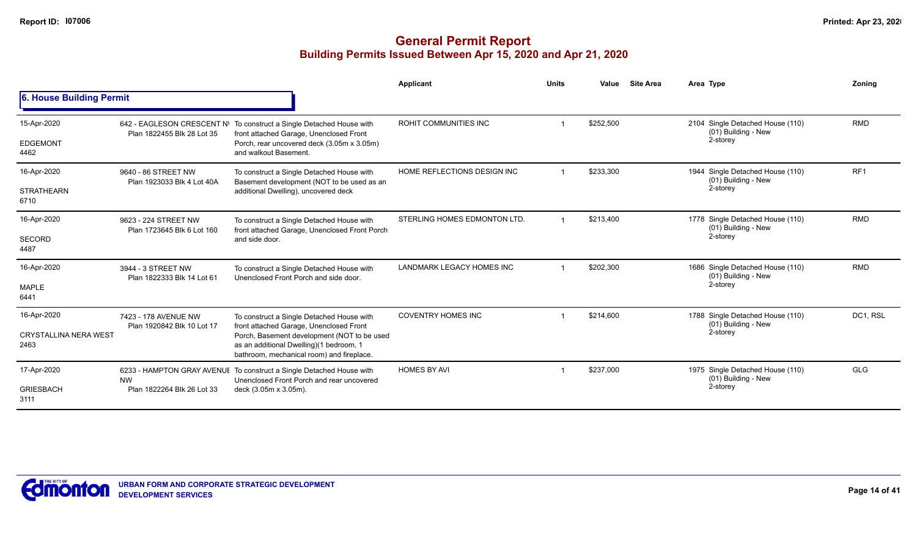# General Permit Report
## Building Permits Issued Between Apr 15, 2020 and Apr 21, 2020

### 6. House Building Permit

| Date / Neighbourhood | Address / Legal | Description | Applicant | Units | Value | Site Area | Area | Type | Zoning |
|---|---|---|---|---|---|---|---|---|---|
| 15-Apr-2020 EDGEMONT 4462 | 642 - EAGLESON CRESCENT NW Plan 1822455 Blk 28 Lot 35 | To construct a Single Detached House with front attached Garage, Unenclosed Front Porch, rear uncovered deck (3.05m x 3.05m) and walkout Basement. | ROHIT COMMUNITIES INC | 1 | $252,500 | | 2104 | Single Detached House (110) (01) Building - New 2-storey | RMD |
| 16-Apr-2020 STRATHEARN 6710 | 9640 - 86 STREET NW Plan 1923033 Blk 4 Lot 40A | To construct a Single Detached House with Basement development (NOT to be used as an additional Dwelling), uncovered deck | HOME REFLECTIONS DESIGN INC | 1 | $233,300 | | 1944 | Single Detached House (110) (01) Building - New 2-storey | RF1 |
| 16-Apr-2020 SECORD 4487 | 9623 - 224 STREET NW Plan 1723645 Blk 6 Lot 160 | To construct a Single Detached House with front attached Garage, Unenclosed Front Porch and side door. | STERLING HOMES EDMONTON LTD. | 1 | $213,400 | | 1778 | Single Detached House (110) (01) Building - New 2-storey | RMD |
| 16-Apr-2020 MAPLE 6441 | 3944 - 3 STREET NW Plan 1822333 Blk 14 Lot 61 | To construct a Single Detached House with Unenclosed Front Porch and side door. | LANDMARK LEGACY HOMES INC | 1 | $202,300 | | 1686 | Single Detached House (110) (01) Building - New 2-storey | RMD |
| 16-Apr-2020 CRYSTALLINA NERA WEST 2463 | 7423 - 178 AVENUE NW Plan 1920842 Blk 10 Lot 17 | To construct a Single Detached House with front attached Garage, Unenclosed Front Porch, Basement development (NOT to be used as an additional Dwelling)(1 bedroom, 1 bathroom, mechanical room) and fireplace. | COVENTRY HOMES INC | 1 | $214,600 | | 1788 | Single Detached House (110) (01) Building - New 2-storey | DC1, RSL |
| 17-Apr-2020 GRIESBACH 3111 | 6233 - HAMPTON GRAY AVENUE NW Plan 1822264 Blk 26 Lot 33 | To construct a Single Detached House with Unenclosed Front Porch and rear uncovered deck (3.05m x 3.05m). | HOMES BY AVI | 1 | $237,000 | | 1975 | Single Detached House (110) (01) Building - New 2-storey | GLG |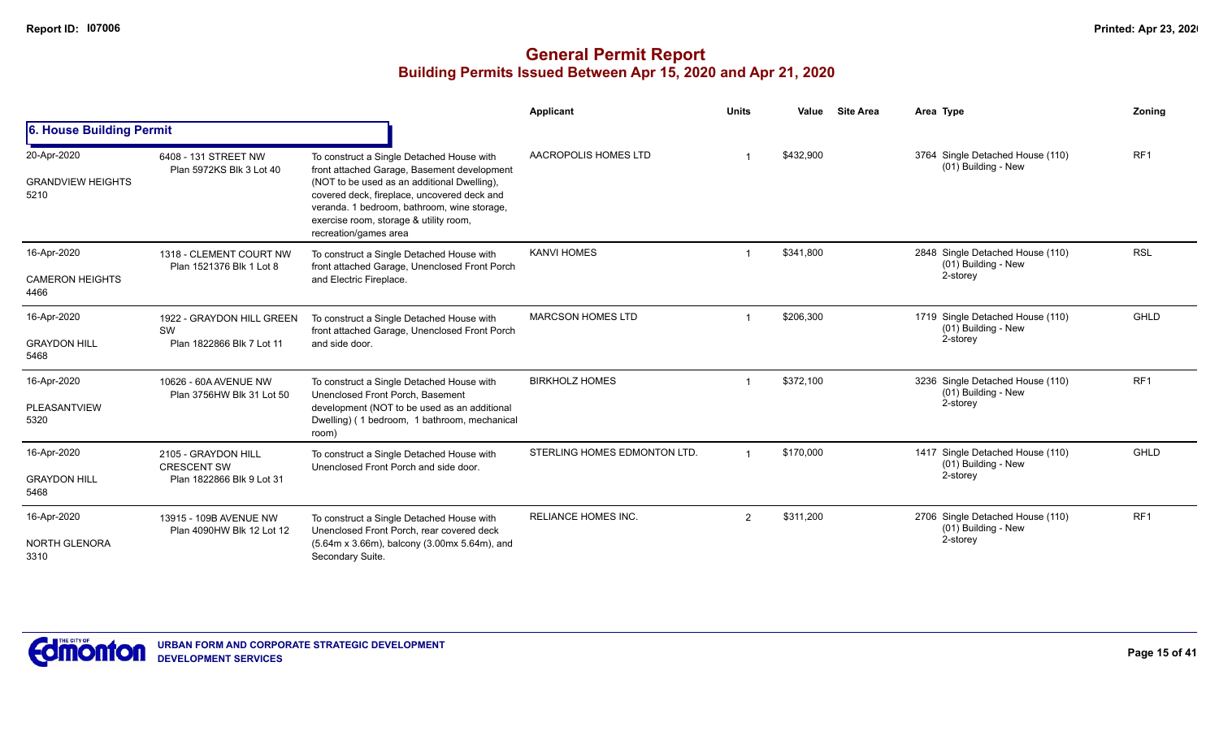# General Permit Report
## Building Permits Issued Between Apr 15, 2020 and Apr 21, 2020

### 6. House Building Permit

| Date / Neighbourhood | Address / Legal | Description | Applicant | Units | Value | Site Area | Area Type | Zoning |
|---|---|---|---|---|---|---|---|---|
| 20-Apr-2020 GRANDVIEW HEIGHTS 5210 | 6408 - 131 STREET NW Plan 5972KS Blk 3 Lot 40 | To construct a Single Detached House with front attached Garage, Basement development (NOT to be used as an additional Dwelling), covered deck, fireplace, uncovered deck and veranda. 1 bedroom, bathroom, wine storage, exercise room, storage & utility room, recreation/games area | AACROPOLIS HOMES LTD | 1 | $432,900 | | 3764 Single Detached House (110) (01) Building - New | RF1 |
| 16-Apr-2020 CAMERON HEIGHTS 4466 | 1318 - CLEMENT COURT NW Plan 1521376 Blk 1 Lot 8 | To construct a Single Detached House with front attached Garage, Unenclosed Front Porch and Electric Fireplace. | KANVI HOMES | 1 | $341,800 | | 2848 Single Detached House (110) (01) Building - New 2-storey | RSL |
| 16-Apr-2020 GRAYDON HILL 5468 | 1922 - GRAYDON HILL GREEN SW Plan 1822866 Blk 7 Lot 11 | To construct a Single Detached House with front attached Garage, Unenclosed Front Porch and side door. | MARCSON HOMES LTD | 1 | $206,300 | | 1719 Single Detached House (110) (01) Building - New 2-storey | GHLD |
| 16-Apr-2020 PLEASANTVIEW 5320 | 10626 - 60A AVENUE NW Plan 3756HW Blk 31 Lot 50 | To construct a Single Detached House with Unenclosed Front Porch, Basement development (NOT to be used as an additional Dwelling) ( 1 bedroom, 1 bathroom, mechanical room) | BIRKHOLZ HOMES | 1 | $372,100 | | 3236 Single Detached House (110) (01) Building - New 2-storey | RF1 |
| 16-Apr-2020 GRAYDON HILL 5468 | 2105 - GRAYDON HILL CRESCENT SW Plan 1822866 Blk 9 Lot 31 | To construct a Single Detached House with Unenclosed Front Porch and side door. | STERLING HOMES EDMONTON LTD. | 1 | $170,000 | | 1417 Single Detached House (110) (01) Building - New 2-storey | GHLD |
| 16-Apr-2020 NORTH GLENORA 3310 | 13915 - 109B AVENUE NW Plan 4090HW Blk 12 Lot 12 | To construct a Single Detached House with Unenclosed Front Porch, rear covered deck (5.64m x 3.66m), balcony (3.00mx 5.64m), and Secondary Suite. | RELIANCE HOMES INC. | 2 | $311,200 | | 2706 Single Detached House (110) (01) Building - New 2-storey | RF1 |

URBAN FORM AND CORPORATE STRATEGIC DEVELOPMENT
DEVELOPMENT SERVICES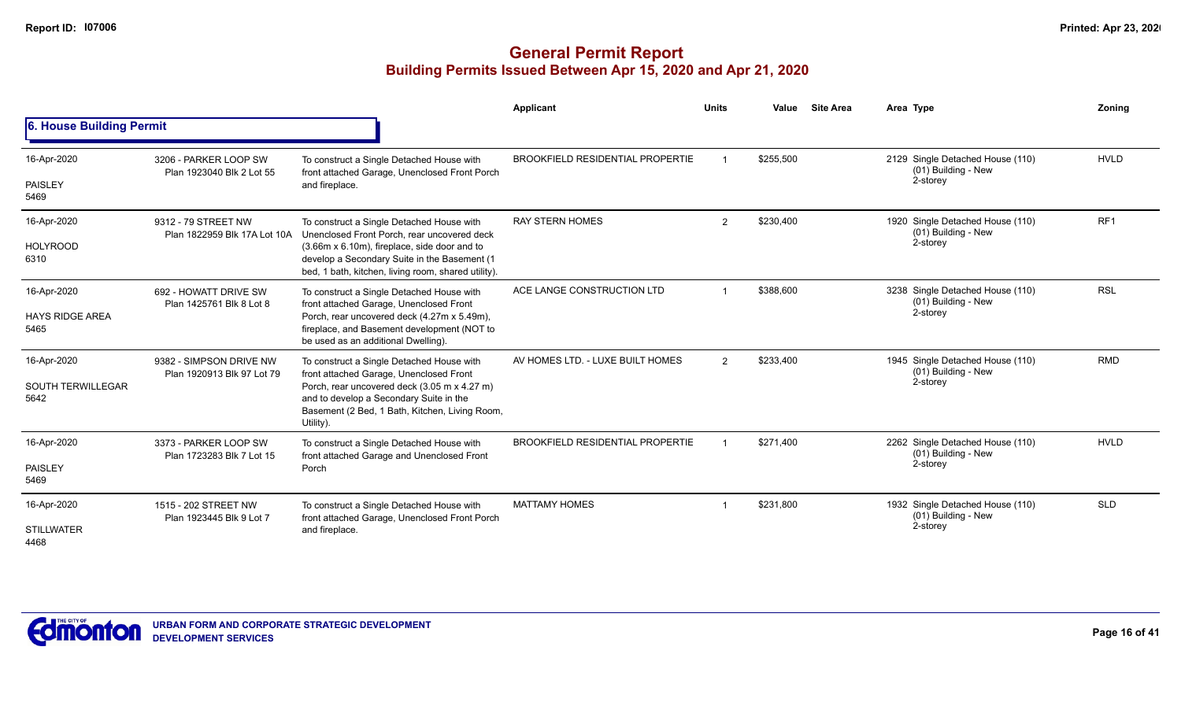# General Permit Report

## Building Permits Issued Between Apr 15, 2020 and Apr 21, 2020

### 6. House Building Permit

| Date / Neighbourhood | Address / Legal | Description | Applicant | Units | Value | Site Area | Area | Type | Zoning |
|---|---|---|---|---|---|---|---|---|---|
| 16-Apr-2020<br>PAISLEY<br>5469 | 3206 - PARKER LOOP SW<br>Plan 1923040 Blk 2 Lot 55 | To construct a Single Detached House with front attached Garage, Unenclosed Front Porch and fireplace. | BROOKFIELD RESIDENTIAL PROPERTIE | 1 | $255,500 | | 2129 | Single Detached House (110)<br>(01) Building - New<br>2-storey | HVLD |
| 16-Apr-2020<br>HOLYROOD<br>6310 | 9312 - 79 STREET NW<br>Plan 1822959 Blk 17A Lot 10A | To construct a Single Detached House with Unenclosed Front Porch, rear uncovered deck (3.66m x 6.10m), fireplace, side door and to develop a Secondary Suite in the Basement (1 bed, 1 bath, kitchen, living room, shared utility). | RAY STERN HOMES | 2 | $230,400 | | 1920 | Single Detached House (110)<br>(01) Building - New<br>2-storey | RF1 |
| 16-Apr-2020<br>HAYS RIDGE AREA<br>5465 | 692 - HOWATT DRIVE SW<br>Plan 1425761 Blk 8 Lot 8 | To construct a Single Detached House with front attached Garage, Unenclosed Front Porch, rear uncovered deck (4.27m x 5.49m), fireplace, and Basement development (NOT to be used as an additional Dwelling). | ACE LANGE CONSTRUCTION LTD | 1 | $388,600 | | 3238 | Single Detached House (110)<br>(01) Building - New<br>2-storey | RSL |
| 16-Apr-2020<br>SOUTH TERWILLEGAR<br>5642 | 9382 - SIMPSON DRIVE NW<br>Plan 1920913 Blk 97 Lot 79 | To construct a Single Detached House with front attached Garage, Unenclosed Front Porch, rear uncovered deck (3.05 m x 4.27 m) and to develop a Secondary Suite in the Basement (2 Bed, 1 Bath, Kitchen, Living Room, Utility). | AV HOMES LTD. - LUXE BUILT HOMES | 2 | $233,400 | | 1945 | Single Detached House (110)<br>(01) Building - New<br>2-storey | RMD |
| 16-Apr-2020<br>PAISLEY<br>5469 | 3373 - PARKER LOOP SW<br>Plan 1723283 Blk 7 Lot 15 | To construct a Single Detached House with front attached Garage and Unenclosed Front Porch | BROOKFIELD RESIDENTIAL PROPERTIE | 1 | $271,400 | | 2262 | Single Detached House (110)<br>(01) Building - New<br>2-storey | HVLD |
| 16-Apr-2020<br>STILLWATER<br>4468 | 1515 - 202 STREET NW<br>Plan 1923445 Blk 9 Lot 7 | To construct a Single Detached House with front attached Garage, Unenclosed Front Porch and fireplace. | MATTAMY HOMES | 1 | $231,800 | | 1932 | Single Detached House (110)<br>(01) Building - New<br>2-storey | SLD |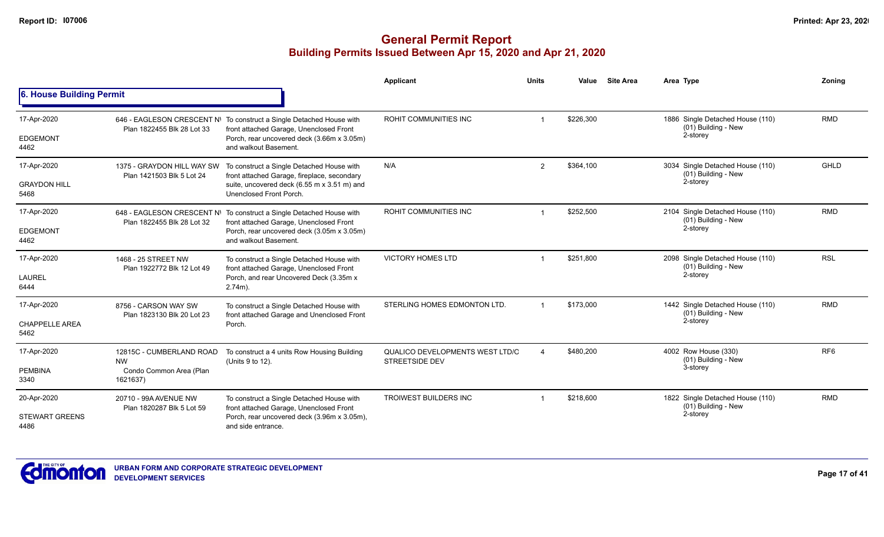# General Permit Report

## Building Permits Issued Between Apr 15, 2020 and Apr 21, 2020

### 6. House Building Permit

| Date / Neighbourhood | Address / Legal | Description | Applicant | Units | Value | Site Area | Area Type | Zoning |
|---|---|---|---|---|---|---|---|---|
| 17-Apr-2020<br>EDGEMONT<br>4462 | 646 - EAGLESON CRESCENT NW<br>Plan 1822455 Blk 28 Lot 33 | To construct a Single Detached House with front attached Garage, Unenclosed Front Porch, rear uncovered deck (3.66m x 3.05m) and walkout Basement. | ROHIT COMMUNITIES INC | 1 | $226,300 | | 1886 Single Detached House (110)<br>(01) Building - New<br>2-storey | RMD |
| 17-Apr-2020<br>GRAYDON HILL<br>5468 | 1375 - GRAYDON HILL WAY SW<br>Plan 1421503 Blk 5 Lot 24 | To construct a Single Detached House with front attached Garage, fireplace, secondary suite, uncovered deck (6.55 m x 3.51 m) and Unenclosed Front Porch. | N/A | 2 | $364,100 | | 3034 Single Detached House (110)<br>(01) Building - New<br>2-storey | GHLD |
| 17-Apr-2020<br>EDGEMONT<br>4462 | 648 - EAGLESON CRESCENT NW<br>Plan 1822455 Blk 28 Lot 32 | To construct a Single Detached House with front attached Garage, Unenclosed Front Porch, rear uncovered deck (3.05m x 3.05m) and walkout Basement. | ROHIT COMMUNITIES INC | 1 | $252,500 | | 2104 Single Detached House (110)<br>(01) Building - New<br>2-storey | RMD |
| 17-Apr-2020<br>LAUREL<br>6444 | 1468 - 25 STREET NW<br>Plan 1922772 Blk 12 Lot 49 | To construct a Single Detached House with front attached Garage, Unenclosed Front Porch, and rear Uncovered Deck (3.35m x 2.74m). | VICTORY HOMES LTD | 1 | $251,800 | | 2098 Single Detached House (110)<br>(01) Building - New<br>2-storey | RSL |
| 17-Apr-2020<br>CHAPPELLE AREA<br>5462 | 8756 - CARSON WAY SW<br>Plan 1823130 Blk 20 Lot 23 | To construct a Single Detached House with front attached Garage and Unenclosed Front Porch. | STERLING HOMES EDMONTON LTD. | 1 | $173,000 | | 1442 Single Detached House (110)<br>(01) Building - New<br>2-storey | RMD |
| 17-Apr-2020<br>PEMBINA<br>3340 | 12815C - CUMBERLAND ROAD NW<br>Condo Common Area (Plan 1621637) | To construct a 4 units Row Housing Building (Units 9 to 12). | QUALICO DEVELOPMENTS WEST LTD/C STREETSIDE DEV | 4 | $480,200 | | 4002 Row House (330)<br>(01) Building - New<br>3-storey | RF6 |
| 20-Apr-2020<br>STEWART GREENS<br>4486 | 20710 - 99A AVENUE NW<br>Plan 1820287 Blk 5 Lot 59 | To construct a Single Detached House with front attached Garage, Unenclosed Front Porch, rear uncovered deck (3.96m x 3.05m), and side entrance. | TROIWEST BUILDERS INC | 1 | $218,600 | | 1822 Single Detached House (110)<br>(01) Building - New<br>2-storey | RMD |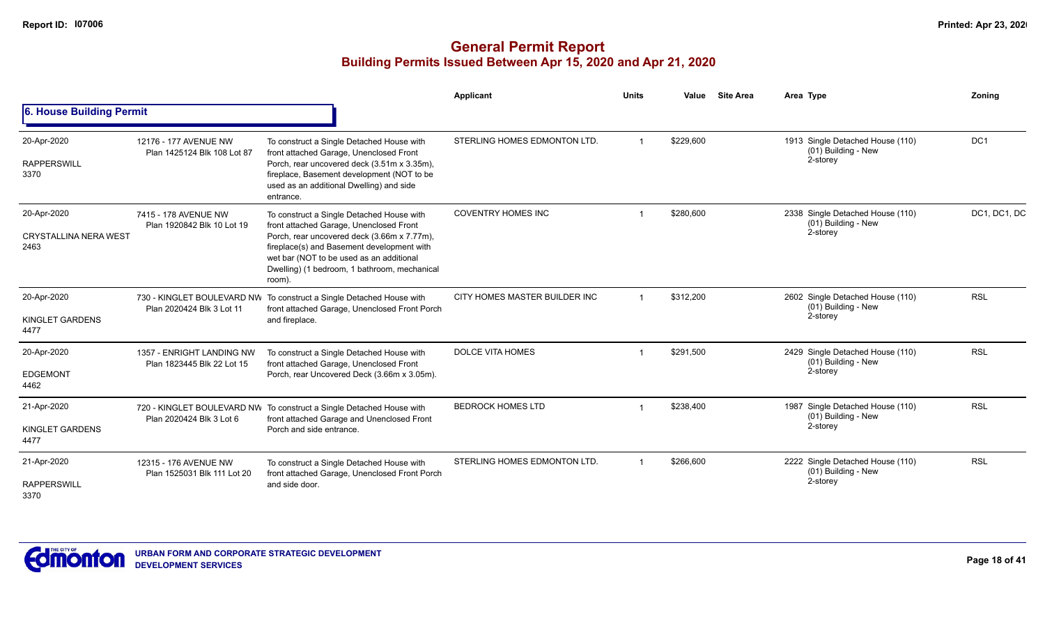# General Permit Report
## Building Permits Issued Between Apr 15, 2020 and Apr 21, 2020

### 6. House Building Permit

| Date / Neighbourhood | Address / Legal | Description | Applicant | Units | Value | Site Area | Area | Type | Zoning |
|---|---|---|---|---|---|---|---|---|---|
| 20-Apr-2020 RAPPERSWILL 3370 | 12176 - 177 AVENUE NW Plan 1425124 Blk 108 Lot 87 | To construct a Single Detached House with front attached Garage, Unenclosed Front Porch, rear uncovered deck (3.51m x 3.35m), fireplace, Basement development (NOT to be used as an additional Dwelling) and side entrance. | STERLING HOMES EDMONTON LTD. | 1 | $229,600 | | 1913 | Single Detached House (110) (01) Building - New 2-storey | DC1 |
| 20-Apr-2020 CRYSTALLINA NERA WEST 2463 | 7415 - 178 AVENUE NW Plan 1920842 Blk 10 Lot 19 | To construct a Single Detached House with front attached Garage, Unenclosed Front Porch, rear uncovered deck (3.66m x 7.77m), fireplace(s) and Basement development with wet bar (NOT to be used as an additional Dwelling) (1 bedroom, 1 bathroom, mechanical room). | COVENTRY HOMES INC | 1 | $280,600 | | 2338 | Single Detached House (110) (01) Building - New 2-storey | DC1, DC1, DC |
| 20-Apr-2020 KINGLET GARDENS 4477 | 730 - KINGLET BOULEVARD NW Plan 2020424 Blk 3 Lot 11 | To construct a Single Detached House with front attached Garage, Unenclosed Front Porch and fireplace. | CITY HOMES MASTER BUILDER INC | 1 | $312,200 | | 2602 | Single Detached House (110) (01) Building - New 2-storey | RSL |
| 20-Apr-2020 EDGEMONT 4462 | 1357 - ENRIGHT LANDING NW Plan 1823445 Blk 22 Lot 15 | To construct a Single Detached House with front attached Garage, Unenclosed Front Porch, rear Uncovered Deck (3.66m x 3.05m). | DOLCE VITA HOMES | 1 | $291,500 | | 2429 | Single Detached House (110) (01) Building - New 2-storey | RSL |
| 21-Apr-2020 KINGLET GARDENS 4477 | 720 - KINGLET BOULEVARD NW Plan 2020424 Blk 3 Lot 6 | To construct a Single Detached House with front attached Garage and Unenclosed Front Porch and side entrance. | BEDROCK HOMES LTD | 1 | $238,400 | | 1987 | Single Detached House (110) (01) Building - New 2-storey | RSL |
| 21-Apr-2020 RAPPERSWILL 3370 | 12315 - 176 AVENUE NW Plan 1525031 Blk 111 Lot 20 | To construct a Single Detached House with front attached Garage, Unenclosed Front Porch and side door. | STERLING HOMES EDMONTON LTD. | 1 | $266,600 | | 2222 | Single Detached House (110) (01) Building - New 2-storey | RSL |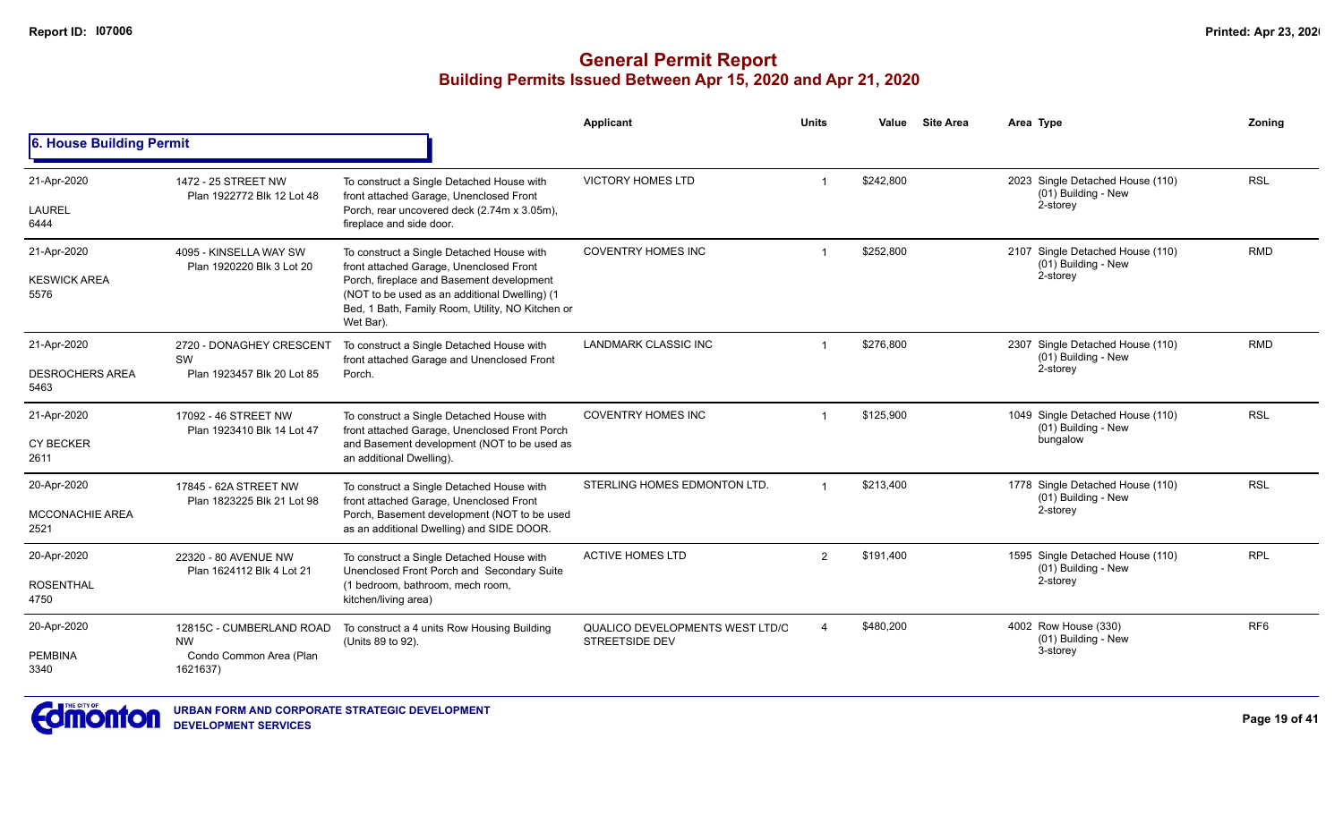# General Permit Report

## Building Permits Issued Between Apr 15, 2020 and Apr 21, 2020

### 6. House Building Permit

| Date / Neighbourhood | Address / Legal | Description | Applicant | Units | Value | Site Area | Area Type | Zoning |
|---|---|---|---|---|---|---|---|---|
| 21-Apr-2020<br>LAUREL<br>6444 | 1472 - 25 STREET NW<br>Plan 1922772 Blk 12 Lot 48 | To construct a Single Detached House with front attached Garage, Unenclosed Front Porch, rear uncovered deck (2.74m x 3.05m), fireplace and side door. | VICTORY HOMES LTD | 1 | $242,800 | | 2023 Single Detached House (110)<br>(01) Building - New<br>2-storey | RSL |
| 21-Apr-2020<br>KESWICK AREA<br>5576 | 4095 - KINSELLA WAY SW<br>Plan 1920220 Blk 3 Lot 20 | To construct a Single Detached House with front attached Garage, Unenclosed Front Porch, fireplace and Basement development (NOT to be used as an additional Dwelling) (1 Bed, 1 Bath, Family Room, Utility, NO Kitchen or Wet Bar). | COVENTRY HOMES INC | 1 | $252,800 | | 2107 Single Detached House (110)<br>(01) Building - New<br>2-storey | RMD |
| 21-Apr-2020<br>DESROCHERS AREA<br>5463 | 2720 - DONAGHEY CRESCENT SW<br>Plan 1923457 Blk 20 Lot 85 | To construct a Single Detached House with front attached Garage and Unenclosed Front Porch. | LANDMARK CLASSIC INC | 1 | $276,800 | | 2307 Single Detached House (110)<br>(01) Building - New<br>2-storey | RMD |
| 21-Apr-2020<br>CY BECKER<br>2611 | 17092 - 46 STREET NW<br>Plan 1923410 Blk 14 Lot 47 | To construct a Single Detached House with front attached Garage, Unenclosed Front Porch and Basement development (NOT to be used as an additional Dwelling). | COVENTRY HOMES INC | 1 | $125,900 | | 1049 Single Detached House (110)<br>(01) Building - New<br>bungalow | RSL |
| 20-Apr-2020<br>MCCONACHIE AREA<br>2521 | 17845 - 62A STREET NW<br>Plan 1823225 Blk 21 Lot 98 | To construct a Single Detached House with front attached Garage, Unenclosed Front Porch, Basement development (NOT to be used as an additional Dwelling) and SIDE DOOR. | STERLING HOMES EDMONTON LTD. | 1 | $213,400 | | 1778 Single Detached House (110)<br>(01) Building - New<br>2-storey | RSL |
| 20-Apr-2020<br>ROSENTHAL<br>4750 | 22320 - 80 AVENUE NW<br>Plan 1624112 Blk 4 Lot 21 | To construct a Single Detached House with Unenclosed Front Porch and Secondary Suite (1 bedroom, bathroom, mech room, kitchen/living area) | ACTIVE HOMES LTD | 2 | $191,400 | | 1595 Single Detached House (110)<br>(01) Building - New<br>2-storey | RPL |
| 20-Apr-2020<br>PEMBINA<br>3340 | 12815C - CUMBERLAND ROAD NW<br>Condo Common Area (Plan 1621637) | To construct a 4 units Row Housing Building (Units 89 to 92). | QUALICO DEVELOPMENTS WEST LTD/C STREETSIDE DEV | 4 | $480,200 | | 4002 Row House (330)<br>(01) Building - New<br>3-storey | RF6 |

URBAN FORM AND CORPORATE STRATEGIC DEVELOPMENT
DEVELOPMENT SERVICES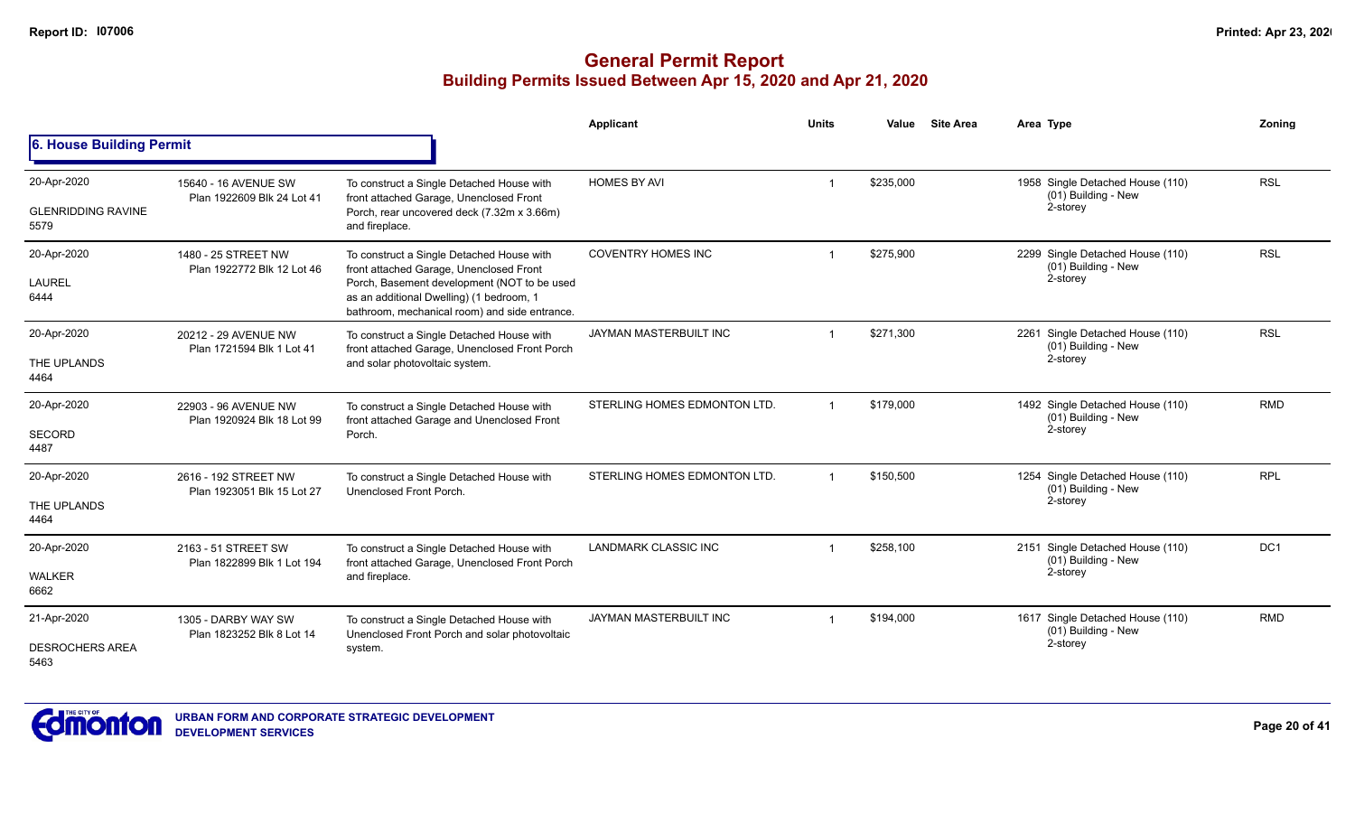# General Permit Report
## Building Permits Issued Between Apr 15, 2020 and Apr 21, 2020

### 6. House Building Permit

| Date / Neighbourhood | Address / Legal | Description | Applicant | Units | Value | Site Area | Area | Type | Zoning |
|---|---|---|---|---|---|---|---|---|---|
| 20-Apr-2020 GLENRIDDING RAVINE 5579 | 15640 - 16 AVENUE SW Plan 1922609 Blk 24 Lot 41 | To construct a Single Detached House with front attached Garage, Unenclosed Front Porch, rear uncovered deck (7.32m x 3.66m) and fireplace. | HOMES BY AVI | 1 | $235,000 | | 1958 | Single Detached House (110) (01) Building - New 2-storey | RSL |
| 20-Apr-2020 LAUREL 6444 | 1480 - 25 STREET NW Plan 1922772 Blk 12 Lot 46 | To construct a Single Detached House with front attached Garage, Unenclosed Front Porch, Basement development (NOT to be used as an additional Dwelling) (1 bedroom, 1 bathroom, mechanical room) and side entrance. | COVENTRY HOMES INC | 1 | $275,900 | | 2299 | Single Detached House (110) (01) Building - New 2-storey | RSL |
| 20-Apr-2020 THE UPLANDS 4464 | 20212 - 29 AVENUE NW Plan 1721594 Blk 1 Lot 41 | To construct a Single Detached House with front attached Garage, Unenclosed Front Porch and solar photovoltaic system. | JAYMAN MASTERBUILT INC | 1 | $271,300 | | 2261 | Single Detached House (110) (01) Building - New 2-storey | RSL |
| 20-Apr-2020 SECORD 4487 | 22903 - 96 AVENUE NW Plan 1920924 Blk 18 Lot 99 | To construct a Single Detached House with front attached Garage and Unenclosed Front Porch. | STERLING HOMES EDMONTON LTD. | 1 | $179,000 | | 1492 | Single Detached House (110) (01) Building - New 2-storey | RMD |
| 20-Apr-2020 THE UPLANDS 4464 | 2616 - 192 STREET NW Plan 1923051 Blk 15 Lot 27 | To construct a Single Detached House with Unenclosed Front Porch. | STERLING HOMES EDMONTON LTD. | 1 | $150,500 | | 1254 | Single Detached House (110) (01) Building - New 2-storey | RPL |
| 20-Apr-2020 WALKER 6662 | 2163 - 51 STREET SW Plan 1822899 Blk 1 Lot 194 | To construct a Single Detached House with front attached Garage, Unenclosed Front Porch and fireplace. | LANDMARK CLASSIC INC | 1 | $258,100 | | 2151 | Single Detached House (110) (01) Building - New 2-storey | DC1 |
| 21-Apr-2020 DESROCHERS AREA 5463 | 1305 - DARBY WAY SW Plan 1823252 Blk 8 Lot 14 | To construct a Single Detached House with Unenclosed Front Porch and solar photovoltaic system. | JAYMAN MASTERBUILT INC | 1 | $194,000 | | 1617 | Single Detached House (110) (01) Building - New 2-storey | RMD |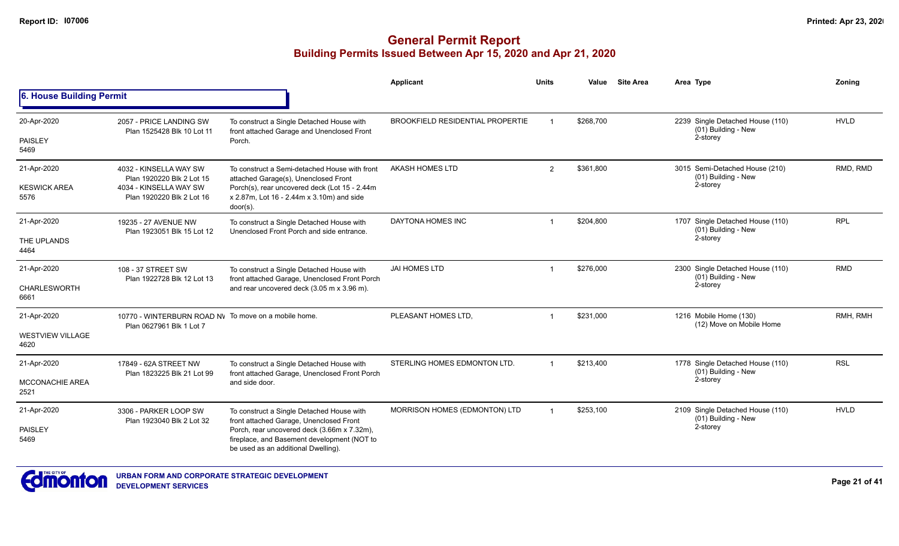# General Permit Report
## Building Permits Issued Between Apr 15, 2020 and Apr 21, 2020

### 6. House Building Permit

| | | | Applicant | Units | Value | Site Area | Area Type | Zoning |
|---|---|---|---|---|---|---|---|---|
| 20-Apr-2020<br>PAISLEY<br>5469 | 2057 - PRICE LANDING SW<br>Plan 1525428 Blk 10 Lot 11 | To construct a Single Detached House with front attached Garage and Unenclosed Front Porch. | BROOKFIELD RESIDENTIAL PROPERTIE | 1 | $268,700 | | 2239 Single Detached House (110)<br>(01) Building - New<br>2-storey | HVLD |
| 21-Apr-2020<br>KESWICK AREA<br>5576 | 4032 - KINSELLA WAY SW<br>Plan 1920220 Blk 2 Lot 15<br>4034 - KINSELLA WAY SW<br>Plan 1920220 Blk 2 Lot 16 | To construct a Semi-detached House with front attached Garage(s), Unenclosed Front Porch(s), rear uncovered deck (Lot 15 - 2.44m x 2.87m, Lot 16 - 2.44m x 3.10m) and side door(s). | AKASH HOMES LTD | 2 | $361,800 | | 3015 Semi-Detached House (210)<br>(01) Building - New<br>2-storey | RMD, RMD |
| 21-Apr-2020<br>THE UPLANDS<br>4464 | 19235 - 27 AVENUE NW<br>Plan 1923051 Blk 15 Lot 12 | To construct a Single Detached House with Unenclosed Front Porch and side entrance. | DAYTONA HOMES INC | 1 | $204,800 | | 1707 Single Detached House (110)<br>(01) Building - New<br>2-storey | RPL |
| 21-Apr-2020<br>CHARLESWORTH<br>6661 | 108 - 37 STREET SW<br>Plan 1922728 Blk 12 Lot 13 | To construct a Single Detached House with front attached Garage, Unenclosed Front Porch and rear uncovered deck (3.05 m x 3.96 m). | JAI HOMES LTD | 1 | $276,000 | | 2300 Single Detached House (110)<br>(01) Building - New<br>2-storey | RMD |
| 21-Apr-2020<br>WESTVIEW VILLAGE<br>4620 | 10770 - WINTERBURN ROAD NW<br>Plan 0627961 Blk 1 Lot 7 | To move on a mobile home. | PLEASANT HOMES LTD, | 1 | $231,000 | | 1216 Mobile Home (130)<br>(12) Move on Mobile Home | RMH, RMH |
| 21-Apr-2020<br>MCCONACHIE AREA<br>2521 | 17849 - 62A STREET NW<br>Plan 1823225 Blk 21 Lot 99 | To construct a Single Detached House with front attached Garage, Unenclosed Front Porch and side door. | STERLING HOMES EDMONTON LTD. | 1 | $213,400 | | 1778 Single Detached House (110)<br>(01) Building - New<br>2-storey | RSL |
| 21-Apr-2020<br>PAISLEY<br>5469 | 3306 - PARKER LOOP SW<br>Plan 1923040 Blk 2 Lot 32 | To construct a Single Detached House with front attached Garage, Unenclosed Front Porch, rear uncovered deck (3.66m x 7.32m), fireplace, and Basement development (NOT to be used as an additional Dwelling). | MORRISON HOMES (EDMONTON) LTD | 1 | $253,100 | | 2109 Single Detached House (110)<br>(01) Building - New<br>2-storey | HVLD |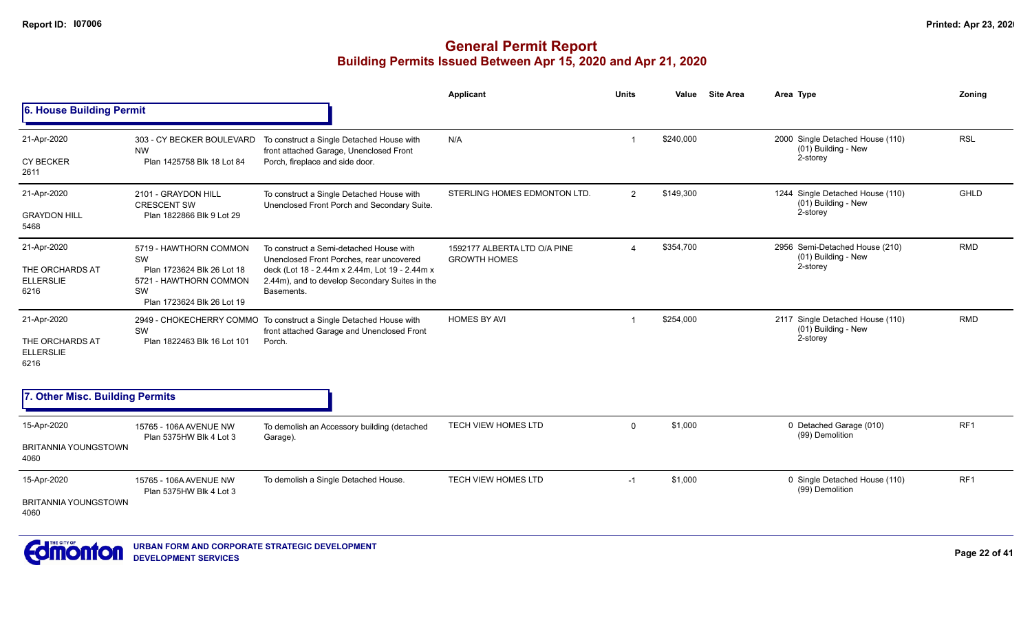# General Permit Report
## Building Permits Issued Between Apr 15, 2020 and Apr 21, 2020

### 6. House Building Permit

| Date / Neighbourhood | Address / Legal | Description | Applicant | Units | Value | Site Area | Area Type | Zoning |
|---|---|---|---|---|---|---|---|---|
| 21-Apr-2020<br>CY BECKER<br>2611 | 303 - CY BECKER BOULEVARD NW<br>Plan 1425758 Blk 18 Lot 84 | To construct a Single Detached House with front attached Garage, Unenclosed Front Porch, fireplace and side door. | N/A | 1 | $240,000 | | 2000 Single Detached House (110)<br>(01) Building - New<br>2-storey | RSL |
| 21-Apr-2020<br>GRAYDON HILL<br>5468 | 2101 - GRAYDON HILL CRESCENT SW<br>Plan 1822866 Blk 9 Lot 29 | To construct a Single Detached House with Unenclosed Front Porch and Secondary Suite. | STERLING HOMES EDMONTON LTD. | 2 | $149,300 | | 1244 Single Detached House (110)<br>(01) Building - New<br>2-storey | GHLD |
| 21-Apr-2020<br>THE ORCHARDS AT ELLERSLIE<br>6216 | 5719 - HAWTHORN COMMON SW<br>Plan 1723624 Blk 26 Lot 18<br>5721 - HAWTHORN COMMON SW<br>Plan 1723624 Blk 26 Lot 19 | To construct a Semi-detached House with Unenclosed Front Porches, rear uncovered deck (Lot 18 - 2.44m x 2.44m, Lot 19 - 2.44m x 2.44m), and to develop Secondary Suites in the Basements. | 1592177 ALBERTA LTD O/A PINE GROWTH HOMES | 4 | $354,700 | | 2956 Semi-Detached House (210)<br>(01) Building - New<br>2-storey | RMD |
| 21-Apr-2020<br>THE ORCHARDS AT ELLERSLIE<br>6216 | 2949 - CHOKECHERRY COMMO SW<br>Plan 1822463 Blk 16 Lot 101 | To construct a Single Detached House with front attached Garage and Unenclosed Front Porch. | HOMES BY AVI | 1 | $254,000 | | 2117 Single Detached House (110)<br>(01) Building - New<br>2-storey | RMD |

### 7. Other Misc. Building Permits

| Date / Neighbourhood | Address / Legal | Description | Applicant | Units | Value | Site Area | Area Type | Zoning |
|---|---|---|---|---|---|---|---|---|
| 15-Apr-2020<br>BRITANNIA YOUNGSTOWN<br>4060 | 15765 - 106A AVENUE NW<br>Plan 5375HW Blk 4 Lot 3 | To demolish an Accessory building (detached Garage). | TECH VIEW HOMES LTD | 0 | $1,000 | | 0 Detached Garage (010)<br>(99) Demolition | RF1 |
| 15-Apr-2020<br>BRITANNIA YOUNGSTOWN<br>4060 | 15765 - 106A AVENUE NW<br>Plan 5375HW Blk 4 Lot 3 | To demolish a Single Detached House. | TECH VIEW HOMES LTD | -1 | $1,000 | | 0 Single Detached House (110)<br>(99) Demolition | RF1 |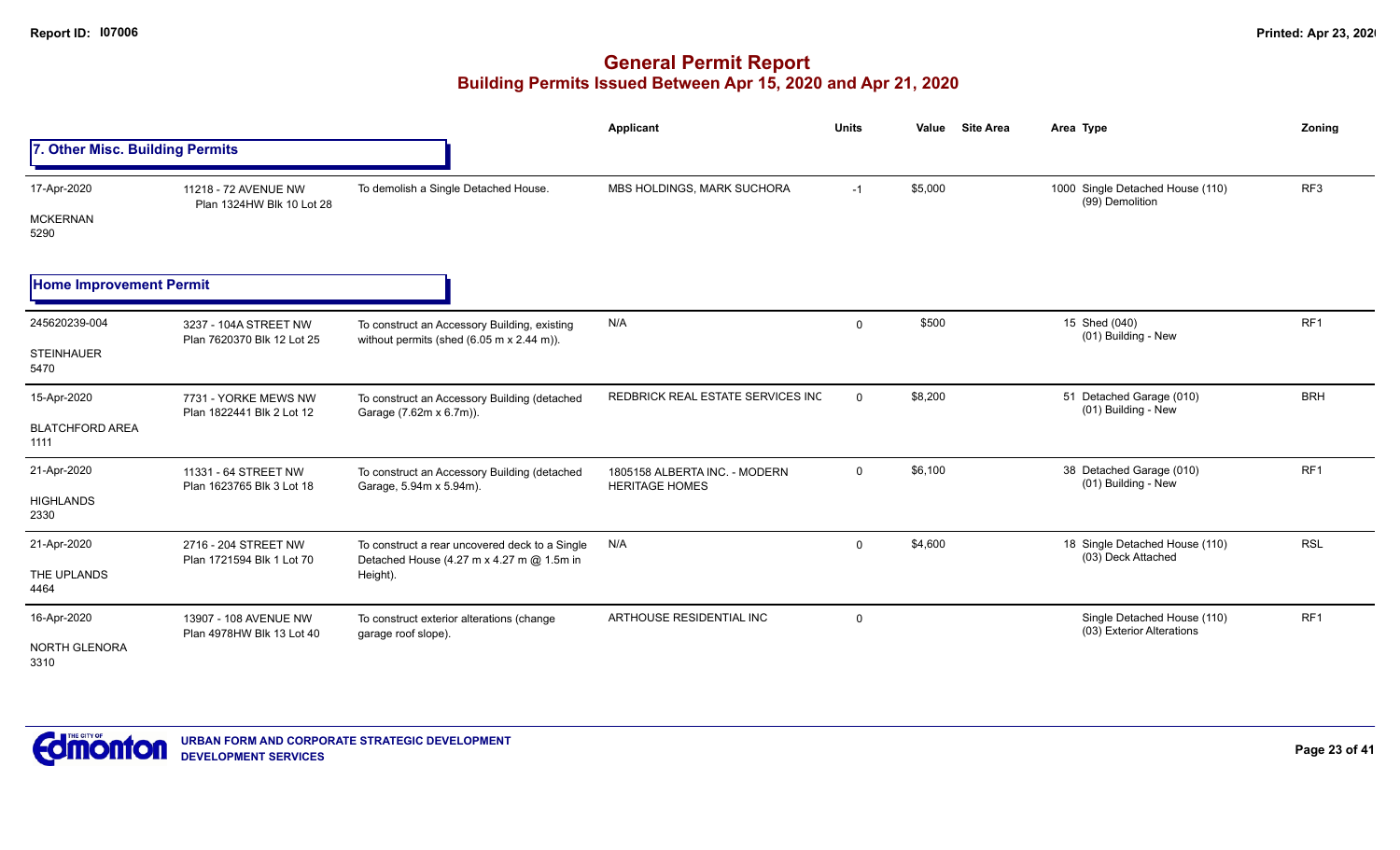# General Permit Report

## Building Permits Issued Between Apr 15, 2020 and Apr 21, 2020

### 7. Other Misc. Building Permits

| Date / Neighbourhood | Address | Description | Applicant | Units | Value | Site Area | Area Type | Zoning |
|---|---|---|---|---|---|---|---|---|
| 17-Apr-2020<br>MCKERNAN<br>5290 | 11218 - 72 AVENUE NW<br>Plan 1324HW Blk 10 Lot 28 | To demolish a Single Detached House. | MBS HOLDINGS, MARK SUCHORA | -1 | $5,000 | | 1000 Single Detached House (110)<br>(99) Demolition | RF3 |

### Home Improvement Permit

| Date / Neighbourhood | Address | Description | Applicant | Units | Value | Site Area | Area Type | Zoning |
|---|---|---|---|---|---|---|---|---|
| 245620239-004<br>STEINHAUER<br>5470 | 3237 - 104A STREET NW<br>Plan 7620370 Blk 12 Lot 25 | To construct an Accessory Building, existing without permits (shed (6.05 m x 2.44 m)). | N/A | 0 | $500 | | 15 Shed (040)<br>(01) Building - New | RF1 |
| 15-Apr-2020<br>BLATCHFORD AREA<br>1111 | 7731 - YORKE MEWS NW<br>Plan 1822441 Blk 2 Lot 12 | To construct an Accessory Building (detached Garage (7.62m x 6.7m)). | REDBRICK REAL ESTATE SERVICES INC | 0 | $8,200 | | 51 Detached Garage (010)<br>(01) Building - New | BRH |
| 21-Apr-2020<br>HIGHLANDS<br>2330 | 11331 - 64 STREET NW<br>Plan 1623765 Blk 3 Lot 18 | To construct an Accessory Building (detached Garage, 5.94m x 5.94m). | 1805158 ALBERTA INC. - MODERN HERITAGE HOMES | 0 | $6,100 | | 38 Detached Garage (010)<br>(01) Building - New | RF1 |
| 21-Apr-2020<br>THE UPLANDS<br>4464 | 2716 - 204 STREET NW<br>Plan 1721594 Blk 1 Lot 70 | To construct a rear uncovered deck to a Single Detached House (4.27 m x 4.27 m @ 1.5m in Height). | N/A | 0 | $4,600 | | 18 Single Detached House (110)<br>(03) Deck Attached | RSL |
| 16-Apr-2020<br>NORTH GLENORA<br>3310 | 13907 - 108 AVENUE NW<br>Plan 4978HW Blk 13 Lot 40 | To construct exterior alterations (change garage roof slope). | ARTHOUSE RESIDENTIAL INC | 0 | | | Single Detached House (110)<br>(03) Exterior Alterations | RF1 |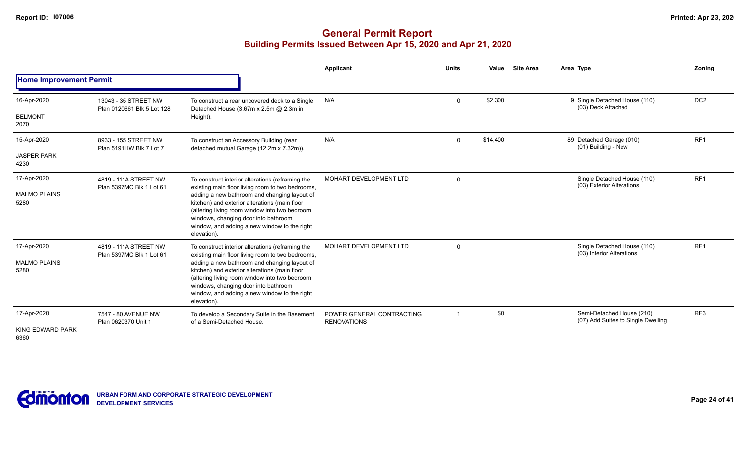# General Permit Report
## Building Permits Issued Between Apr 15, 2020 and Apr 21, 2020

**Home Improvement Permit**

| | | | Applicant | Units | Value | Site Area | Area | Type | Zoning |
|---|---|---|---|---|---|---|---|---|---|
| 16-Apr-2020<br>BELMONT<br>2070 | 13043 - 35 STREET NW<br>Plan 0120661 Blk 5 Lot 128 | To construct a rear uncovered deck to a Single Detached House (3.67m x 2.5m @ 2.3m in Height). | N/A | 0 | $2,300 | | 9 | Single Detached House (110)<br>(03) Deck Attached | DC2 |
| 15-Apr-2020<br>JASPER PARK<br>4230 | 8933 - 155 STREET NW<br>Plan 5191HW Blk 7 Lot 7 | To construct an Accessory Building (rear detached mutual Garage (12.2m x 7.32m)). | N/A | 0 | $14,400 | | 89 | Detached Garage (010)<br>(01) Building - New | RF1 |
| 17-Apr-2020<br>MALMO PLAINS<br>5280 | 4819 - 111A STREET NW<br>Plan 5397MC Blk 1 Lot 61 | To construct interior alterations (reframing the existing main floor living room to two bedrooms, adding a new bathroom and changing layout of kitchen) and exterior alterations (main floor (altering living room window into two bedroom windows, changing door into bathroom window, and adding a new window to the right elevation). | MOHART DEVELOPMENT LTD | 0 | | | | Single Detached House (110)<br>(03) Exterior Alterations | RF1 |
| 17-Apr-2020<br>MALMO PLAINS<br>5280 | 4819 - 111A STREET NW<br>Plan 5397MC Blk 1 Lot 61 | To construct interior alterations (reframing the existing main floor living room to two bedrooms, adding a new bathroom and changing layout of kitchen) and exterior alterations (main floor (altering living room window into two bedroom windows, changing door into bathroom window, and adding a new window to the right elevation). | MOHART DEVELOPMENT LTD | 0 | | | | Single Detached House (110)<br>(03) Interior Alterations | RF1 |
| 17-Apr-2020<br>KING EDWARD PARK<br>6360 | 7547 - 80 AVENUE NW<br>Plan 0620370 Unit 1 | To develop a Secondary Suite in the Basement of a Semi-Detached House. | POWER GENERAL CONTRACTING RENOVATIONS | 1 | $0 | | | Semi-Detached House (210)<br>(07) Add Suites to Single Dwelling | RF3 |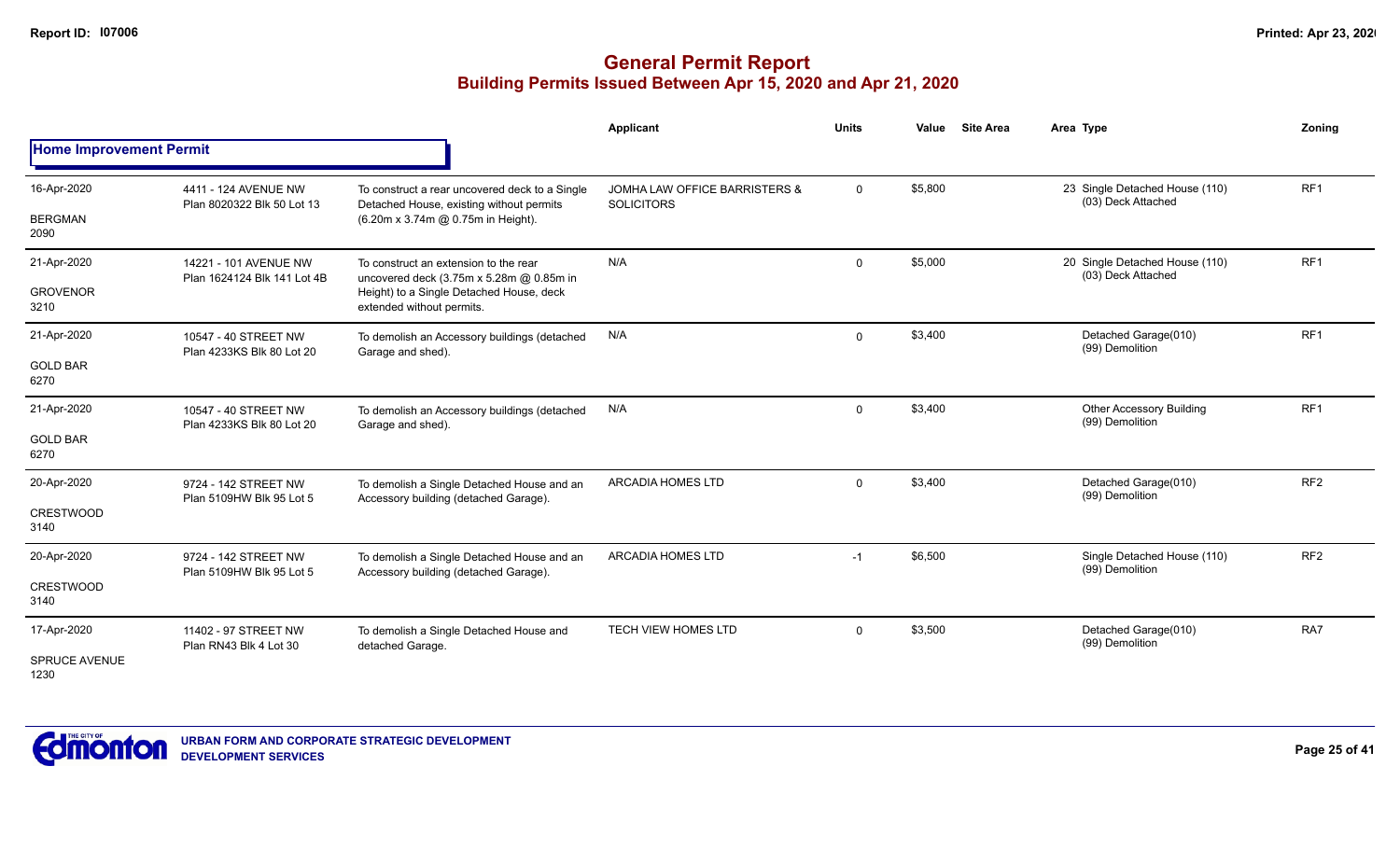# General Permit Report

## Building Permits Issued Between Apr 15, 2020 and Apr 21, 2020

### Home Improvement Permit

| Date / Neighbourhood | Address / Legal | Description | Applicant | Units | Value | Site Area | Area Type | Zoning |
|---|---|---|---|---|---|---|---|---|
| 16-Apr-2020 BERGMAN 2090 | 4411 - 124 AVENUE NW Plan 8020322 Blk 50 Lot 13 | To construct a rear uncovered deck to a Single Detached House, existing without permits (6.20m x 3.74m @ 0.75m in Height). | JOMHA LAW OFFICE BARRISTERS & SOLICITORS | 0 | $5,800 | | 23 Single Detached House (110) (03) Deck Attached | RF1 |
| 21-Apr-2020 GROVENOR 3210 | 14221 - 101 AVENUE NW Plan 1624124 Blk 141 Lot 4B | To construct an extension to the rear uncovered deck (3.75m x 5.28m @ 0.85m in Height) to a Single Detached House, deck extended without permits. | N/A | 0 | $5,000 | | 20 Single Detached House (110) (03) Deck Attached | RF1 |
| 21-Apr-2020 GOLD BAR 6270 | 10547 - 40 STREET NW Plan 4233KS Blk 80 Lot 20 | To demolish an Accessory buildings (detached Garage and shed). | N/A | 0 | $3,400 | | Detached Garage(010) (99) Demolition | RF1 |
| 21-Apr-2020 GOLD BAR 6270 | 10547 - 40 STREET NW Plan 4233KS Blk 80 Lot 20 | To demolish an Accessory buildings (detached Garage and shed). | N/A | 0 | $3,400 | | Other Accessory Building (99) Demolition | RF1 |
| 20-Apr-2020 CRESTWOOD 3140 | 9724 - 142 STREET NW Plan 5109HW Blk 95 Lot 5 | To demolish a Single Detached House and an Accessory building (detached Garage). | ARCADIA HOMES LTD | 0 | $3,400 | | Detached Garage(010) (99) Demolition | RF2 |
| 20-Apr-2020 CRESTWOOD 3140 | 9724 - 142 STREET NW Plan 5109HW Blk 95 Lot 5 | To demolish a Single Detached House and an Accessory building (detached Garage). | ARCADIA HOMES LTD | -1 | $6,500 | | Single Detached House (110) (99) Demolition | RF2 |
| 17-Apr-2020 SPRUCE AVENUE 1230 | 11402 - 97 STREET NW Plan RN43 Blk 4 Lot 30 | To demolish a Single Detached House and detached Garage. | TECH VIEW HOMES LTD | 0 | $3,500 | | Detached Garage(010) (99) Demolition | RA7 |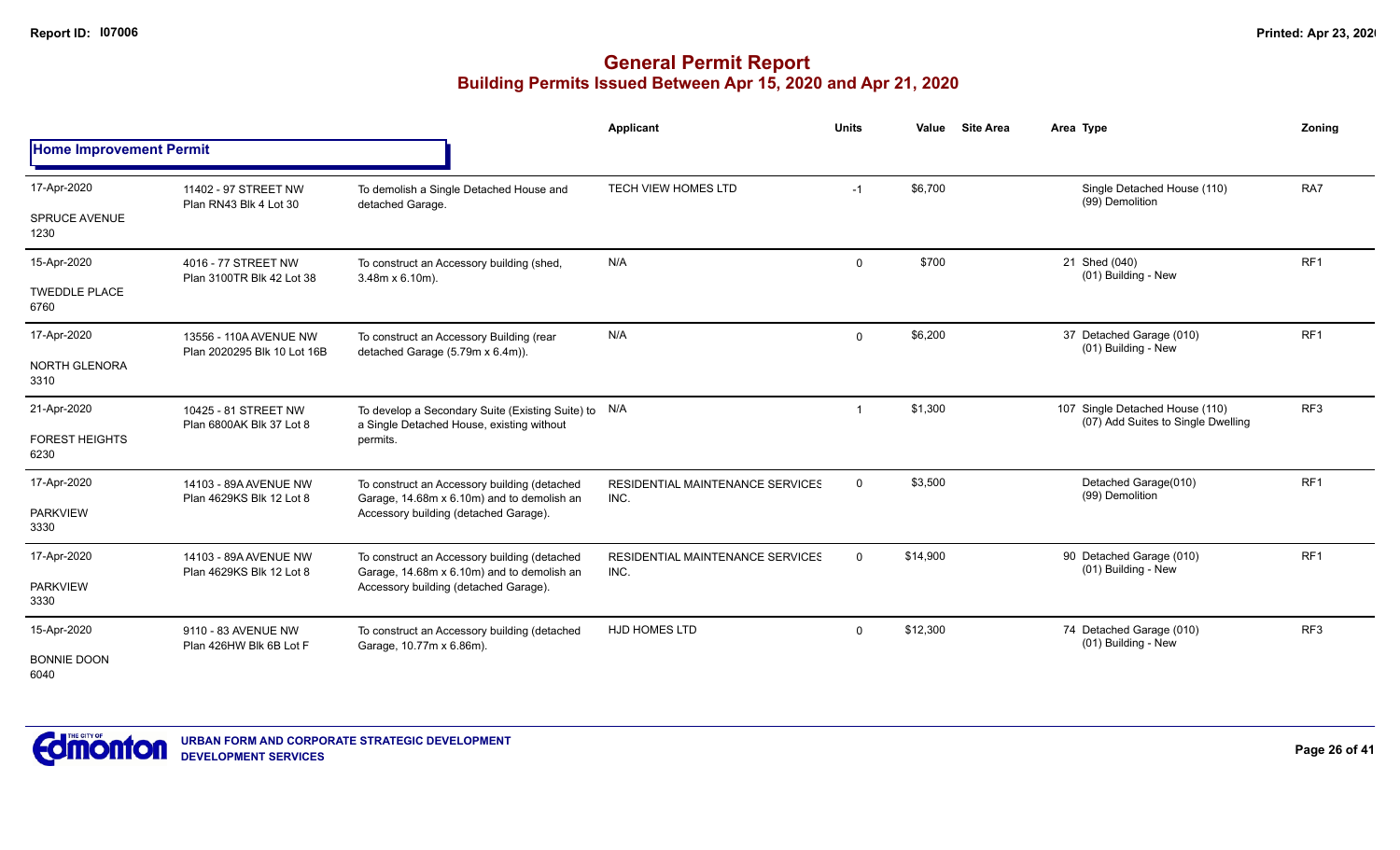# General Permit Report

## Building Permits Issued Between Apr 15, 2020 and Apr 21, 2020

| | | | Applicant | Units | Value | Site Area | Area | Type | Zoning |
|---|---|---|---|---|---|---|---|---|---|
| **Home Improvement Permit** | | | | | | | | | |
| 17-Apr-2020<br>SPRUCE AVENUE<br>1230 | 11402 - 97 STREET NW<br>Plan RN43 Blk 4 Lot 30 | To demolish a Single Detached House and detached Garage. | TECH VIEW HOMES LTD | -1 | $6,700 | | | Single Detached House (110)<br>(99) Demolition | RA7 |
| 15-Apr-2020<br>TWEDDLE PLACE<br>6760 | 4016 - 77 STREET NW<br>Plan 3100TR Blk 42 Lot 38 | To construct an Accessory building (shed, 3.48m x 6.10m). | N/A | 0 | $700 | | 21 | Shed (040)<br>(01) Building - New | RF1 |
| 17-Apr-2020<br>NORTH GLENORA<br>3310 | 13556 - 110A AVENUE NW<br>Plan 2020295 Blk 10 Lot 16B | To construct an Accessory Building (rear detached Garage (5.79m x 6.4m)). | N/A | 0 | $6,200 | | 37 | Detached Garage (010)<br>(01) Building - New | RF1 |
| 21-Apr-2020<br>FOREST HEIGHTS<br>6230 | 10425 - 81 STREET NW<br>Plan 6800AK Blk 37 Lot 8 | To develop a Secondary Suite (Existing Suite) to a Single Detached House, existing without permits. | N/A | 1 | $1,300 | | 107 | Single Detached House (110)<br>(07) Add Suites to Single Dwelling | RF3 |
| 17-Apr-2020<br>PARKVIEW<br>3330 | 14103 - 89A AVENUE NW<br>Plan 4629KS Blk 12 Lot 8 | To construct an Accessory building (detached Garage, 14.68m x 6.10m) and to demolish an Accessory building (detached Garage). | RESIDENTIAL MAINTENANCE SERVICES INC. | 0 | $3,500 | | | Detached Garage(010)<br>(99) Demolition | RF1 |
| 17-Apr-2020<br>PARKVIEW<br>3330 | 14103 - 89A AVENUE NW<br>Plan 4629KS Blk 12 Lot 8 | To construct an Accessory building (detached Garage, 14.68m x 6.10m) and to demolish an Accessory building (detached Garage). | RESIDENTIAL MAINTENANCE SERVICES INC. | 0 | $14,900 | | 90 | Detached Garage (010)<br>(01) Building - New | RF1 |
| 15-Apr-2020<br>BONNIE DOON<br>6040 | 9110 - 83 AVENUE NW<br>Plan 426HW Blk 6B Lot F | To construct an Accessory building (detached Garage, 10.77m x 6.86m). | HJD HOMES LTD | 0 | $12,300 | | 74 | Detached Garage (010)<br>(01) Building - New | RF3 |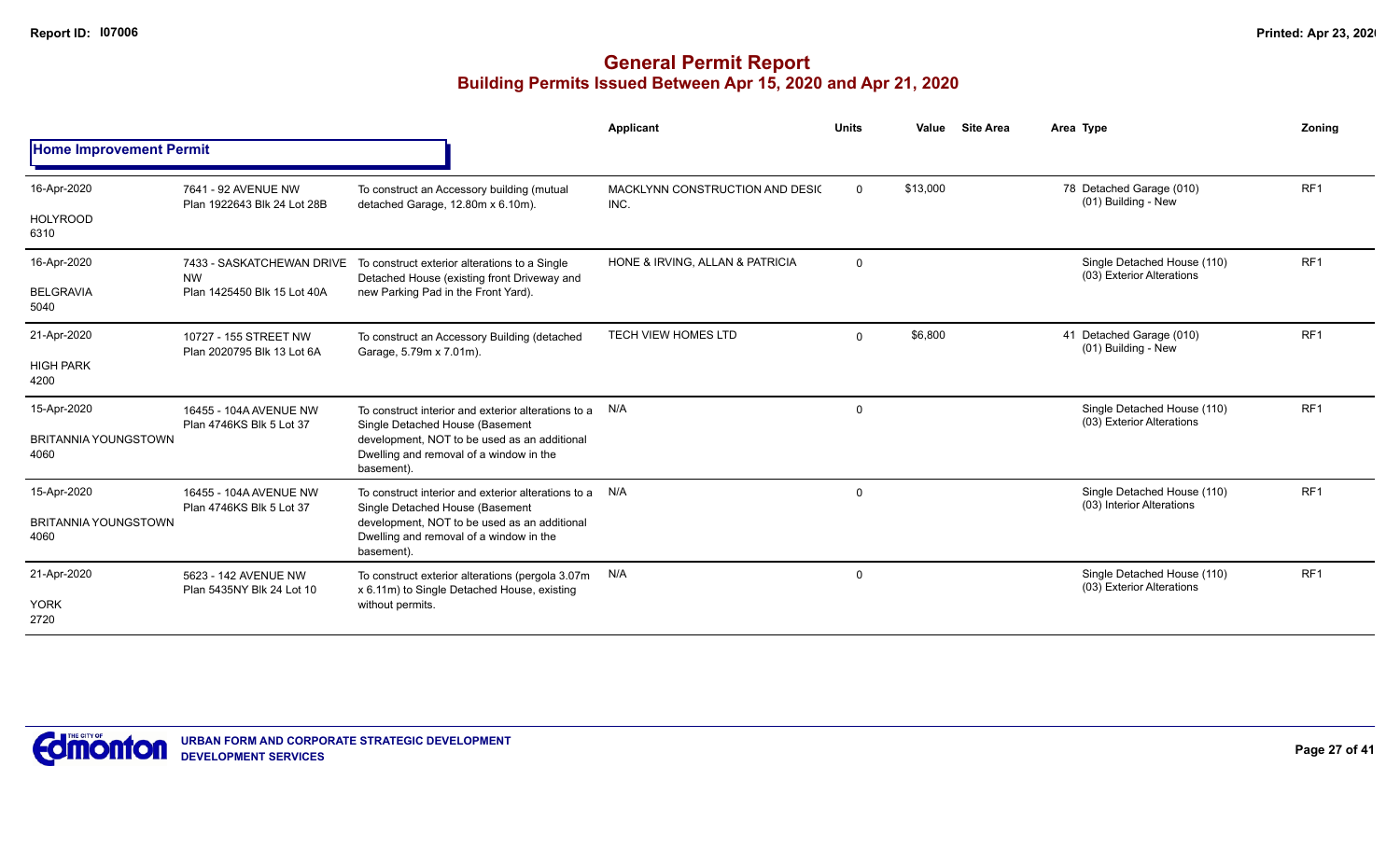# General Permit Report

## Building Permits Issued Between Apr 15, 2020 and Apr 21, 2020

| | | | Applicant | Units | Value | Site Area | Area Type | Zoning |
|---|---|---|---|---|---|---|---|---|
| **Home Improvement Permit** | | | | | | | | |
| 16-Apr-2020<br>HOLYROOD<br>6310 | 7641 - 92 AVENUE NW<br>Plan 1922643 Blk 24 Lot 28B | To construct an Accessory building (mutual detached Garage, 12.80m x 6.10m). | MACKLYNN CONSTRUCTION AND DESIC INC. | 0 | $13,000 | | 78 Detached Garage (010)<br>(01) Building - New | RF1 |
| 16-Apr-2020<br>BELGRAVIA<br>5040 | 7433 - SASKATCHEWAN DRIVE NW<br>Plan 1425450 Blk 15 Lot 40A | To construct exterior alterations to a Single Detached House (existing front Driveway and new Parking Pad in the Front Yard). | HONE & IRVING, ALLAN & PATRICIA | 0 | | | Single Detached House (110)<br>(03) Exterior Alterations | RF1 |
| 21-Apr-2020<br>HIGH PARK<br>4200 | 10727 - 155 STREET NW<br>Plan 2020795 Blk 13 Lot 6A | To construct an Accessory Building (detached Garage, 5.79m x 7.01m). | TECH VIEW HOMES LTD | 0 | $6,800 | | 41 Detached Garage (010)<br>(01) Building - New | RF1 |
| 15-Apr-2020<br>BRITANNIA YOUNGSTOWN<br>4060 | 16455 - 104A AVENUE NW<br>Plan 4746KS Blk 5 Lot 37 | To construct interior and exterior alterations to a Single Detached House (Basement development, NOT to be used as an additional Dwelling and removal of a window in the basement). | N/A | 0 | | | Single Detached House (110)<br>(03) Exterior Alterations | RF1 |
| 15-Apr-2020<br>BRITANNIA YOUNGSTOWN<br>4060 | 16455 - 104A AVENUE NW<br>Plan 4746KS Blk 5 Lot 37 | To construct interior and exterior alterations to a Single Detached House (Basement development, NOT to be used as an additional Dwelling and removal of a window in the basement). | N/A | 0 | | | Single Detached House (110)<br>(03) Interior Alterations | RF1 |
| 21-Apr-2020<br>YORK<br>2720 | 5623 - 142 AVENUE NW<br>Plan 5435NY Blk 24 Lot 10 | To construct exterior alterations (pergola 3.07m x 6.11m) to Single Detached House, existing without permits. | N/A | 0 | | | Single Detached House (110)<br>(03) Exterior Alterations | RF1 |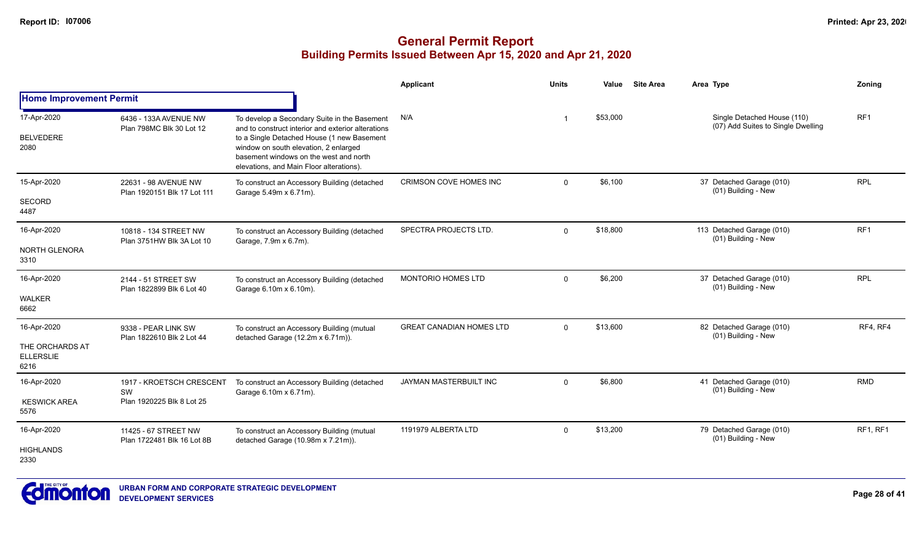# General Permit Report

## Building Permits Issued Between Apr 15, 2020 and Apr 21, 2020

| | | | Applicant | Units | Value | Site Area | Area | Type | Zoning |
|---|---|---|---|---|---|---|---|---|---|
| **Home Improvement Permit** | | | | | | | | | |
| 17-Apr-2020<br>BELVEDERE<br>2080 | 6436 - 133A AVENUE NW<br>Plan 798MC Blk 30 Lot 12 | To develop a Secondary Suite in the Basement and to construct interior and exterior alterations to a Single Detached House (1 new Basement window on south elevation, 2 enlarged basement windows on the west and north elevations, and Main Floor alterations). | N/A | 1 | $53,000 | | | Single Detached House (110)<br>(07) Add Suites to Single Dwelling | RF1 |
| 15-Apr-2020<br>SECORD<br>4487 | 22631 - 98 AVENUE NW<br>Plan 1920151 Blk 17 Lot 111 | To construct an Accessory Building (detached Garage 5.49m x 6.71m). | CRIMSON COVE HOMES INC | 0 | $6,100 | | 37 | Detached Garage (010)<br>(01) Building - New | RPL |
| 16-Apr-2020<br>NORTH GLENORA<br>3310 | 10818 - 134 STREET NW<br>Plan 3751HW Blk 3A Lot 10 | To construct an Accessory Building (detached Garage, 7.9m x 6.7m). | SPECTRA PROJECTS LTD. | 0 | $18,800 | | 113 | Detached Garage (010)<br>(01) Building - New | RF1 |
| 16-Apr-2020<br>WALKER<br>6662 | 2144 - 51 STREET SW<br>Plan 1822899 Blk 6 Lot 40 | To construct an Accessory Building (detached Garage 6.10m x 6.10m). | MONTORIO HOMES LTD | 0 | $6,200 | | 37 | Detached Garage (010)<br>(01) Building - New | RPL |
| 16-Apr-2020<br>THE ORCHARDS AT ELLERSLIE<br>6216 | 9338 - PEAR LINK SW<br>Plan 1822610 Blk 2 Lot 44 | To construct an Accessory Building (mutual detached Garage (12.2m x 6.71m)). | GREAT CANADIAN HOMES LTD | 0 | $13,600 | | 82 | Detached Garage (010)<br>(01) Building - New | RF4, RF4 |
| 16-Apr-2020<br>KESWICK AREA<br>5576 | 1917 - KROETSCH CRESCENT SW<br>Plan 1920225 Blk 8 Lot 25 | To construct an Accessory Building (detached Garage 6.10m x 6.71m). | JAYMAN MASTERBUILT INC | 0 | $6,800 | | 41 | Detached Garage (010)<br>(01) Building - New | RMD |
| 16-Apr-2020<br>HIGHLANDS<br>2330 | 11425 - 67 STREET NW<br>Plan 1722481 Blk 16 Lot 8B | To construct an Accessory Building (mutual detached Garage (10.98m x 7.21m)). | 1191979 ALBERTA LTD | 0 | $13,200 | | 79 | Detached Garage (010)<br>(01) Building - New | RF1, RF1 |

URBAN FORM AND CORPORATE STRATEGIC DEVELOPMENT
DEVELOPMENT SERVICES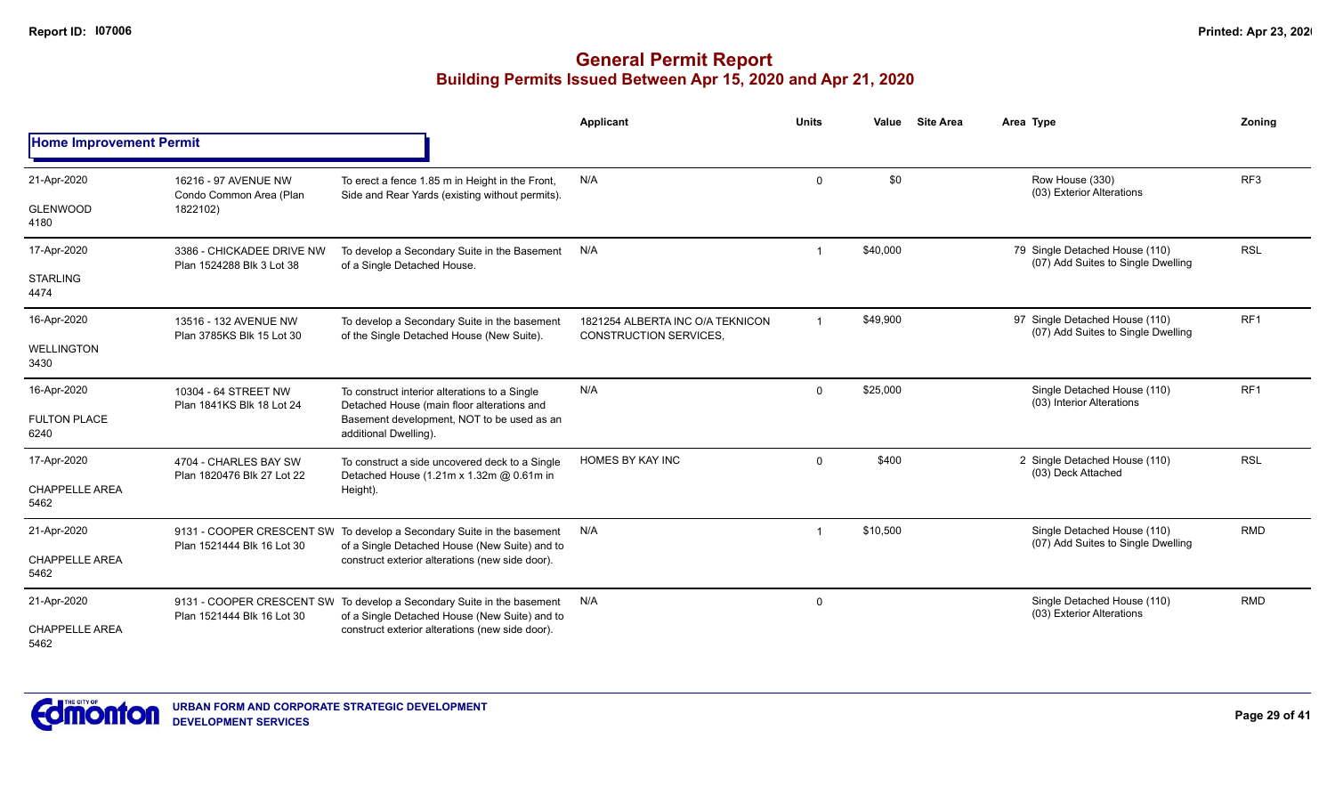# General Permit Report

## Building Permits Issued Between Apr 15, 2020 and Apr 21, 2020

### Home Improvement Permit

| Date / Neighbourhood | Address / Legal | Description | Applicant | Units | Value | Site Area | Area | Type | Zoning |
|---|---|---|---|---|---|---|---|---|---|
| 21-Apr-2020<br>GLENWOOD<br>4180 | 16216 - 97 AVENUE NW<br>Condo Common Area (Plan 1822102) | To erect a fence 1.85 m in Height in the Front, Side and Rear Yards (existing without permits). | N/A | 0 | $0 | | | Row House (330)<br>(03) Exterior Alterations | RF3 |
| 17-Apr-2020<br>STARLING<br>4474 | 3386 - CHICKADEE DRIVE NW<br>Plan 1524288 Blk 3 Lot 38 | To develop a Secondary Suite in the Basement of a Single Detached House. | N/A | 1 | $40,000 | | 79 | Single Detached House (110)<br>(07) Add Suites to Single Dwelling | RSL |
| 16-Apr-2020<br>WELLINGTON<br>3430 | 13516 - 132 AVENUE NW<br>Plan 3785KS Blk 15 Lot 30 | To develop a Secondary Suite in the basement of the Single Detached House (New Suite). | 1821254 ALBERTA INC O/A TEKNICON CONSTRUCTION SERVICES, | 1 | $49,900 | | 97 | Single Detached House (110)<br>(07) Add Suites to Single Dwelling | RF1 |
| 16-Apr-2020<br>FULTON PLACE<br>6240 | 10304 - 64 STREET NW<br>Plan 1841KS Blk 18 Lot 24 | To construct interior alterations to a Single Detached House (main floor alterations and Basement development, NOT to be used as an additional Dwelling). | N/A | 0 | $25,000 | | | Single Detached House (110)<br>(03) Interior Alterations | RF1 |
| 17-Apr-2020<br>CHAPPELLE AREA<br>5462 | 4704 - CHARLES BAY SW<br>Plan 1820476 Blk 27 Lot 22 | To construct a side uncovered deck to a Single Detached House (1.21m x 1.32m @ 0.61m in Height). | HOMES BY KAY INC | 0 | $400 | | 2 | Single Detached House (110)<br>(03) Deck Attached | RSL |
| 21-Apr-2020<br>CHAPPELLE AREA<br>5462 | 9131 - COOPER CRESCENT SW<br>Plan 1521444 Blk 16 Lot 30 | To develop a Secondary Suite in the basement of a Single Detached House (New Suite) and to construct exterior alterations (new side door). | N/A | 1 | $10,500 | | | Single Detached House (110)<br>(07) Add Suites to Single Dwelling | RMD |
| 21-Apr-2020<br>CHAPPELLE AREA<br>5462 | 9131 - COOPER CRESCENT SW<br>Plan 1521444 Blk 16 Lot 30 | To develop a Secondary Suite in the basement of a Single Detached House (New Suite) and to construct exterior alterations (new side door). | N/A | 0 | | | | Single Detached House (110)<br>(03) Exterior Alterations | RMD |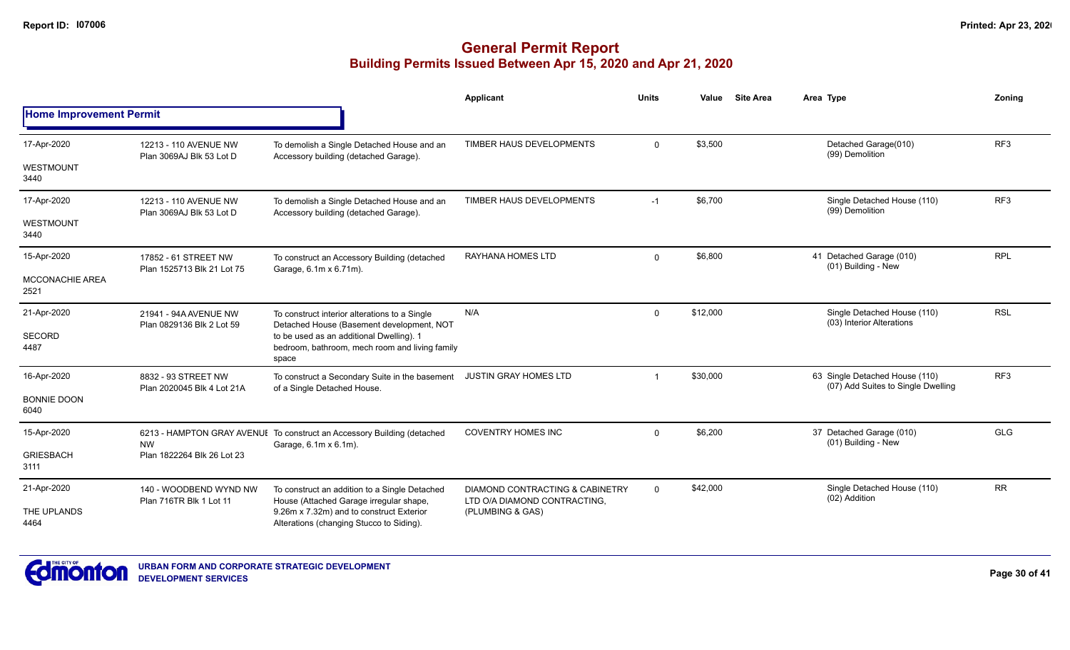# General Permit Report

## Building Permits Issued Between Apr 15, 2020 and Apr 21, 2020

### Home Improvement Permit

| Date / Neighbourhood | Address / Legal | Description | Applicant | Units | Value | Site Area | Area Type | Zoning |
|---|---|---|---|---|---|---|---|---|
| 17-Apr-2020 WESTMOUNT 3440 | 12213 - 110 AVENUE NW Plan 3069AJ Blk 53 Lot D | To demolish a Single Detached House and an Accessory building (detached Garage). | TIMBER HAUS DEVELOPMENTS | 0 | $3,500 | | Detached Garage(010) (99) Demolition | RF3 |
| 17-Apr-2020 WESTMOUNT 3440 | 12213 - 110 AVENUE NW Plan 3069AJ Blk 53 Lot D | To demolish a Single Detached House and an Accessory building (detached Garage). | TIMBER HAUS DEVELOPMENTS | -1 | $6,700 | | Single Detached House (110) (99) Demolition | RF3 |
| 15-Apr-2020 MCCONACHIE AREA 2521 | 17852 - 61 STREET NW Plan 1525713 Blk 21 Lot 75 | To construct an Accessory Building (detached Garage, 6.1m x 6.71m). | RAYHANA HOMES LTD | 0 | $6,800 | | 41 Detached Garage (010) (01) Building - New | RPL |
| 21-Apr-2020 SECORD 4487 | 21941 - 94A AVENUE NW Plan 0829136 Blk 2 Lot 59 | To construct interior alterations to a Single Detached House (Basement development, NOT to be used as an additional Dwelling). 1 bedroom, bathroom, mech room and living family space | N/A | 0 | $12,000 | | Single Detached House (110) (03) Interior Alterations | RSL |
| 16-Apr-2020 BONNIE DOON 6040 | 8832 - 93 STREET NW Plan 2020045 Blk 4 Lot 21A | To construct a Secondary Suite in the basement of a Single Detached House. | JUSTIN GRAY HOMES LTD | 1 | $30,000 | | 63 Single Detached House (110) (07) Add Suites to Single Dwelling | RF3 |
| 15-Apr-2020 GRIESBACH 3111 | 6213 - HAMPTON GRAY AVENUE NW Plan 1822264 Blk 26 Lot 23 | To construct an Accessory Building (detached Garage, 6.1m x 6.1m). | COVENTRY HOMES INC | 0 | $6,200 | | 37 Detached Garage (010) (01) Building - New | GLG |
| 21-Apr-2020 THE UPLANDS 4464 | 140 - WOODBEND WYND NW Plan 716TR Blk 1 Lot 11 | To construct an addition to a Single Detached House (Attached Garage irregular shape, 9.26m x 7.32m) and to construct Exterior Alterations (changing Stucco to Siding). | DIAMOND CONTRACTING & CABINETRY LTD O/A DIAMOND CONTRACTING, (PLUMBING & GAS) | 0 | $42,000 | | Single Detached House (110) (02) Addition | RR |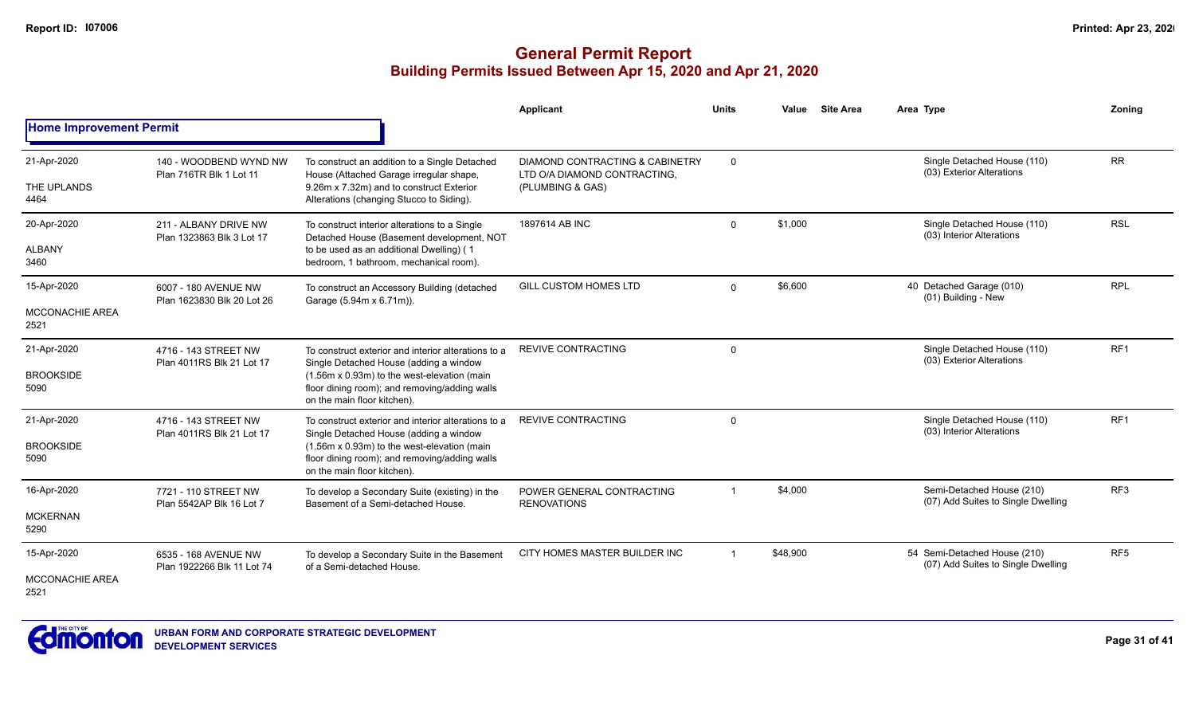# General Permit Report

## Building Permits Issued Between Apr 15, 2020 and Apr 21, 2020

### Home Improvement Permit

| Date / Neighbourhood | Address / Legal | Description | Applicant | Units | Value | Site Area | Area | Type | Zoning |
|---|---|---|---|---|---|---|---|---|---|
| 21-Apr-2020 THE UPLANDS 4464 | 140 - WOODBEND WYND NW Plan 716TR Blk 1 Lot 11 | To construct an addition to a Single Detached House (Attached Garage irregular shape, 9.26m x 7.32m) and to construct Exterior Alterations (changing Stucco to Siding). | DIAMOND CONTRACTING & CABINETRY LTD O/A DIAMOND CONTRACTING, (PLUMBING & GAS) | 0 | | | | Single Detached House (110) (03) Exterior Alterations | RR |
| 20-Apr-2020 ALBANY 3460 | 211 - ALBANY DRIVE NW Plan 1323863 Blk 3 Lot 17 | To construct interior alterations to a Single Detached House (Basement development, NOT to be used as an additional Dwelling) ( 1 bedroom, 1 bathroom, mechanical room). | 1897614 AB INC | 0 | $1,000 | | | Single Detached House (110) (03) Interior Alterations | RSL |
| 15-Apr-2020 MCCONACHIE AREA 2521 | 6007 - 180 AVENUE NW Plan 1623830 Blk 20 Lot 26 | To construct an Accessory Building (detached Garage (5.94m x 6.71m)). | GILL CUSTOM HOMES LTD | 0 | $6,600 | | 40 | Detached Garage (010) (01) Building - New | RPL |
| 21-Apr-2020 BROOKSIDE 5090 | 4716 - 143 STREET NW Plan 4011RS Blk 21 Lot 17 | To construct exterior and interior alterations to a Single Detached House (adding a window (1.56m x 0.93m) to the west-elevation (main floor dining room); and removing/adding walls on the main floor kitchen). | REVIVE CONTRACTING | 0 | | | | Single Detached House (110) (03) Exterior Alterations | RF1 |
| 21-Apr-2020 BROOKSIDE 5090 | 4716 - 143 STREET NW Plan 4011RS Blk 21 Lot 17 | To construct exterior and interior alterations to a Single Detached House (adding a window (1.56m x 0.93m) to the west-elevation (main floor dining room); and removing/adding walls on the main floor kitchen). | REVIVE CONTRACTING | 0 | | | | Single Detached House (110) (03) Interior Alterations | RF1 |
| 16-Apr-2020 MCKERNAN 5290 | 7721 - 110 STREET NW Plan 5542AP Blk 16 Lot 7 | To develop a Secondary Suite (existing) in the Basement of a Semi-detached House. | POWER GENERAL CONTRACTING RENOVATIONS | 1 | $4,000 | | | Semi-Detached House (210) (07) Add Suites to Single Dwelling | RF3 |
| 15-Apr-2020 MCCONACHIE AREA 2521 | 6535 - 168 AVENUE NW Plan 1922266 Blk 11 Lot 74 | To develop a Secondary Suite in the Basement of a Semi-detached House. | CITY HOMES MASTER BUILDER INC | 1 | $48,900 | | 54 | Semi-Detached House (210) (07) Add Suites to Single Dwelling | RF5 |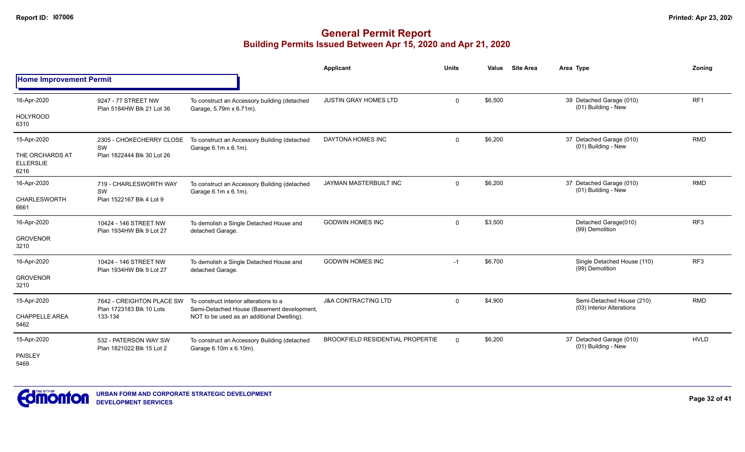# General Permit Report

## Building Permits Issued Between Apr 15, 2020 and Apr 21, 2020

### Home Improvement Permit

| Date / Neighbourhood | Address / Legal | Description | Applicant | Units | Value | Site Area | Area Type | Zoning |
|---|---|---|---|---|---|---|---|---|
| 16-Apr-2020<br>HOLYROOD<br>6310 | 9247 - 77 STREET NW<br>Plan 5184HW Blk 21 Lot 36 | To construct an Accessory building (detached Garage, 5.79m x 6.71m). | JUSTIN GRAY HOMES LTD | 0 | $6,500 | | 39 Detached Garage (010)<br>(01) Building - New | RF1 |
| 15-Apr-2020<br>THE ORCHARDS AT ELLERSLIE<br>6216 | 2305 - CHOKECHERRY CLOSE SW<br>Plan 1822444 Blk 30 Lot 26 | To construct an Accessory Building (detached Garage 6.1m x 6.1m). | DAYTONA HOMES INC | 0 | $6,200 | | 37 Detached Garage (010)<br>(01) Building - New | RMD |
| 16-Apr-2020<br>CHARLESWORTH<br>6661 | 719 - CHARLESWORTH WAY SW<br>Plan 1522167 Blk 4 Lot 9 | To construct an Accessory Building (detached Garage 6.1m x 6.1m). | JAYMAN MASTERBUILT INC | 0 | $6,200 | | 37 Detached Garage (010)<br>(01) Building - New | RMD |
| 16-Apr-2020<br>GROVENOR<br>3210 | 10424 - 146 STREET NW<br>Plan 1934HW Blk 9 Lot 27 | To demolish a Single Detached House and detached Garage. | GODWIN HOMES INC | 0 | $3,500 | | Detached Garage(010)<br>(99) Demolition | RF3 |
| 16-Apr-2020<br>GROVENOR<br>3210 | 10424 - 146 STREET NW<br>Plan 1934HW Blk 9 Lot 27 | To demolish a Single Detached House and detached Garage. | GODWIN HOMES INC | -1 | $6,700 | | Single Detached House (110)<br>(99) Demolition | RF3 |
| 15-Apr-2020<br>CHAPPELLE AREA<br>5462 | 7642 - CREIGHTON PLACE SW<br>Plan 1723183 Blk 10 Lots 133-134 | To construct interior alterations to a Semi-Detached House (Basement development, NOT to be used as an additional Dwelling). | J&A CONTRACTING LTD | 0 | $4,900 | | Semi-Detached House (210)<br>(03) Interior Alterations | RMD |
| 15-Apr-2020<br>PAISLEY<br>5469 | 532 - PATERSON WAY SW<br>Plan 1821022 Blk 15 Lot 2 | To construct an Accessory Building (detached Garage 6.10m x 6.10m). | BROOKFIELD RESIDENTIAL PROPERTIE | 0 | $6,200 | | 37 Detached Garage (010)<br>(01) Building - New | HVLD |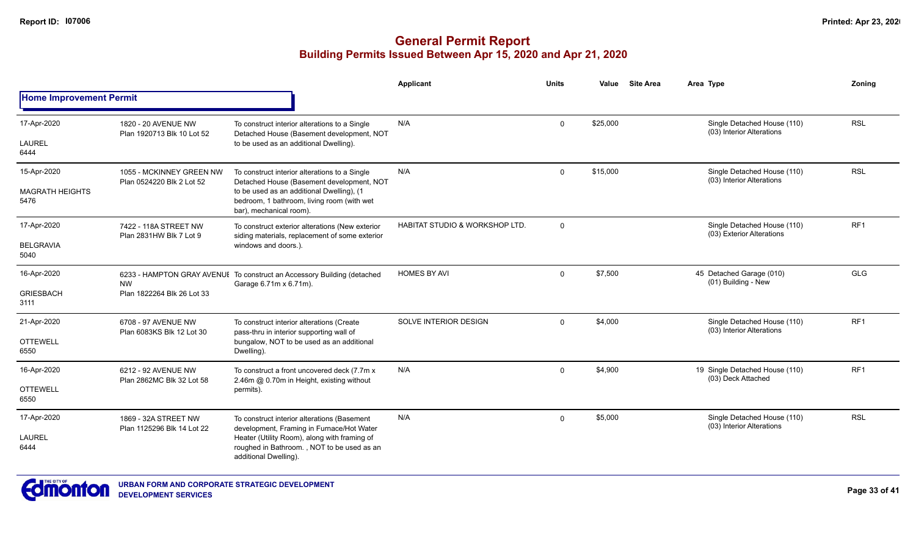# General Permit Report

## Building Permits Issued Between Apr 15, 2020 and Apr 21, 2020

### Home Improvement Permit

| Date / Neighbourhood | Address / Legal | Description | Applicant | Units | Value | Site Area | Area | Type | Zoning |
|---|---|---|---|---|---|---|---|---|---|
| 17-Apr-2020 LAUREL 6444 | 1820 - 20 AVENUE NW Plan 1920713 Blk 10 Lot 52 | To construct interior alterations to a Single Detached House (Basement development, NOT to be used as an additional Dwelling). | N/A | 0 | $25,000 | | | Single Detached House (110) (03) Interior Alterations | RSL |
| 15-Apr-2020 MAGRATH HEIGHTS 5476 | 1055 - MCKINNEY GREEN NW Plan 0524220 Blk 2 Lot 52 | To construct interior alterations to a Single Detached House (Basement development, NOT to be used as an additional Dwelling), (1 bedroom, 1 bathroom, living room (with wet bar), mechanical room). | N/A | 0 | $15,000 | | | Single Detached House (110) (03) Interior Alterations | RSL |
| 17-Apr-2020 BELGRAVIA 5040 | 7422 - 118A STREET NW Plan 2831HW Blk 7 Lot 9 | To construct exterior alterations (New exterior siding materials, replacement of some exterior windows and doors.). | HABITAT STUDIO & WORKSHOP LTD. | 0 | | | | Single Detached House (110) (03) Exterior Alterations | RF1 |
| 16-Apr-2020 GRIESBACH 3111 | 6233 - HAMPTON GRAY AVENUE NW Plan 1822264 Blk 26 Lot 33 | To construct an Accessory Building (detached Garage 6.71m x 6.71m). | HOMES BY AVI | 0 | $7,500 | | 45 | Detached Garage (010) (01) Building - New | GLG |
| 21-Apr-2020 OTTEWELL 6550 | 6708 - 97 AVENUE NW Plan 6083KS Blk 12 Lot 30 | To construct interior alterations (Create pass-thru in interior supporting wall of bungalow, NOT to be used as an additional Dwelling). | SOLVE INTERIOR DESIGN | 0 | $4,000 | | | Single Detached House (110) (03) Interior Alterations | RF1 |
| 16-Apr-2020 OTTEWELL 6550 | 6212 - 92 AVENUE NW Plan 2862MC Blk 32 Lot 58 | To construct a front uncovered deck (7.7m x 2.46m @ 0.70m in Height, existing without permits). | N/A | 0 | $4,900 | | 19 | Single Detached House (110) (03) Deck Attached | RF1 |
| 17-Apr-2020 LAUREL 6444 | 1869 - 32A STREET NW Plan 1125296 Blk 14 Lot 22 | To construct interior alterations (Basement development, Framing in Furnace/Hot Water Heater (Utility Room), along with framing of roughed in Bathroom. , NOT to be used as an additional Dwelling). | N/A | 0 | $5,000 | | | Single Detached House (110) (03) Interior Alterations | RSL |

URBAN FORM AND CORPORATE STRATEGIC DEVELOPMENT
DEVELOPMENT SERVICES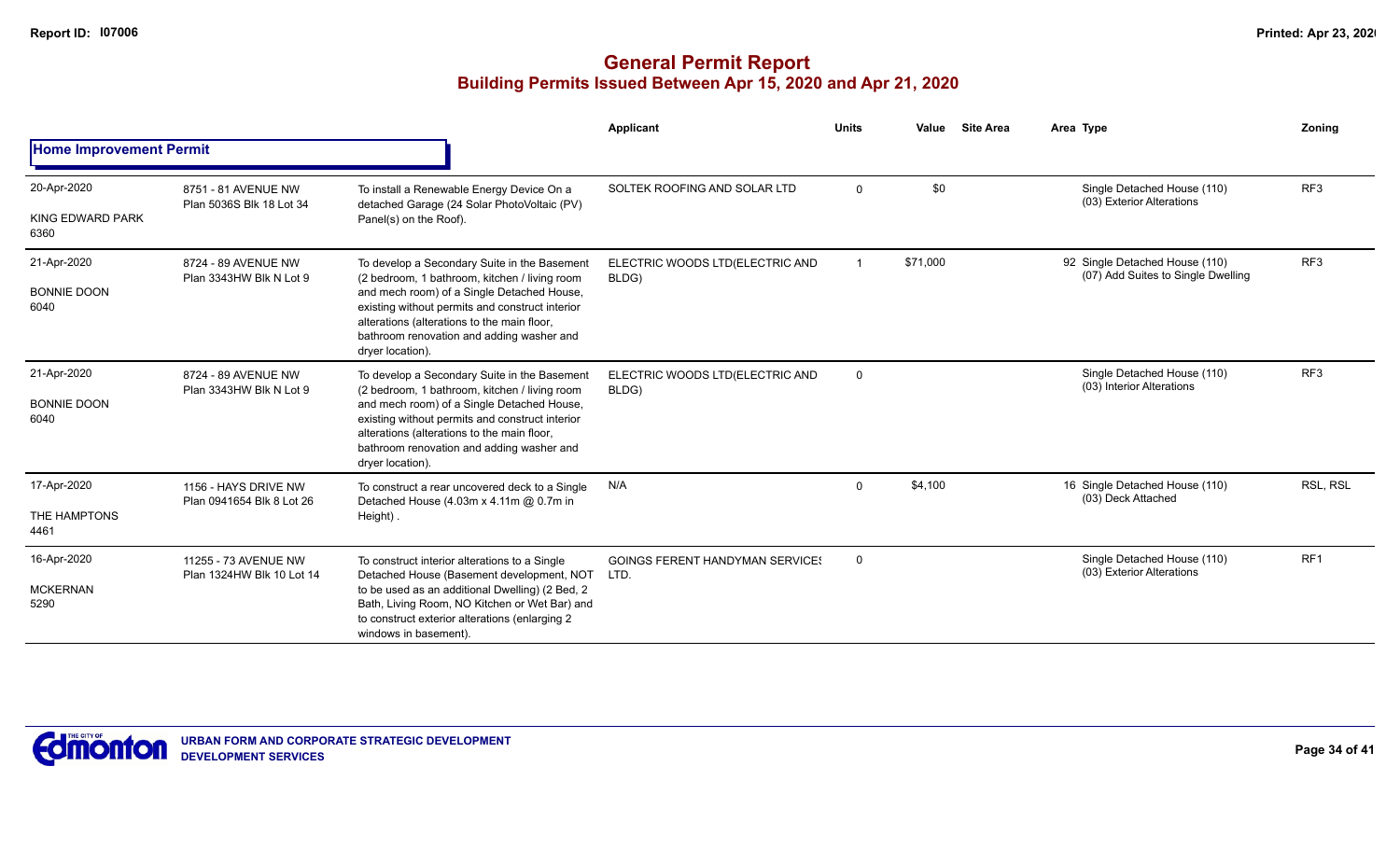# General Permit Report

## Building Permits Issued Between Apr 15, 2020 and Apr 21, 2020

| | | | Applicant | Units | Value | Site Area | Area | Type | Zoning |
|---|---|---|---|---|---|---|---|---|---|
| **Home Improvement Permit** | | | | | | | | | |
| 20-Apr-2020<br>KING EDWARD PARK<br>6360 | 8751 - 81 AVENUE NW<br>Plan 5036S Blk 18 Lot 34 | To install a Renewable Energy Device On a detached Garage (24 Solar PhotoVoltaic (PV) Panel(s) on the Roof). | SOLTEK ROOFING AND SOLAR LTD | 0 | $0 | | | Single Detached House (110)<br>(03) Exterior Alterations | RF3 |
| 21-Apr-2020<br>BONNIE DOON<br>6040 | 8724 - 89 AVENUE NW<br>Plan 3343HW Blk N Lot 9 | To develop a Secondary Suite in the Basement (2 bedroom, 1 bathroom, kitchen / living room and mech room) of a Single Detached House, existing without permits and construct interior alterations (alterations to the main floor, bathroom renovation and adding washer and dryer location). | ELECTRIC WOODS LTD(ELECTRIC AND BLDG) | 1 | $71,000 | | 92 | Single Detached House (110)<br>(07) Add Suites to Single Dwelling | RF3 |
| 21-Apr-2020<br>BONNIE DOON<br>6040 | 8724 - 89 AVENUE NW<br>Plan 3343HW Blk N Lot 9 | To develop a Secondary Suite in the Basement (2 bedroom, 1 bathroom, kitchen / living room and mech room) of a Single Detached House, existing without permits and construct interior alterations (alterations to the main floor, bathroom renovation and adding washer and dryer location). | ELECTRIC WOODS LTD(ELECTRIC AND BLDG) | 0 | | | | Single Detached House (110)<br>(03) Interior Alterations | RF3 |
| 17-Apr-2020<br>THE HAMPTONS<br>4461 | 1156 - HAYS DRIVE NW<br>Plan 0941654 Blk 8 Lot 26 | To construct a rear uncovered deck to a Single Detached House (4.03m x 4.11m @ 0.7m in Height) . | N/A | 0 | $4,100 | | 16 | Single Detached House (110)<br>(03) Deck Attached | RSL, RSL |
| 16-Apr-2020<br>MCKERNAN<br>5290 | 11255 - 73 AVENUE NW<br>Plan 1324HW Blk 10 Lot 14 | To construct interior alterations to a Single Detached House (Basement development, NOT to be used as an additional Dwelling) (2 Bed, 2 Bath, Living Room, NO Kitchen or Wet Bar) and to construct exterior alterations (enlarging 2 windows in basement). | GOINGS FERENT HANDYMAN SERVICES LTD. | 0 | | | | Single Detached House (110)<br>(03) Exterior Alterations | RF1 |

**URBAN FORM AND CORPORATE STRATEGIC DEVELOPMENT**
**DEVELOPMENT SERVICES**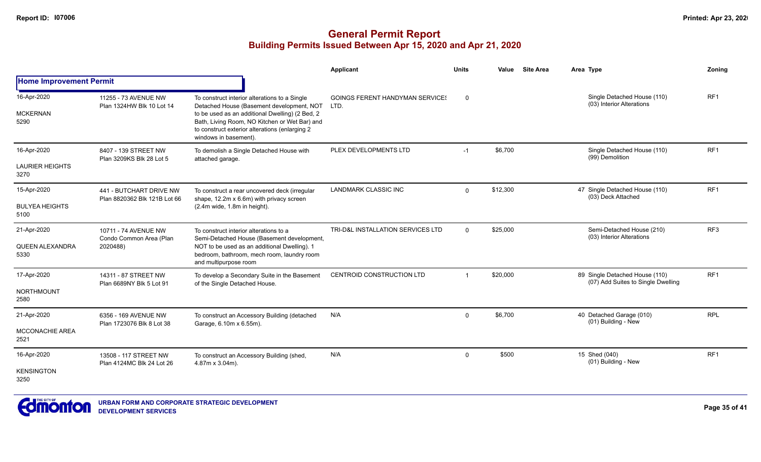# General Permit Report

## Building Permits Issued Between Apr 15, 2020 and Apr 21, 2020

| | | | Applicant | Units | Value | Site Area | Area | Type | Zoning |
|---|---|---|---|---|---|---|---|---|---|
| **Home Improvement Permit** | | | | | | | | | |
| 16-Apr-2020<br>MCKERNAN<br>5290 | 11255 - 73 AVENUE NW<br>Plan 1324HW Blk 10 Lot 14 | To construct interior alterations to a Single Detached House (Basement development, NOT to be used as an additional Dwelling) (2 Bed, 2 Bath, Living Room, NO Kitchen or Wet Bar) and to construct exterior alterations (enlarging 2 windows in basement). | GOINGS FERENT HANDYMAN SERVICES LTD. | 0 | | | | Single Detached House (110)<br>(03) Interior Alterations | RF1 |
| 16-Apr-2020<br>LAURIER HEIGHTS<br>3270 | 8407 - 139 STREET NW<br>Plan 3209KS Blk 28 Lot 5 | To demolish a Single Detached House with attached garage. | PLEX DEVELOPMENTS LTD | -1 | $6,700 | | | Single Detached House (110)<br>(99) Demolition | RF1 |
| 15-Apr-2020<br>BULYEA HEIGHTS<br>5100 | 441 - BUTCHART DRIVE NW<br>Plan 8820362 Blk 121B Lot 66 | To construct a rear uncovered deck (irregular shape, 12.2m x 6.6m) with privacy screen (2.4m wide, 1.8m in height). | LANDMARK CLASSIC INC | 0 | $12,300 | | 47 | Single Detached House (110)<br>(03) Deck Attached | RF1 |
| 21-Apr-2020<br>QUEEN ALEXANDRA<br>5330 | 10711 - 74 AVENUE NW<br>Condo Common Area (Plan 2020488) | To construct interior alterations to a Semi-Detached House (Basement development, NOT to be used as an additional Dwelling). 1 bedroom, bathroom, mech room, laundry room and multipurpose room | TRI-D&L INSTALLATION SERVICES LTD | 0 | $25,000 | | | Semi-Detached House (210)<br>(03) Interior Alterations | RF3 |
| 17-Apr-2020<br>NORTHMOUNT<br>2580 | 14311 - 87 STREET NW<br>Plan 6689NY Blk 5 Lot 91 | To develop a Secondary Suite in the Basement of the Single Detached House. | CENTROID CONSTRUCTION LTD | 1 | $20,000 | | 89 | Single Detached House (110)<br>(07) Add Suites to Single Dwelling | RF1 |
| 21-Apr-2020<br>MCCONACHIE AREA<br>2521 | 6356 - 169 AVENUE NW<br>Plan 1723076 Blk 8 Lot 38 | To construct an Accessory Building (detached Garage, 6.10m x 6.55m). | N/A | 0 | $6,700 | | 40 | Detached Garage (010)<br>(01) Building - New | RPL |
| 16-Apr-2020<br>KENSINGTON<br>3250 | 13508 - 117 STREET NW<br>Plan 4124MC Blk 24 Lot 26 | To construct an Accessory Building (shed, 4.87m x 3.04m). | N/A | 0 | $500 | | 15 | Shed (040)<br>(01) Building - New | RF1 |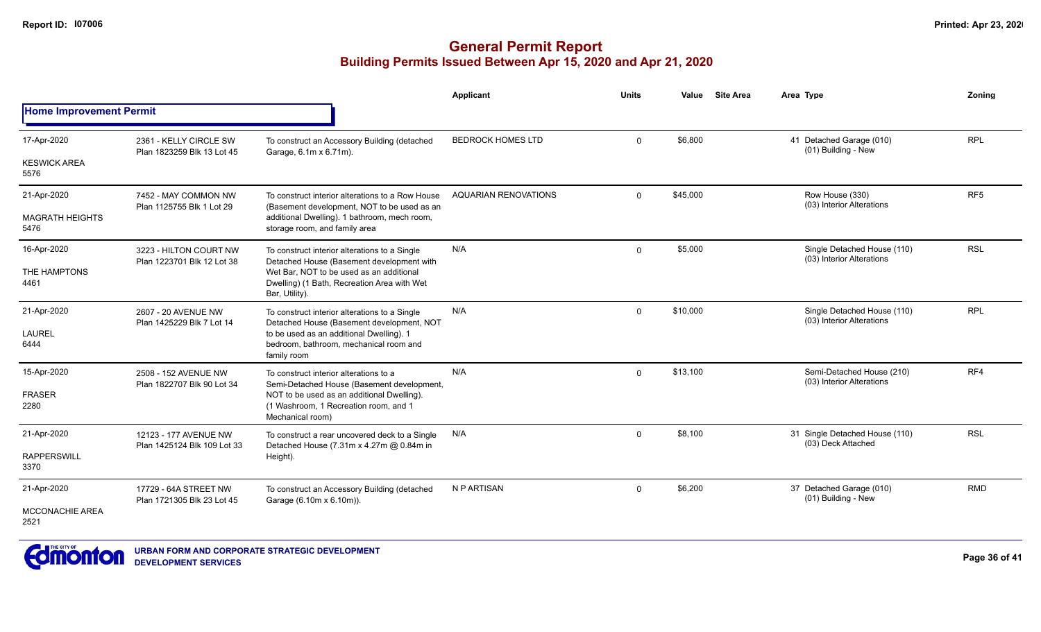# General Permit Report

## Building Permits Issued Between Apr 15, 2020 and Apr 21, 2020

| Date / Neighbourhood | Address / Legal | Description | Applicant | Units | Value | Site Area | Area | Type | Zoning |
|---|---|---|---|---|---|---|---|---|---|
| **Home Improvement Permit** | | | | | | | | | |
| 17-Apr-2020<br>KESWICK AREA<br>5576 | 2361 - KELLY CIRCLE SW<br>Plan 1823259 Blk 13 Lot 45 | To construct an Accessory Building (detached Garage, 6.1m x 6.71m). | BEDROCK HOMES LTD | 0 | $6,800 | | 41 | Detached Garage (010)<br>(01) Building - New | RPL |
| 21-Apr-2020<br>MAGRATH HEIGHTS<br>5476 | 7452 - MAY COMMON NW<br>Plan 1125755 Blk 1 Lot 29 | To construct interior alterations to a Row House (Basement development, NOT to be used as an additional Dwelling). 1 bathroom, mech room, storage room, and family area | AQUARIAN RENOVATIONS | 0 | $45,000 | | | Row House (330)<br>(03) Interior Alterations | RF5 |
| 16-Apr-2020<br>THE HAMPTONS<br>4461 | 3223 - HILTON COURT NW<br>Plan 1223701 Blk 12 Lot 38 | To construct interior alterations to a Single Detached House (Basement development with Wet Bar, NOT to be used as an additional Dwelling) (1 Bath, Recreation Area with Wet Bar, Utility). | N/A | 0 | $5,000 | | | Single Detached House (110)<br>(03) Interior Alterations | RSL |
| 21-Apr-2020<br>LAUREL<br>6444 | 2607 - 20 AVENUE NW<br>Plan 1425229 Blk 7 Lot 14 | To construct interior alterations to a Single Detached House (Basement development, NOT to be used as an additional Dwelling). 1 bedroom, bathroom, mechanical room and family room | N/A | 0 | $10,000 | | | Single Detached House (110)<br>(03) Interior Alterations | RPL |
| 15-Apr-2020<br>FRASER<br>2280 | 2508 - 152 AVENUE NW<br>Plan 1822707 Blk 90 Lot 34 | To construct interior alterations to a Semi-Detached House (Basement development, NOT to be used as an additional Dwelling). (1 Washroom, 1 Recreation room, and 1 Mechanical room) | N/A | 0 | $13,100 | | | Semi-Detached House (210)<br>(03) Interior Alterations | RF4 |
| 21-Apr-2020<br>RAPPERSWILL<br>3370 | 12123 - 177 AVENUE NW<br>Plan 1425124 Blk 109 Lot 33 | To construct a rear uncovered deck to a Single Detached House (7.31m x 4.27m @ 0.84m in Height). | N/A | 0 | $8,100 | | 31 | Single Detached House (110)<br>(03) Deck Attached | RSL |
| 21-Apr-2020<br>MCCONACHIE AREA<br>2521 | 17729 - 64A STREET NW<br>Plan 1721305 Blk 23 Lot 45 | To construct an Accessory Building (detached Garage (6.10m x 6.10m)). | N P ARTISAN | 0 | $6,200 | | 37 | Detached Garage (010)<br>(01) Building - New | RMD |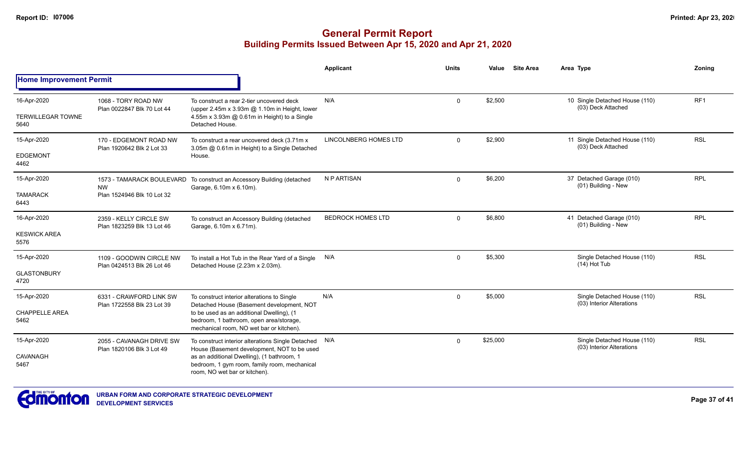# General Permit Report

## Building Permits Issued Between Apr 15, 2020 and Apr 21, 2020

| | | | Applicant | Units | Value | Site Area | Area Type | Zoning |
|---|---|---|---|---|---|---|---|---|
| **Home Improvement Permit** | | | | | | | | |
| 16-Apr-2020<br>TERWILLEGAR TOWNE<br>5640 | 1068 - TORY ROAD NW<br>Plan 0022847 Blk 70 Lot 44 | To construct a rear 2-tier uncovered deck (upper 2.45m x 3.93m @ 1.10m in Height, lower 4.55m x 3.93m @ 0.61m in Height) to a Single Detached House. | N/A | 0 | $2,500 | | 10 Single Detached House (110)<br>(03) Deck Attached | RF1 |
| 15-Apr-2020<br>EDGEMONT<br>4462 | 170 - EDGEMONT ROAD NW<br>Plan 1920642 Blk 2 Lot 33 | To construct a rear uncovered deck (3.71m x 3.05m @ 0.61m in Height) to a Single Detached House. | LINCOLNBERG HOMES LTD | 0 | $2,900 | | 11 Single Detached House (110)<br>(03) Deck Attached | RSL |
| 15-Apr-2020<br>TAMARACK<br>6443 | 1573 - TAMARACK BOULEVARD NW<br>Plan 1524946 Blk 10 Lot 32 | To construct an Accessory Building (detached Garage, 6.10m x 6.10m). | N P ARTISAN | 0 | $6,200 | | 37 Detached Garage (010)<br>(01) Building - New | RPL |
| 16-Apr-2020<br>KESWICK AREA<br>5576 | 2359 - KELLY CIRCLE SW<br>Plan 1823259 Blk 13 Lot 46 | To construct an Accessory Building (detached Garage, 6.10m x 6.71m). | BEDROCK HOMES LTD | 0 | $6,800 | | 41 Detached Garage (010)<br>(01) Building - New | RPL |
| 15-Apr-2020<br>GLASTONBURY<br>4720 | 1109 - GOODWIN CIRCLE NW<br>Plan 0424513 Blk 26 Lot 46 | To install a Hot Tub in the Rear Yard of a Single Detached House (2.23m x 2.03m). | N/A | 0 | $5,300 | | Single Detached House (110)<br>(14) Hot Tub | RSL |
| 15-Apr-2020<br>CHAPPELLE AREA<br>5462 | 6331 - CRAWFORD LINK SW<br>Plan 1722558 Blk 23 Lot 39 | To construct interior alterations to Single Detached House (Basement development, NOT to be used as an additional Dwelling), (1 bedroom, 1 bathroom, open area/storage, mechanical room, NO wet bar or kitchen). | N/A | 0 | $5,000 | | Single Detached House (110)<br>(03) Interior Alterations | RSL |
| 15-Apr-2020<br>CAVANAGH<br>5467 | 2055 - CAVANAGH DRIVE SW<br>Plan 1820106 Blk 3 Lot 49 | To construct interior alterations Single Detached House (Basement development, NOT to be used as an additional Dwelling), (1 bathroom, 1 bedroom, 1 gym room, family room, mechanical room, NO wet bar or kitchen). | N/A | 0 | $25,000 | | Single Detached House (110)<br>(03) Interior Alterations | RSL |

URBAN FORM AND CORPORATE STRATEGIC DEVELOPMENT
DEVELOPMENT SERVICES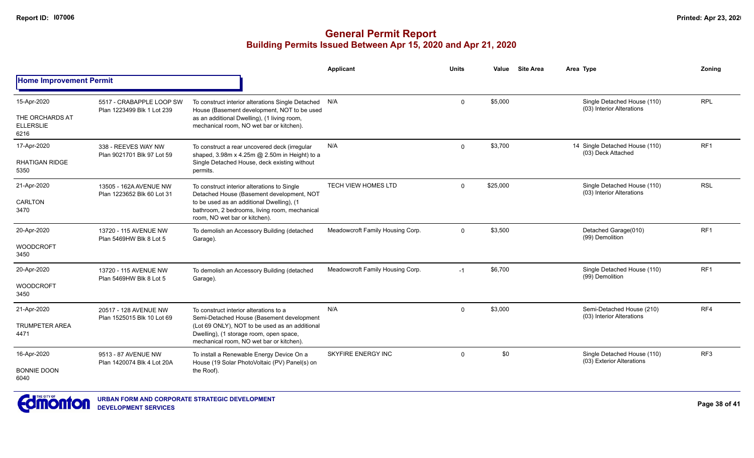# General Permit Report

## Building Permits Issued Between Apr 15, 2020 and Apr 21, 2020

### Home Improvement Permit

| | | | Applicant | Units | Value | Site Area | Area Type | Zoning |
|---|---|---|---|---|---|---|---|---|
| 15-Apr-2020<br>THE ORCHARDS AT ELLERSLIE<br>6216 | 5517 - CRABAPPLE LOOP SW<br>Plan 1223499 Blk 1 Lot 239 | To construct interior alterations Single Detached House (Basement development, NOT to be used as an additional Dwelling), (1 living room, mechanical room, NO wet bar or kitchen). | N/A | 0 | $5,000 | | Single Detached House (110)<br>(03) Interior Alterations | RPL |
| 17-Apr-2020<br>RHATIGAN RIDGE<br>5350 | 338 - REEVES WAY NW<br>Plan 9021701 Blk 97 Lot 59 | To construct a rear uncovered deck (irregular shaped, 3.98m x 4.25m @ 2.50m in Height) to a Single Detached House, deck existing without permits. | N/A | 0 | $3,700 | 14 | Single Detached House (110)<br>(03) Deck Attached | RF1 |
| 21-Apr-2020<br>CARLTON<br>3470 | 13505 - 162A AVENUE NW<br>Plan 1223652 Blk 60 Lot 31 | To construct interior alterations to Single Detached House (Basement development, NOT to be used as an additional Dwelling), (1 bathroom, 2 bedrooms, living room, mechanical room, NO wet bar or kitchen). | TECH VIEW HOMES LTD | 0 | $25,000 | | Single Detached House (110)<br>(03) Interior Alterations | RSL |
| 20-Apr-2020<br>WOODCROFT<br>3450 | 13720 - 115 AVENUE NW<br>Plan 5469HW Blk 8 Lot 5 | To demolish an Accessory Building (detached Garage). | Meadowcroft Family Housing Corp. | 0 | $3,500 | | Detached Garage(010)<br>(99) Demolition | RF1 |
| 20-Apr-2020<br>WOODCROFT<br>3450 | 13720 - 115 AVENUE NW<br>Plan 5469HW Blk 8 Lot 5 | To demolish an Accessory Building (detached Garage). | Meadowcroft Family Housing Corp. | -1 | $6,700 | | Single Detached House (110)<br>(99) Demolition | RF1 |
| 21-Apr-2020<br>TRUMPETER AREA<br>4471 | 20517 - 128 AVENUE NW<br>Plan 1525015 Blk 10 Lot 69 | To construct interior alterations to a Semi-Detached House (Basement development (Lot 69 ONLY), NOT to be used as an additional Dwelling), (1 storage room, open space, mechanical room, NO wet bar or kitchen). | N/A | 0 | $3,000 | | Semi-Detached House (210)<br>(03) Interior Alterations | RF4 |
| 16-Apr-2020<br>BONNIE DOON<br>6040 | 9513 - 87 AVENUE NW<br>Plan 1420074 Blk 4 Lot 20A | To install a Renewable Energy Device On a House (19 Solar PhotoVoltaic (PV) Panel(s) on the Roof). | SKYFIRE ENERGY INC | 0 | $0 | | Single Detached House (110)<br>(03) Exterior Alterations | RF3 |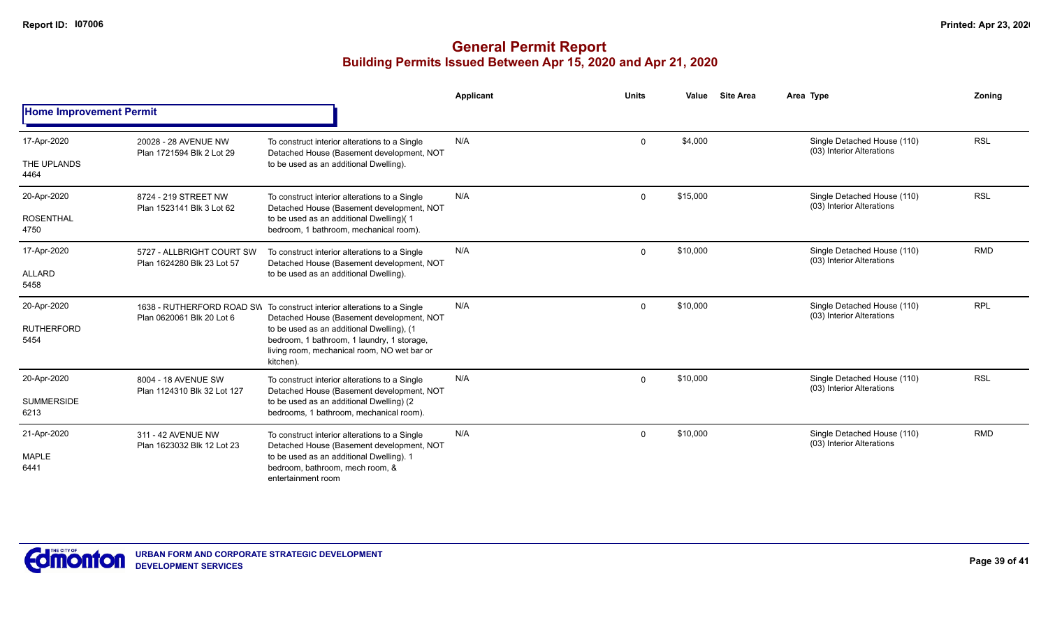# General Permit Report

## Building Permits Issued Between Apr 15, 2020 and Apr 21, 2020

### Home Improvement Permit

| Date / Neighbourhood | Address / Legal | Description | Applicant | Units | Value | Site Area | Area Type | Zoning |
|---|---|---|---|---|---|---|---|---|
| 17-Apr-2020<br>THE UPLANDS<br>4464 | 20028 - 28 AVENUE NW<br>Plan 1721594 Blk 2 Lot 29 | To construct interior alterations to a Single Detached House (Basement development, NOT to be used as an additional Dwelling). | N/A | 0 | $4,000 | | Single Detached House (110)<br>(03) Interior Alterations | RSL |
| 20-Apr-2020<br>ROSENTHAL<br>4750 | 8724 - 219 STREET NW<br>Plan 1523141 Blk 3 Lot 62 | To construct interior alterations to a Single Detached House (Basement development, NOT to be used as an additional Dwelling)( 1 bedroom, 1 bathroom, mechanical room). | N/A | 0 | $15,000 | | Single Detached House (110)<br>(03) Interior Alterations | RSL |
| 17-Apr-2020<br>ALLARD<br>5458 | 5727 - ALLBRIGHT COURT SW<br>Plan 1624280 Blk 23 Lot 57 | To construct interior alterations to a Single Detached House (Basement development, NOT to be used as an additional Dwelling). | N/A | 0 | $10,000 | | Single Detached House (110)<br>(03) Interior Alterations | RMD |
| 20-Apr-2020<br>RUTHERFORD<br>5454 | 1638 - RUTHERFORD ROAD SW<br>Plan 0620061 Blk 20 Lot 6 | To construct interior alterations to a Single Detached House (Basement development, NOT to be used as an additional Dwelling), (1 bedroom, 1 bathroom, 1 laundry, 1 storage, living room, mechanical room, NO wet bar or kitchen). | N/A | 0 | $10,000 | | Single Detached House (110)<br>(03) Interior Alterations | RPL |
| 20-Apr-2020<br>SUMMERSIDE<br>6213 | 8004 - 18 AVENUE SW<br>Plan 1124310 Blk 32 Lot 127 | To construct interior alterations to a Single Detached House (Basement development, NOT to be used as an additional Dwelling) (2 bedrooms, 1 bathroom, mechanical room). | N/A | 0 | $10,000 | | Single Detached House (110)<br>(03) Interior Alterations | RSL |
| 21-Apr-2020<br>MAPLE<br>6441 | 311 - 42 AVENUE NW<br>Plan 1623032 Blk 12 Lot 23 | To construct interior alterations to a Single Detached House (Basement development, NOT to be used as an additional Dwelling). 1 bedroom, bathroom, mech room, & entertainment room | N/A | 0 | $10,000 | | Single Detached House (110)<br>(03) Interior Alterations | RMD |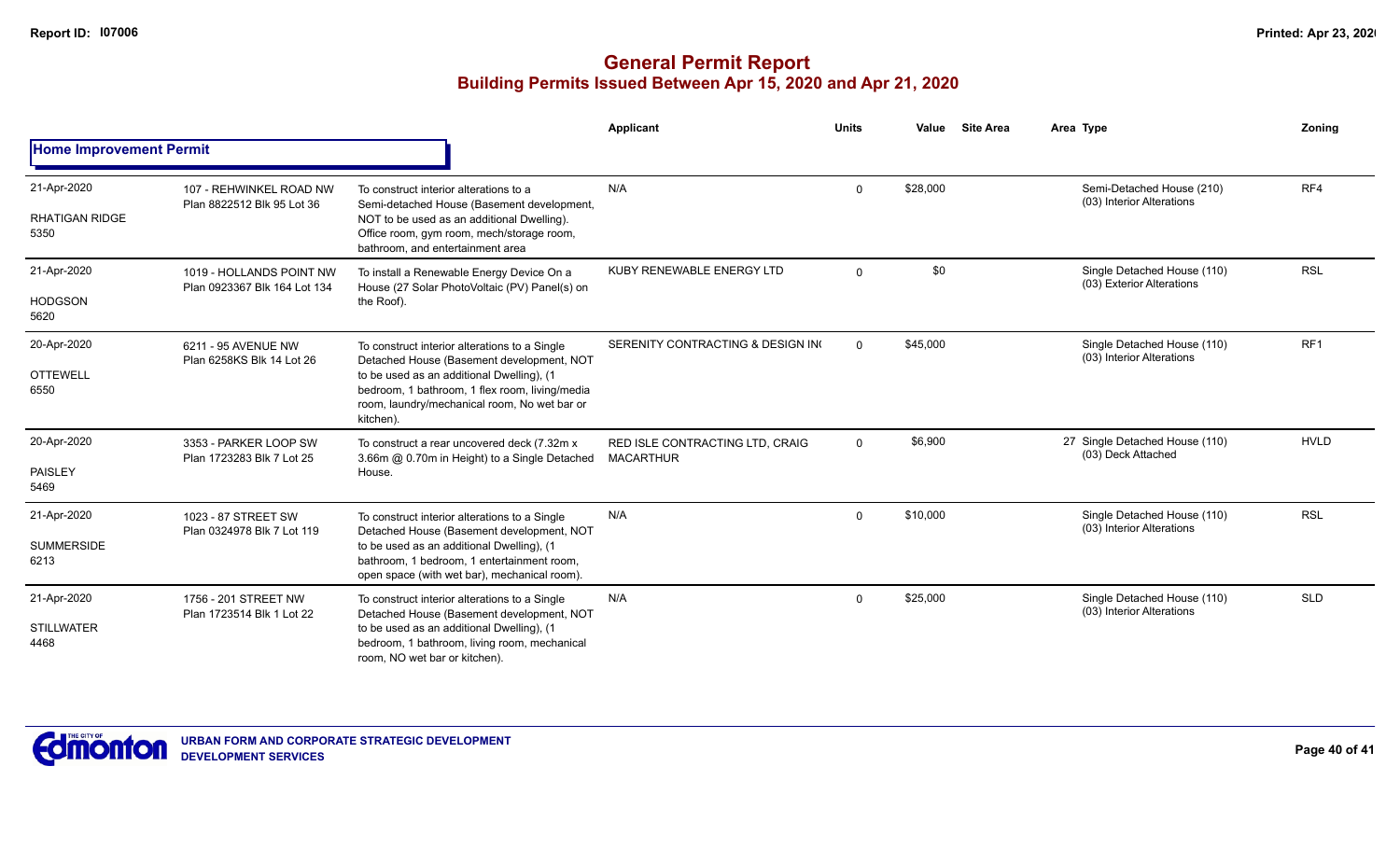## General Permit Report
### Building Permits Issued Between Apr 15, 2020 and Apr 21, 2020

**Home Improvement Permit**

| Date / Neighbourhood | Address / Legal | Description | Applicant | Units | Value | Site Area | Area | Type | Zoning |
|---|---|---|---|---|---|---|---|---|---|
| 21-Apr-2020<br>RHATIGAN RIDGE<br>5350 | 107 - REHWINKEL ROAD NW<br>Plan 8822512 Blk 95 Lot 36 | To construct interior alterations to a Semi-detached House (Basement development, NOT to be used as an additional Dwelling). Office room, gym room, mech/storage room, bathroom, and entertainment area | N/A | 0 | $28,000 | | | Semi-Detached House (210)<br>(03) Interior Alterations | RF4 |
| 21-Apr-2020<br>HODGSON<br>5620 | 1019 - HOLLANDS POINT NW<br>Plan 0923367 Blk 164 Lot 134 | To install a Renewable Energy Device On a House (27 Solar PhotoVoltaic (PV) Panel(s) on the Roof). | KUBY RENEWABLE ENERGY LTD | 0 | $0 | | | Single Detached House (110)<br>(03) Exterior Alterations | RSL |
| 20-Apr-2020<br>OTTEWELL<br>6550 | 6211 - 95 AVENUE NW<br>Plan 6258KS Blk 14 Lot 26 | To construct interior alterations to a Single Detached House (Basement development, NOT to be used as an additional Dwelling), (1 bedroom, 1 bathroom, 1 flex room, living/media room, laundry/mechanical room, No wet bar or kitchen). | SERENITY CONTRACTING & DESIGN IN( | 0 | $45,000 | | | Single Detached House (110)<br>(03) Interior Alterations | RF1 |
| 20-Apr-2020<br>PAISLEY<br>5469 | 3353 - PARKER LOOP SW<br>Plan 1723283 Blk 7 Lot 25 | To construct a rear uncovered deck (7.32m x 3.66m @ 0.70m in Height) to a Single Detached House. | RED ISLE CONTRACTING LTD, CRAIG MACARTHUR | 0 | $6,900 | | 27 | Single Detached House (110)<br>(03) Deck Attached | HVLD |
| 21-Apr-2020<br>SUMMERSIDE<br>6213 | 1023 - 87 STREET SW<br>Plan 0324978 Blk 7 Lot 119 | To construct interior alterations to a Single Detached House (Basement development, NOT to be used as an additional Dwelling), (1 bathroom, 1 bedroom, 1 entertainment room, open space (with wet bar), mechanical room). | N/A | 0 | $10,000 | | | Single Detached House (110)<br>(03) Interior Alterations | RSL |
| 21-Apr-2020<br>STILLWATER<br>4468 | 1756 - 201 STREET NW<br>Plan 1723514 Blk 1 Lot 22 | To construct interior alterations to a Single Detached House (Basement development, NOT to be used as an additional Dwelling), (1 bedroom, 1 bathroom, living room, mechanical room, NO wet bar or kitchen). | N/A | 0 | $25,000 | | | Single Detached House (110)<br>(03) Interior Alterations | SLD |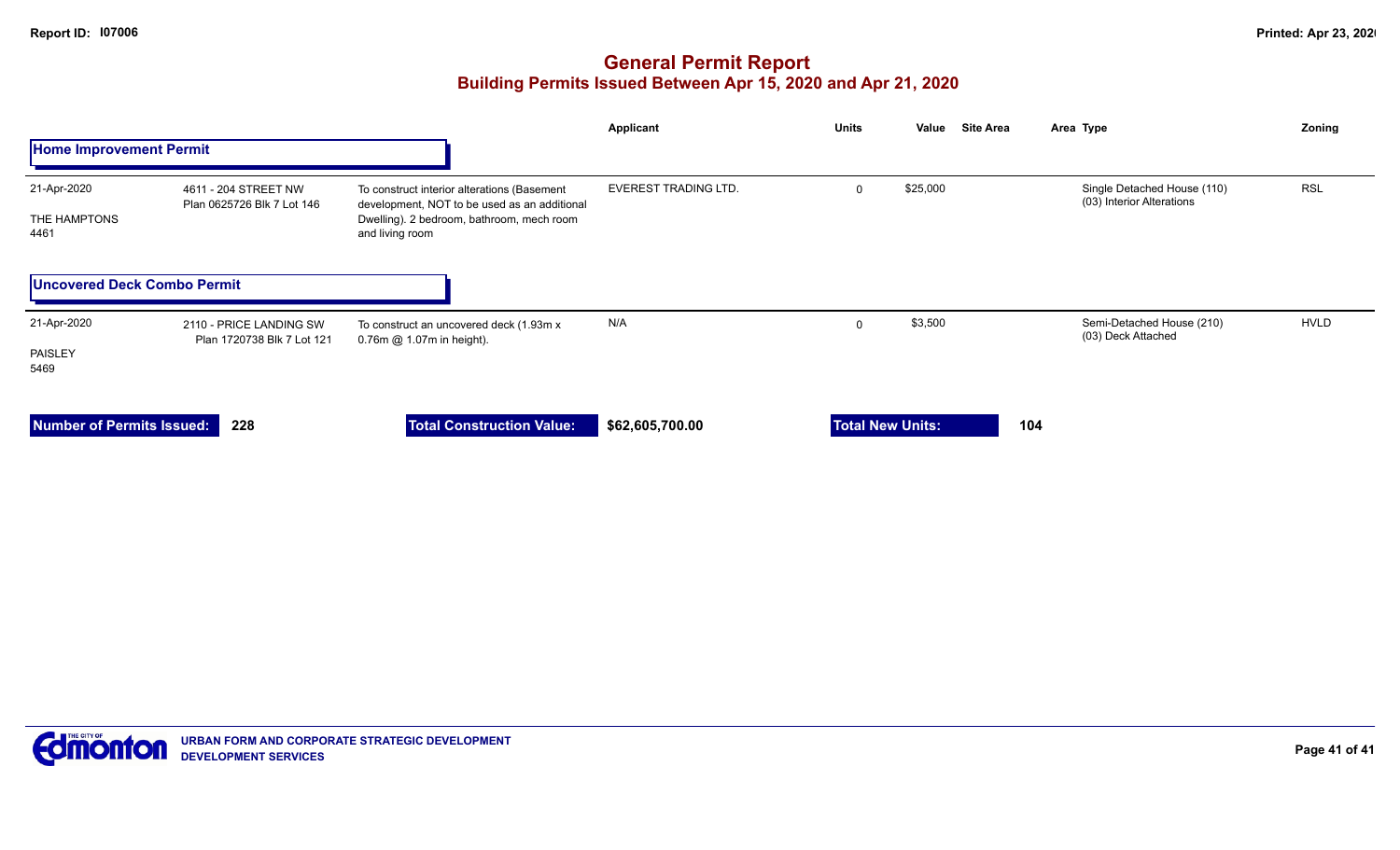# General Permit Report

## Building Permits Issued Between Apr 15, 2020 and Apr 21, 2020

### Home Improvement Permit

| | | | Applicant | Units | Value | Site Area | Area Type | Zoning |
|---|---|---|---|---|---|---|---|---|
| 21-Apr-2020<br>THE HAMPTONS<br>4461 | 4611 - 204 STREET NW<br>Plan 0625726 Blk 7 Lot 146 | To construct interior alterations (Basement development, NOT to be used as an additional Dwelling). 2 bedroom, bathroom, mech room and living room | EVEREST TRADING LTD. | 0 | $25,000 | | Single Detached House (110)<br>(03) Interior Alterations | RSL |

### Uncovered Deck Combo Permit

| | | | Applicant | Units | Value | Site Area | Area Type | Zoning |
|---|---|---|---|---|---|---|---|---|
| 21-Apr-2020<br>PAISLEY<br>5469 | 2110 - PRICE LANDING SW<br>Plan 1720738 Blk 7 Lot 121 | To construct an uncovered deck (1.93m x 0.76m @ 1.07m in height). | N/A | 0 | $3,500 | | Semi-Detached House (210)<br>(03) Deck Attached | HVLD |

**Number of Permits Issued:** 228 **Total Construction Value:** $62,605,700.00 **Total New Units:** 104

URBAN FORM AND CORPORATE STRATEGIC DEVELOPMENT
DEVELOPMENT SERVICES